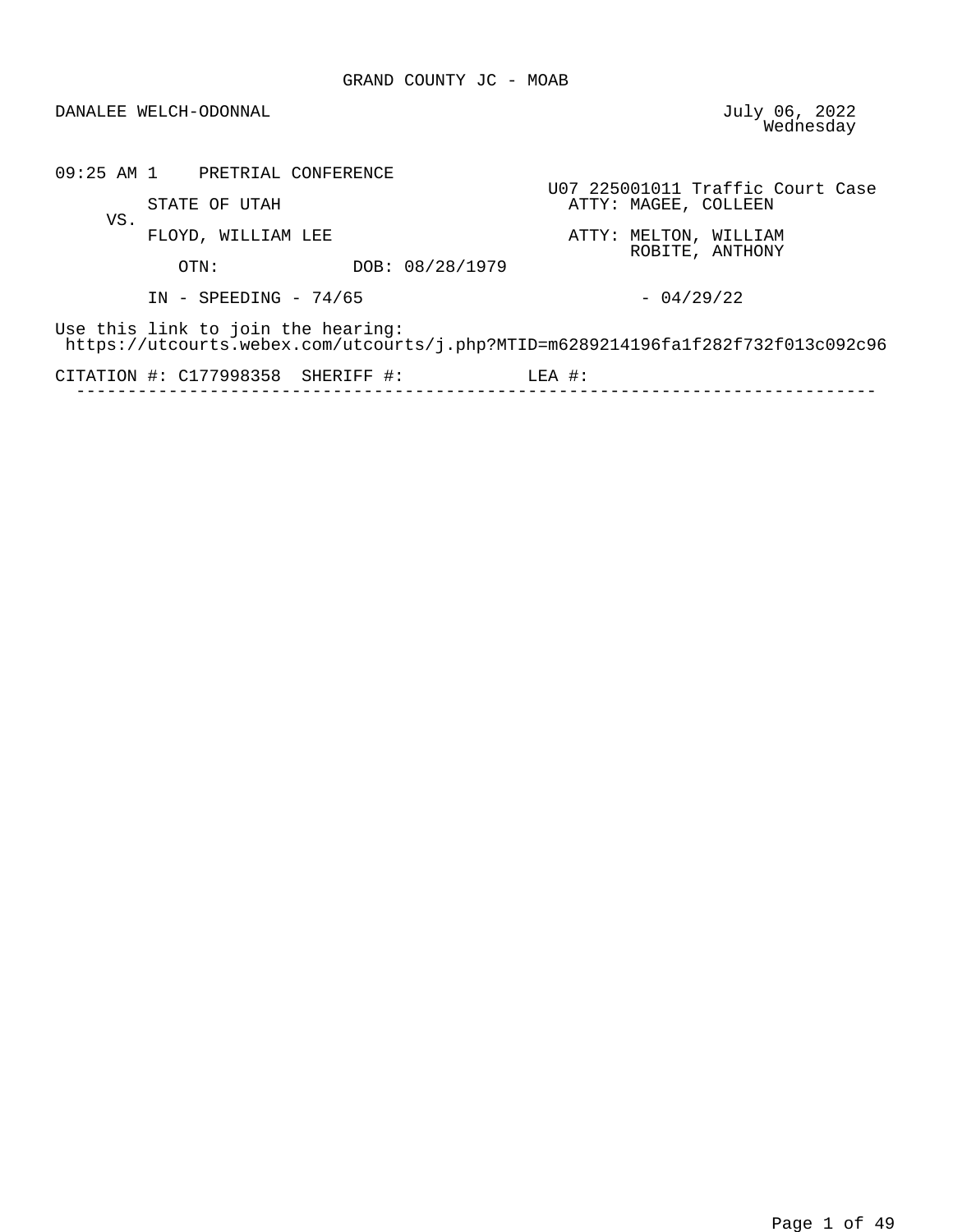# GRAND COUNTY JC - MOAB

DANALEE WELCH-ODONNAL

July 06, 2022
Wednesday

---

**09:25 AM 1 PRETRIAL CONFERENCE**

U07 225001011 Traffic Court Case

STATE OF UTAH — ATTY: MAGEE, COLLEEN

VS.

FLOYD, WILLIAM LEE — ATTY: MELTON, WILLIAM; ROBITE, ANTHONY

OTN: DOB: 08/28/1979

IN - SPEEDING - 74/65 - 04/29/22

Use this link to join the hearing:
https://utcourts.webex.com/utcourts/j.php?MTID=m6289214196fa1f282f732f013c092c96

CITATION #: C177998358 SHERIFF #: LEA #:

---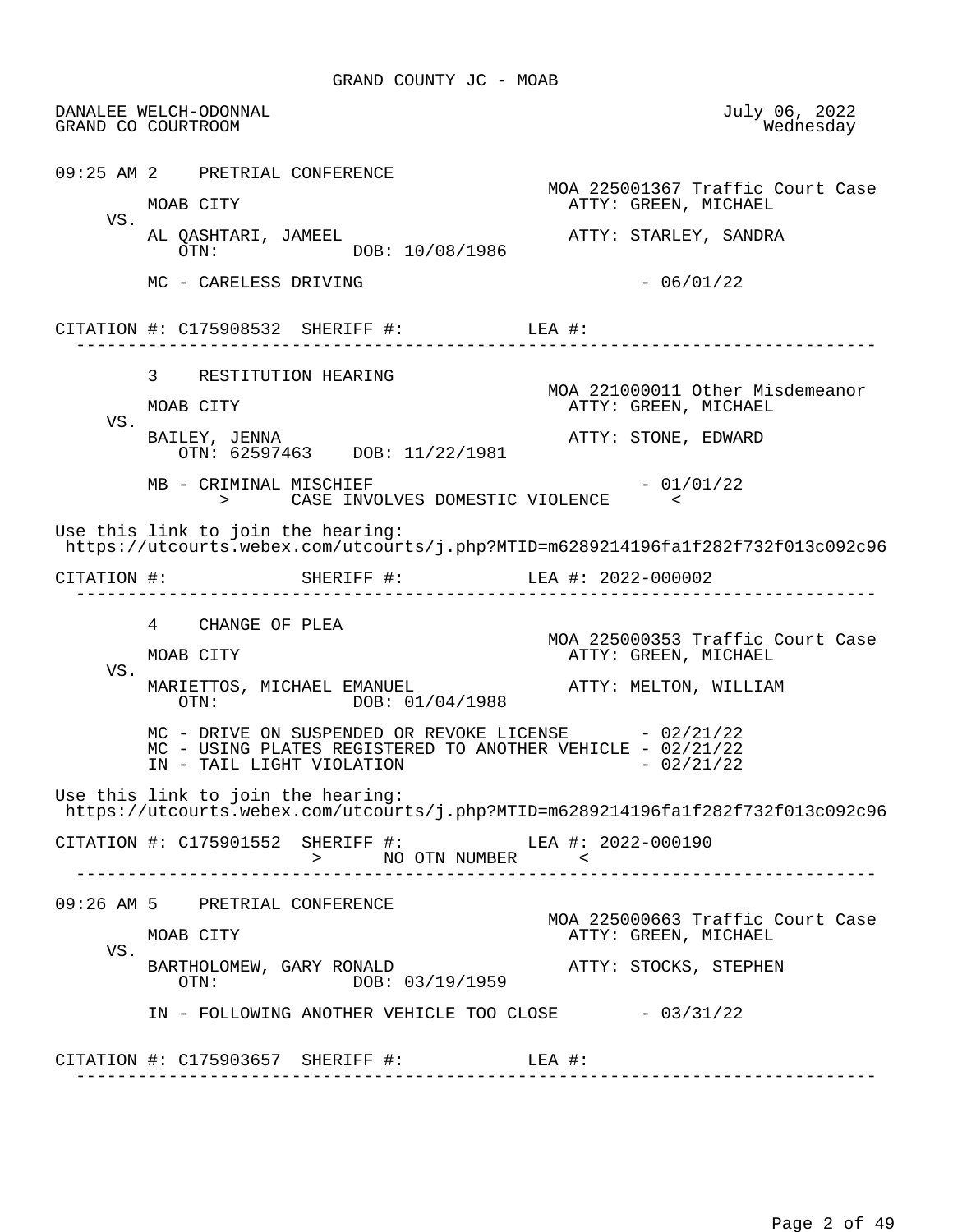GRAND COUNTY JC - MOAB

DANALEE WELCH-ODONNAL — July 06, 2022
GRAND CO COURTROOM — Wednesday

---

**09:25 AM 2 PRETRIAL CONFERENCE**

MOA 225001367 Traffic Court Case

MOAB CITY — ATTY: GREEN, MICHAEL

VS.

AL QASHTARI, JAMEEL — ATTY: STARLEY, SANDRA
OTN: DOB: 10/08/1986

MC - CARELESS DRIVING - 06/01/22

CITATION #: C175908532 SHERIFF #: LEA #:

---

**3 RESTITUTION HEARING**

MOA 221000011 Other Misdemeanor

MOAB CITY — ATTY: GREEN, MICHAEL

VS.

BAILEY, JENNA — ATTY: STONE, EDWARD
OTN: 62597463 DOB: 11/22/1981

MB - CRIMINAL MISCHIEF - 01/01/22
> CASE INVOLVES DOMESTIC VIOLENCE <

Use this link to join the hearing:
https://utcourts.webex.com/utcourts/j.php?MTID=m6289214196fa1f282f732f013c092c96

CITATION #: SHERIFF #: LEA #: 2022-000002

---

**4 CHANGE OF PLEA**

MOA 225000353 Traffic Court Case

MOAB CITY — ATTY: GREEN, MICHAEL

VS.

MARIETTOS, MICHAEL EMANUEL — ATTY: MELTON, WILLIAM
OTN: DOB: 01/04/1988

MC - DRIVE ON SUSPENDED OR REVOKE LICENSE - 02/21/22
MC - USING PLATES REGISTERED TO ANOTHER VEHICLE - 02/21/22
IN - TAIL LIGHT VIOLATION - 02/21/22

Use this link to join the hearing:
https://utcourts.webex.com/utcourts/j.php?MTID=m6289214196fa1f282f732f013c092c96

CITATION #: C175901552 SHERIFF #: LEA #: 2022-000190
> NO OTN NUMBER <

---

**09:26 AM 5 PRETRIAL CONFERENCE**

MOA 225000663 Traffic Court Case

MOAB CITY — ATTY: GREEN, MICHAEL

VS.

BARTHOLOMEW, GARY RONALD — ATTY: STOCKS, STEPHEN
OTN: DOB: 03/19/1959

IN - FOLLOWING ANOTHER VEHICLE TOO CLOSE - 03/31/22

CITATION #: C175903657 SHERIFF #: LEA #:

---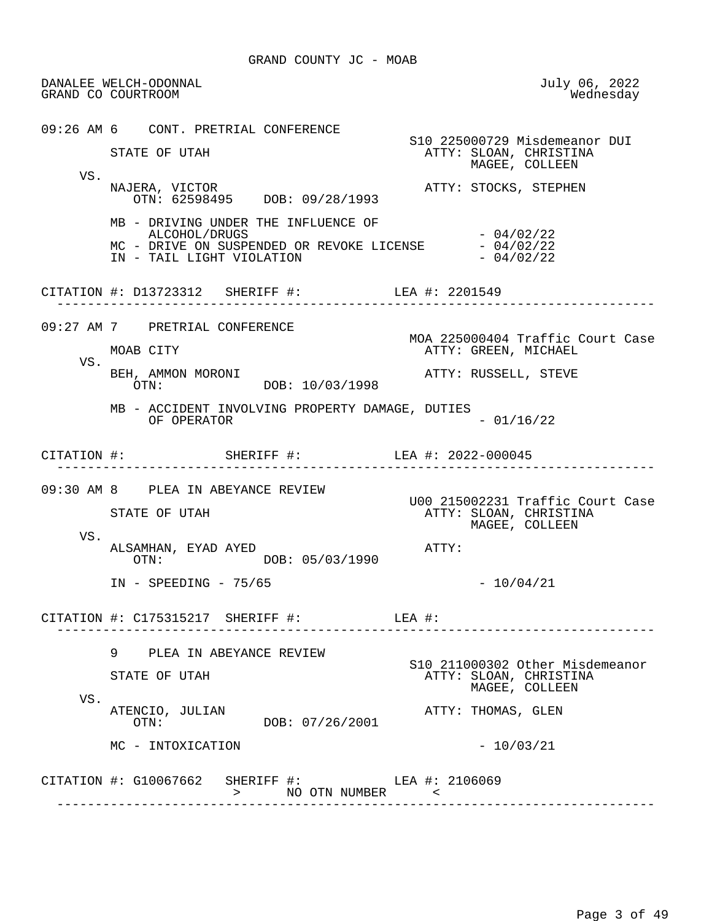GRAND COUNTY JC - MOAB

DANALEE WELCH-ODONNAL
GRAND CO COURTROOM

July 06, 2022
Wednesday

---

**09:26 AM 6 CONT. PRETRIAL CONFERENCE**

S10 225000729 Misdemeanor DUI

STATE OF UTAH — ATTY: SLOAN, CHRISTINA; MAGEE, COLLEEN

VS.

NAJERA, VICTOR — ATTY: STOCKS, STEPHEN
OTN: 62598495 DOB: 09/28/1993

- MB - DRIVING UNDER THE INFLUENCE OF ALCOHOL/DRUGS - 04/02/22
- MC - DRIVE ON SUSPENDED OR REVOKE LICENSE - 04/02/22
- IN - TAIL LIGHT VIOLATION - 04/02/22

CITATION #: D13723312 SHERIFF #: LEA #: 2201549

---

**09:27 AM 7 PRETRIAL CONFERENCE**

MOA 225000404 Traffic Court Case

MOAB CITY — ATTY: GREEN, MICHAEL

VS.

BEH, AMMON MORONI — ATTY: RUSSELL, STEVE
OTN: DOB: 10/03/1998

- MB - ACCIDENT INVOLVING PROPERTY DAMAGE, DUTIES OF OPERATOR - 01/16/22

CITATION #: SHERIFF #: LEA #: 2022-000045

---

**09:30 AM 8 PLEA IN ABEYANCE REVIEW**

U00 215002231 Traffic Court Case

STATE OF UTAH — ATTY: SLOAN, CHRISTINA; MAGEE, COLLEEN

VS.

ALSAMHAN, EYAD AYED — ATTY:
OTN: DOB: 05/03/1990

- IN - SPEEDING - 75/65 - 10/04/21

CITATION #: C175315217 SHERIFF #: LEA #:

---

**9 PLEA IN ABEYANCE REVIEW**

S10 211000302 Other Misdemeanor

STATE OF UTAH — ATTY: SLOAN, CHRISTINA; MAGEE, COLLEEN

VS.

ATENCIO, JULIAN — ATTY: THOMAS, GLEN
OTN: DOB: 07/26/2001

- MC - INTOXICATION - 10/03/21

CITATION #: G10067662 SHERIFF #: LEA #: 2106069
> NO OTN NUMBER <

---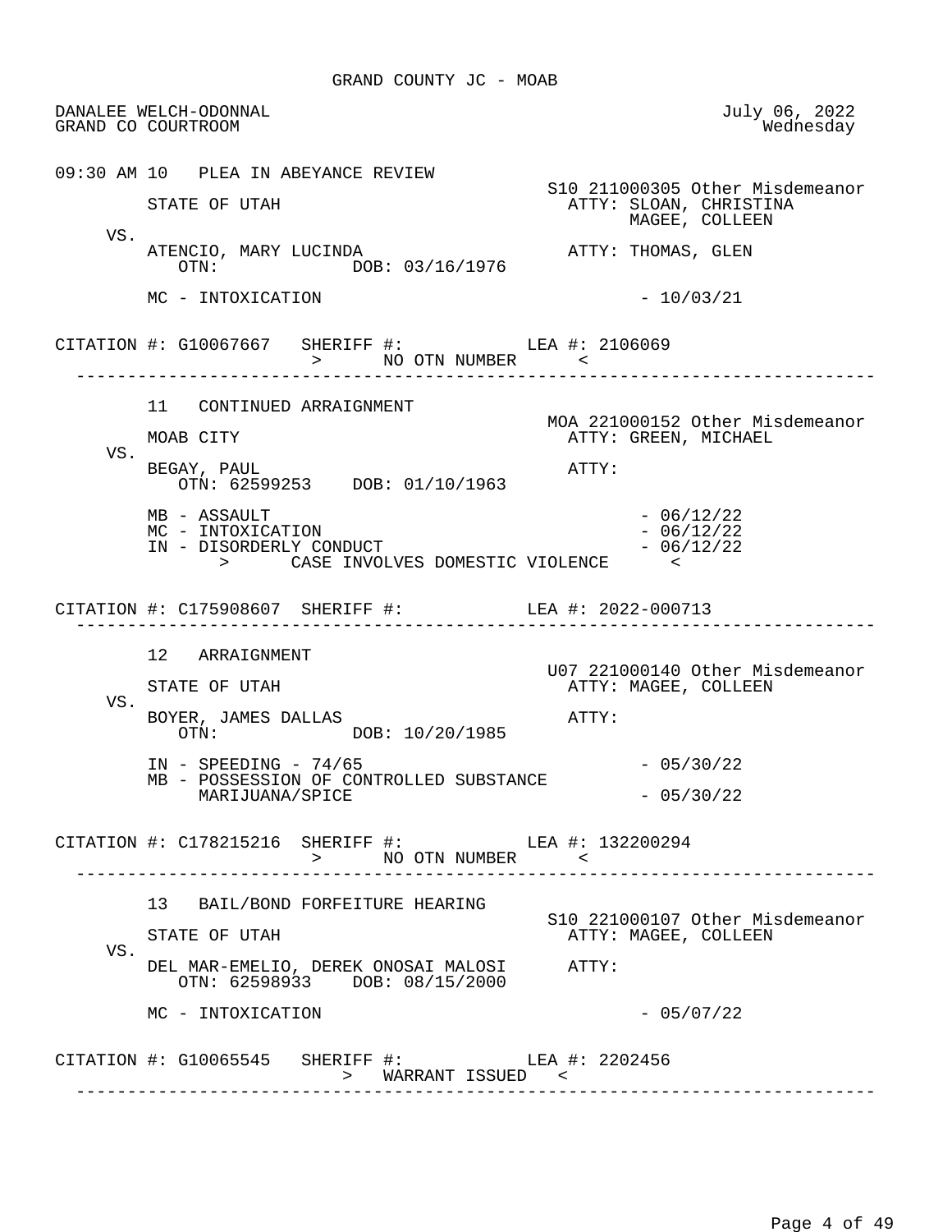GRAND COUNTY JC - MOAB

DANALEE WELCH-ODONNAL — July 06, 2022
GRAND CO COURTROOM — Wednesday

---

**09:30 AM 10 PLEA IN ABEYANCE REVIEW**

S10 211000305 Other Misdemeanor

STATE OF UTAH — ATTY: SLOAN, CHRISTINA; MAGEE, COLLEEN

VS.

ATENCIO, MARY LUCINDA — ATTY: THOMAS, GLEN
OTN: DOB: 03/16/1976

MC - INTOXICATION - 10/03/21

CITATION #: G10067667 SHERIFF #: LEA #: 2106069
> NO OTN NUMBER <

---

**11 CONTINUED ARRAIGNMENT**

MOA 221000152 Other Misdemeanor

MOAB CITY — ATTY: GREEN, MICHAEL

VS.

BEGAY, PAUL — ATTY:
OTN: 62599253 DOB: 01/10/1963

MB - ASSAULT - 06/12/22
MC - INTOXICATION - 06/12/22
IN - DISORDERLY CONDUCT - 06/12/22
> CASE INVOLVES DOMESTIC VIOLENCE <

CITATION #: C175908607 SHERIFF #: LEA #: 2022-000713

---

**12 ARRAIGNMENT**

U07 221000140 Other Misdemeanor

STATE OF UTAH — ATTY: MAGEE, COLLEEN

VS.

BOYER, JAMES DALLAS — ATTY:
OTN: DOB: 10/20/1985

IN - SPEEDING - 74/65 - 05/30/22
MB - POSSESSION OF CONTROLLED SUBSTANCE MARIJUANA/SPICE - 05/30/22

CITATION #: C178215216 SHERIFF #: LEA #: 132200294
> NO OTN NUMBER <

---

**13 BAIL/BOND FORFEITURE HEARING**

S10 221000107 Other Misdemeanor

STATE OF UTAH — ATTY: MAGEE, COLLEEN

VS.

DEL MAR-EMELIO, DEREK ONOSAI MALOSI — ATTY:
OTN: 62598933 DOB: 08/15/2000

MC - INTOXICATION - 05/07/22

CITATION #: G10065545 SHERIFF #: LEA #: 2202456
> WARRANT ISSUED <

---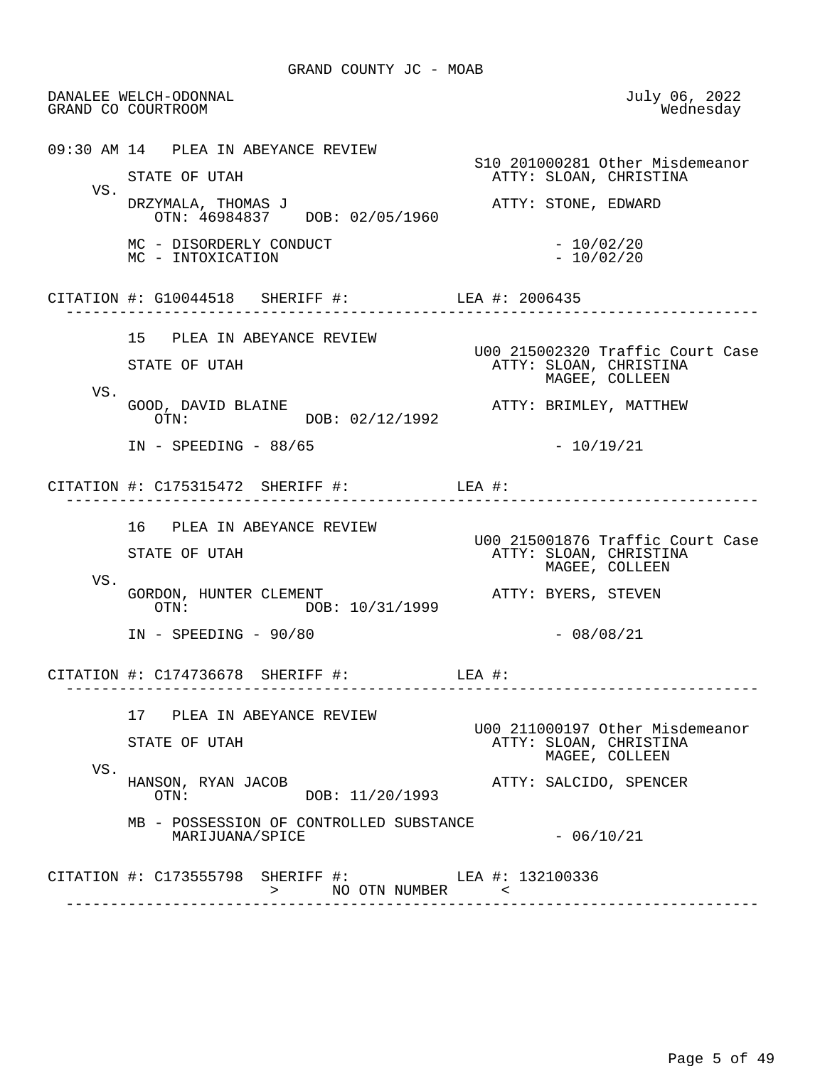GRAND COUNTY JC - MOAB

DANALEE WELCH-ODONNAL
GRAND CO COURTROOM

July 06, 2022
Wednesday

---

**09:30 AM 14 PLEA IN ABEYANCE REVIEW**

S10 201000281 Other Misdemeanor

STATE OF UTAH — ATTY: SLOAN, CHRISTINA

VS.

DRZYMALA, THOMAS J — ATTY: STONE, EDWARD
OTN: 46984837 DOB: 02/05/1960

MC - DISORDERLY CONDUCT - 10/02/20
MC - INTOXICATION - 10/02/20

CITATION #: G10044518 SHERIFF #: LEA #: 2006435

---

**15 PLEA IN ABEYANCE REVIEW**

U00 215002320 Traffic Court Case

STATE OF UTAH — ATTY: SLOAN, CHRISTINA; MAGEE, COLLEEN

VS.

GOOD, DAVID BLAINE — ATTY: BRIMLEY, MATTHEW
OTN: DOB: 02/12/1992

IN - SPEEDING - 88/65 - 10/19/21

CITATION #: C175315472 SHERIFF #: LEA #:

---

**16 PLEA IN ABEYANCE REVIEW**

U00 215001876 Traffic Court Case

STATE OF UTAH — ATTY: SLOAN, CHRISTINA; MAGEE, COLLEEN

VS.

GORDON, HUNTER CLEMENT — ATTY: BYERS, STEVEN
OTN: DOB: 10/31/1999

IN - SPEEDING - 90/80 - 08/08/21

CITATION #: C174736678 SHERIFF #: LEA #:

---

**17 PLEA IN ABEYANCE REVIEW**

U00 211000197 Other Misdemeanor

STATE OF UTAH — ATTY: SLOAN, CHRISTINA; MAGEE, COLLEEN

VS.

HANSON, RYAN JACOB — ATTY: SALCIDO, SPENCER
OTN: DOB: 11/20/1993

MB - POSSESSION OF CONTROLLED SUBSTANCE MARIJUANA/SPICE - 06/10/21

CITATION #: C173555798 SHERIFF #: LEA #: 132100336
> NO OTN NUMBER <

---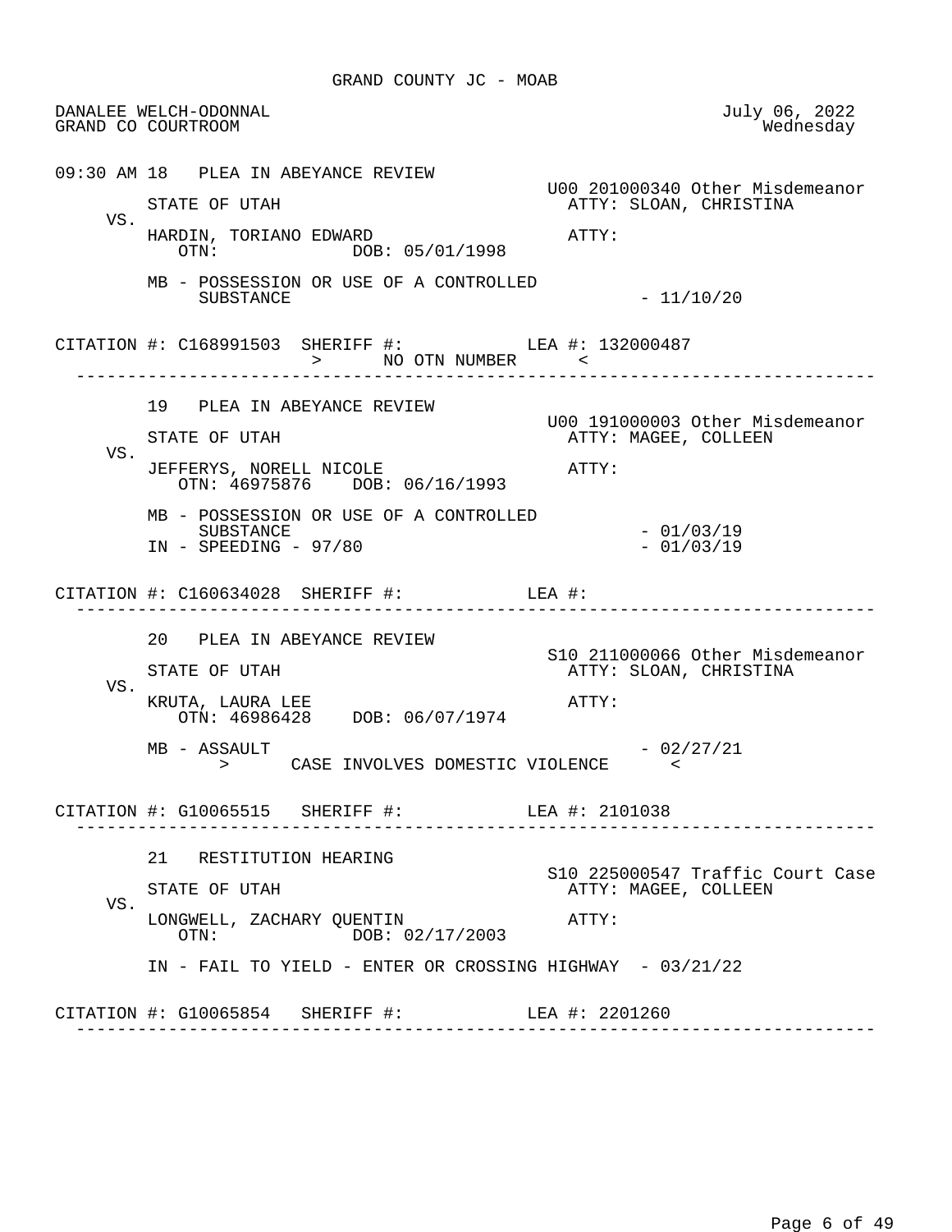GRAND COUNTY JC - MOAB

DANALEE WELCH-ODONNAL — July 06, 2022
GRAND CO COURTROOM — Wednesday

---

09:30 AM 18   PLEA IN ABEYANCE REVIEW

U00 201000340 Other Misdemeanor

STATE OF UTAH — ATTY: SLOAN, CHRISTINA

VS.

HARDIN, TORIANO EDWARD — ATTY:
OTN:   DOB: 05/01/1998

MB - POSSESSION OR USE OF A CONTROLLED SUBSTANCE - 11/10/20

CITATION #: C168991503  SHERIFF #:   LEA #: 132000487
> NO OTN NUMBER <

---

19   PLEA IN ABEYANCE REVIEW

U00 191000003 Other Misdemeanor

STATE OF UTAH — ATTY: MAGEE, COLLEEN

VS.

JEFFERYS, NORELL NICOLE — ATTY:
OTN: 46975876   DOB: 06/16/1993

MB - POSSESSION OR USE OF A CONTROLLED SUBSTANCE - 01/03/19
IN - SPEEDING - 97/80 - 01/03/19

CITATION #: C160634028  SHERIFF #:   LEA #:

---

20   PLEA IN ABEYANCE REVIEW

S10 211000066 Other Misdemeanor

STATE OF UTAH — ATTY: SLOAN, CHRISTINA

VS.

KRUTA, LAURA LEE — ATTY:
OTN: 46986428   DOB: 06/07/1974

MB - ASSAULT - 02/27/21
> CASE INVOLVES DOMESTIC VIOLENCE <

CITATION #: G10065515  SHERIFF #:   LEA #: 2101038

---

21   RESTITUTION HEARING

S10 225000547 Traffic Court Case

STATE OF UTAH — ATTY: MAGEE, COLLEEN

VS.

LONGWELL, ZACHARY QUENTIN — ATTY:
OTN:   DOB: 02/17/2003

IN - FAIL TO YIELD - ENTER OR CROSSING HIGHWAY - 03/21/22

CITATION #: G10065854  SHERIFF #:   LEA #: 2201260

---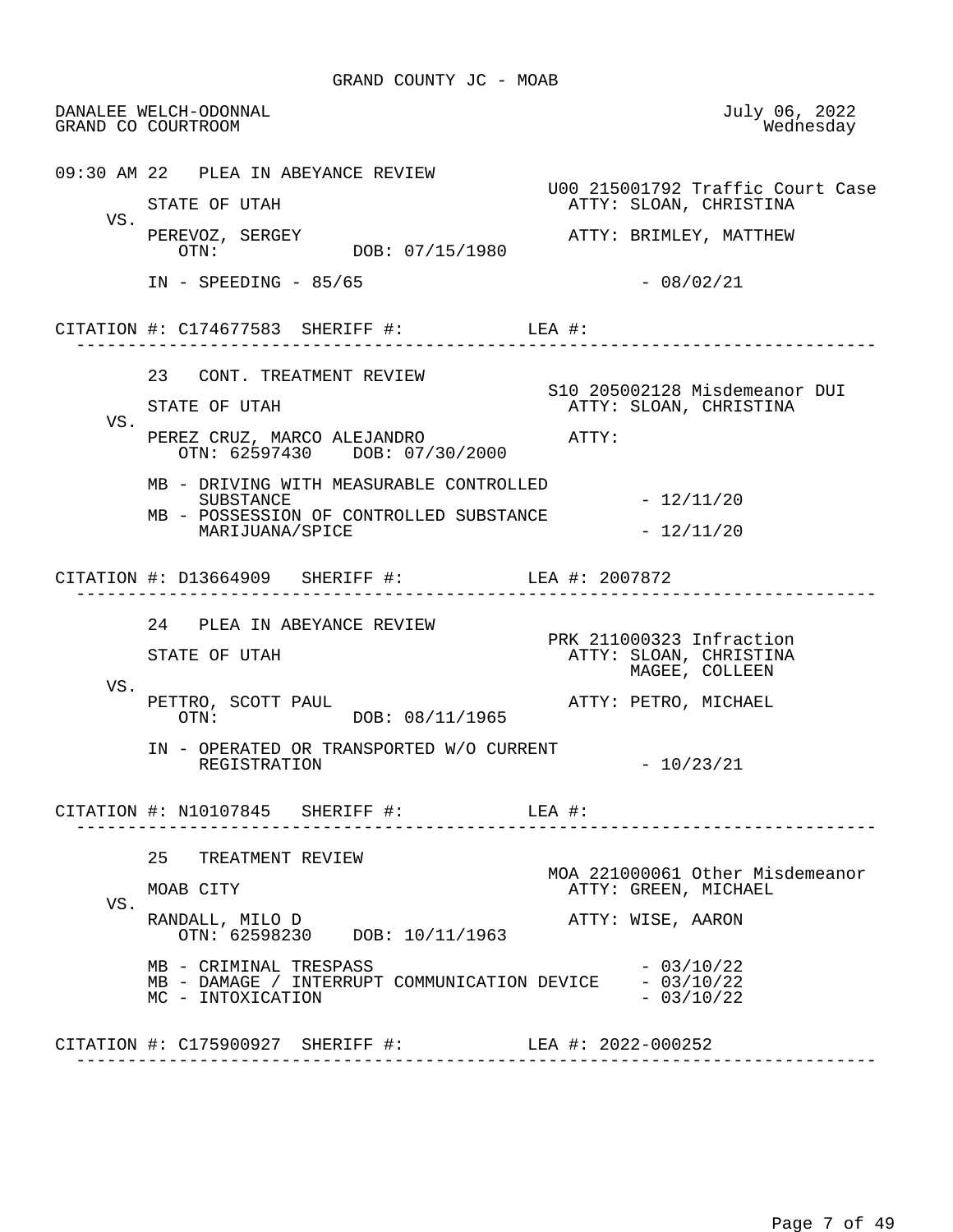GRAND COUNTY JC - MOAB

DANALEE WELCH-ODONNAL
GRAND CO COURTROOM

July 06, 2022
Wednesday

---

09:30 AM 22 PLEA IN ABEYANCE REVIEW

U00 215001792 Traffic Court Case

STATE OF UTAH — ATTY: SLOAN, CHRISTINA

VS.

PEREVOZ, SERGEY — ATTY: BRIMLEY, MATTHEW
OTN: DOB: 07/15/1980

IN - SPEEDING - 85/65 - 08/02/21

CITATION #: C174677583 SHERIFF #: LEA #:

---

23 CONT. TREATMENT REVIEW

S10 205002128 Misdemeanor DUI

STATE OF UTAH — ATTY: SLOAN, CHRISTINA

VS.

PEREZ CRUZ, MARCO ALEJANDRO — ATTY:
OTN: 62597430 DOB: 07/30/2000

MB - DRIVING WITH MEASURABLE CONTROLLED SUBSTANCE - 12/11/20
MB - POSSESSION OF CONTROLLED SUBSTANCE MARIJUANA/SPICE - 12/11/20

CITATION #: D13664909 SHERIFF #: LEA #: 2007872

---

24 PLEA IN ABEYANCE REVIEW

PRK 211000323 Infraction

STATE OF UTAH — ATTY: SLOAN, CHRISTINA
MAGEE, COLLEEN

VS.

PETTRO, SCOTT PAUL — ATTY: PETRO, MICHAEL
OTN: DOB: 08/11/1965

IN - OPERATED OR TRANSPORTED W/O CURRENT REGISTRATION - 10/23/21

CITATION #: N10107845 SHERIFF #: LEA #:

---

25 TREATMENT REVIEW

MOA 221000061 Other Misdemeanor

MOAB CITY — ATTY: GREEN, MICHAEL

VS.

RANDALL, MILO D — ATTY: WISE, AARON
OTN: 62598230 DOB: 10/11/1963

MB - CRIMINAL TRESPASS - 03/10/22
MB - DAMAGE / INTERRUPT COMMUNICATION DEVICE - 03/10/22
MC - INTOXICATION - 03/10/22

CITATION #: C175900927 SHERIFF #: LEA #: 2022-000252

---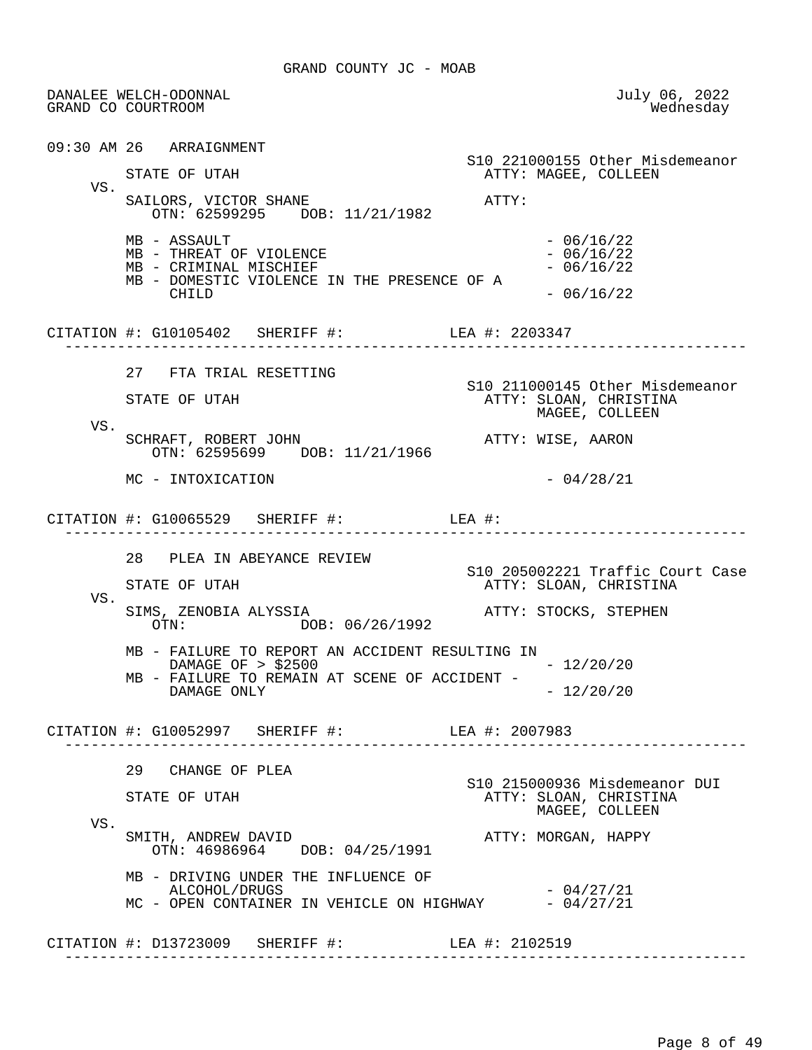GRAND COUNTY JC - MOAB

DANALEE WELCH-ODONNAL — July 06, 2022
GRAND CO COURTROOM — Wednesday

---

**09:30 AM 26 ARRAIGNMENT**

S10 221000155 Other Misdemeanor

STATE OF UTAH — ATTY: MAGEE, COLLEEN

VS.

SAILORS, VICTOR SHANE — ATTY:
OTN: 62599295 DOB: 11/21/1982

- MB - ASSAULT - 06/16/22
- MB - THREAT OF VIOLENCE - 06/16/22
- MB - CRIMINAL MISCHIEF - 06/16/22
- MB - DOMESTIC VIOLENCE IN THE PRESENCE OF A CHILD - 06/16/22

CITATION #: G10105402 SHERIFF #: LEA #: 2203347

---

**27 FTA TRIAL RESETTING**

S10 211000145 Other Misdemeanor

STATE OF UTAH — ATTY: SLOAN, CHRISTINA; MAGEE, COLLEEN

VS.

SCHRAFT, ROBERT JOHN — ATTY: WISE, AARON
OTN: 62595699 DOB: 11/21/1966

- MC - INTOXICATION - 04/28/21

CITATION #: G10065529 SHERIFF #: LEA #:

---

**28 PLEA IN ABEYANCE REVIEW**

S10 205002221 Traffic Court Case

STATE OF UTAH — ATTY: SLOAN, CHRISTINA

VS.

SIMS, ZENOBIA ALYSSIA — ATTY: STOCKS, STEPHEN
OTN: DOB: 06/26/1992

- MB - FAILURE TO REPORT AN ACCIDENT RESULTING IN DAMAGE OF > $2500 - 12/20/20
- MB - FAILURE TO REMAIN AT SCENE OF ACCIDENT - DAMAGE ONLY - 12/20/20

CITATION #: G10052997 SHERIFF #: LEA #: 2007983

---

**29 CHANGE OF PLEA**

S10 215000936 Misdemeanor DUI

STATE OF UTAH — ATTY: SLOAN, CHRISTINA; MAGEE, COLLEEN

VS.

SMITH, ANDREW DAVID — ATTY: MORGAN, HAPPY
OTN: 46986964 DOB: 04/25/1991

- MB - DRIVING UNDER THE INFLUENCE OF ALCOHOL/DRUGS - 04/27/21
- MC - OPEN CONTAINER IN VEHICLE ON HIGHWAY - 04/27/21

CITATION #: D13723009 SHERIFF #: LEA #: 2102519

---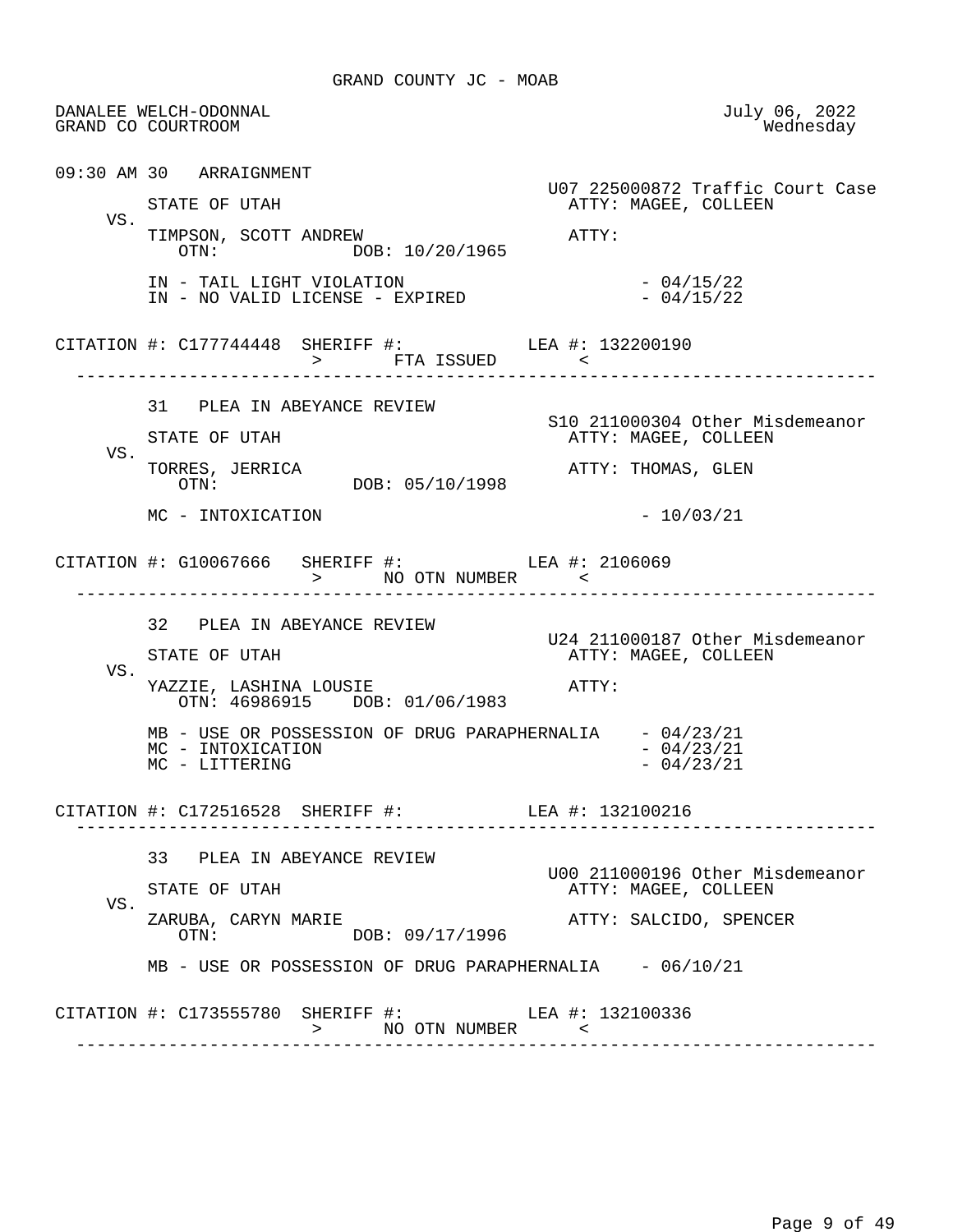GRAND COUNTY JC - MOAB

DANALEE WELCH-ODONNAL
GRAND CO COURTROOM

July 06, 2022
Wednesday

09:30 AM 30 ARRAIGNMENT

U07 225000872 Traffic Court Case

STATE OF UTAH ATTY: MAGEE, COLLEEN

VS.

TIMPSON, SCOTT ANDREW ATTY:
OTN: DOB: 10/20/1965

IN - TAIL LIGHT VIOLATION - 04/15/22
IN - NO VALID LICENSE - EXPIRED - 04/15/22

CITATION #: C177744448 SHERIFF #: LEA #: 132200190
> FTA ISSUED <

---

31 PLEA IN ABEYANCE REVIEW

S10 211000304 Other Misdemeanor

STATE OF UTAH ATTY: MAGEE, COLLEEN

VS.

TORRES, JERRICA ATTY: THOMAS, GLEN
OTN: DOB: 05/10/1998

MC - INTOXICATION - 10/03/21

CITATION #: G10067666 SHERIFF #: LEA #: 2106069
> NO OTN NUMBER <

---

32 PLEA IN ABEYANCE REVIEW

U24 211000187 Other Misdemeanor

STATE OF UTAH ATTY: MAGEE, COLLEEN

VS.

YAZZIE, LASHINA LOUSIE ATTY:
OTN: 46986915 DOB: 01/06/1983

MB - USE OR POSSESSION OF DRUG PARAPHERNALIA - 04/23/21
MC - INTOXICATION - 04/23/21
MC - LITTERING - 04/23/21

CITATION #: C172516528 SHERIFF #: LEA #: 132100216

---

33 PLEA IN ABEYANCE REVIEW

U00 211000196 Other Misdemeanor

STATE OF UTAH ATTY: MAGEE, COLLEEN

VS.

ZARUBA, CARYN MARIE ATTY: SALCIDO, SPENCER
OTN: DOB: 09/17/1996

MB - USE OR POSSESSION OF DRUG PARAPHERNALIA - 06/10/21

CITATION #: C173555780 SHERIFF #: LEA #: 132100336
> NO OTN NUMBER <

---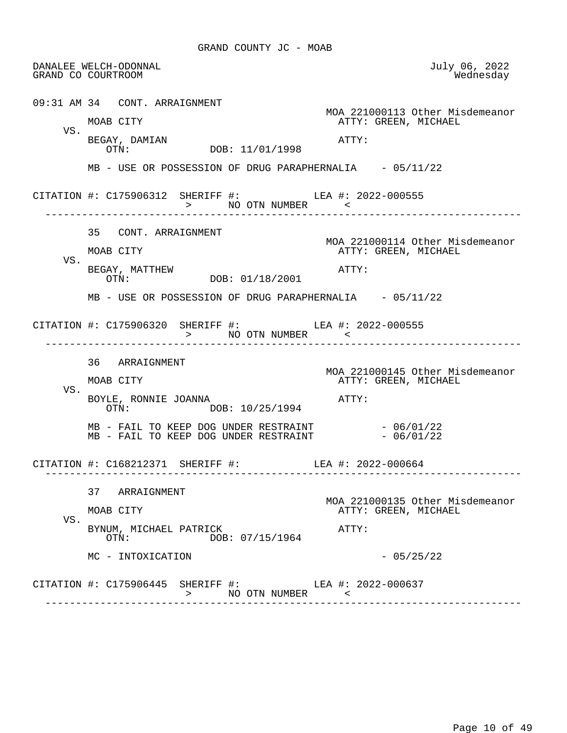GRAND COUNTY JC - MOAB

DANALEE WELCH-ODONNAL
GRAND CO COURTROOM

July 06, 2022
Wednesday

09:31 AM 34 CONT. ARRAIGNMENT

MOA 221000113 Other Misdemeanor

MOAB CITY
ATTY: GREEN, MICHAEL

VS.

BEGAY, DAMIAN
ATTY:
OTN: DOB: 11/01/1998

MB - USE OR POSSESSION OF DRUG PARAPHERNALIA - 05/11/22

CITATION #: C175906312 SHERIFF #: LEA #: 2022-000555
> NO OTN NUMBER <

---

35 CONT. ARRAIGNMENT

MOA 221000114 Other Misdemeanor

MOAB CITY
ATTY: GREEN, MICHAEL

VS.

BEGAY, MATTHEW
ATTY:
OTN: DOB: 01/18/2001

MB - USE OR POSSESSION OF DRUG PARAPHERNALIA - 05/11/22

CITATION #: C175906320 SHERIFF #: LEA #: 2022-000555
> NO OTN NUMBER <

---

36 ARRAIGNMENT

MOA 221000145 Other Misdemeanor

MOAB CITY
ATTY: GREEN, MICHAEL

VS.

BOYLE, RONNIE JOANNA
ATTY:
OTN: DOB: 10/25/1994

MB - FAIL TO KEEP DOG UNDER RESTRAINT - 06/01/22
MB - FAIL TO KEEP DOG UNDER RESTRAINT - 06/01/22

CITATION #: C168212371 SHERIFF #: LEA #: 2022-000664

---

37 ARRAIGNMENT

MOA 221000135 Other Misdemeanor

MOAB CITY
ATTY: GREEN, MICHAEL

VS.

BYNUM, MICHAEL PATRICK
ATTY:
OTN: DOB: 07/15/1964

MC - INTOXICATION - 05/25/22

CITATION #: C175906445 SHERIFF #: LEA #: 2022-000637
> NO OTN NUMBER <

---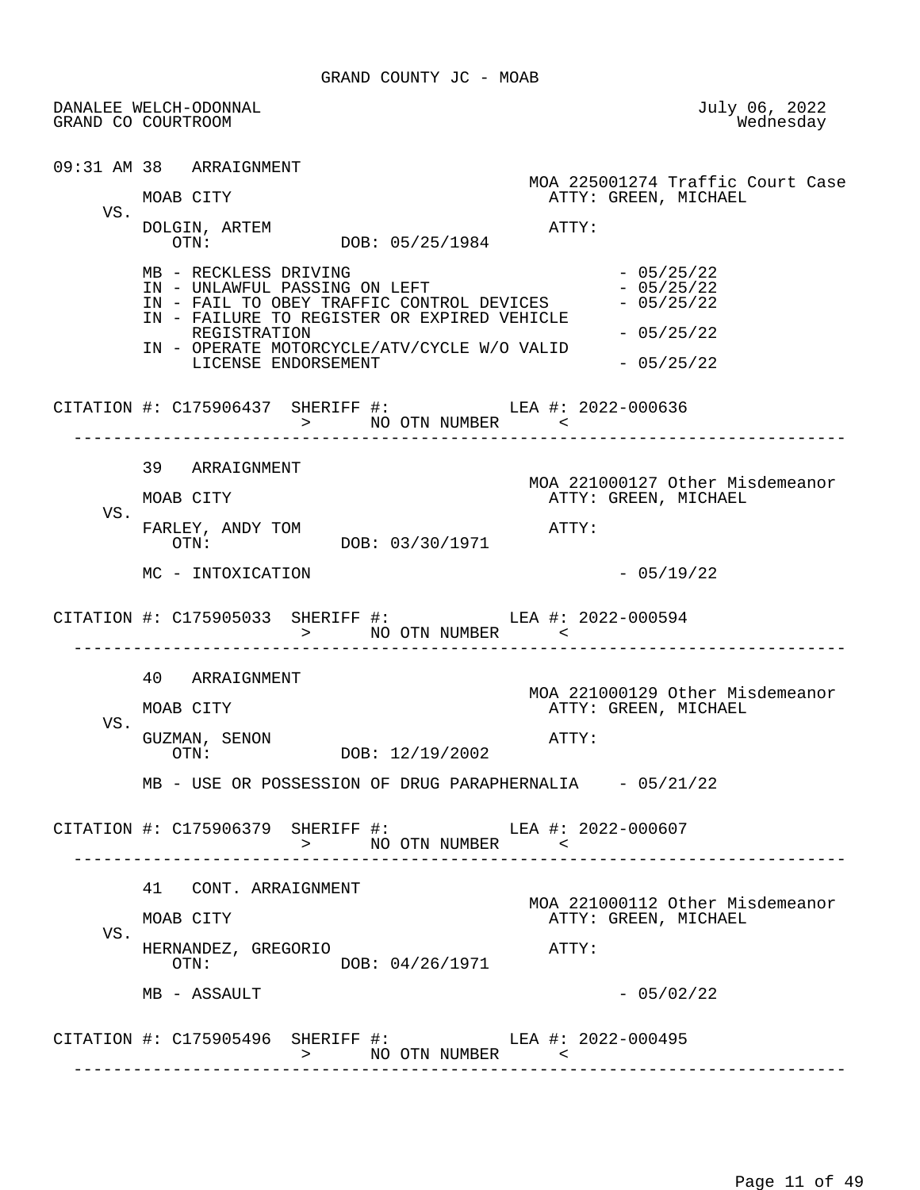GRAND COUNTY JC - MOAB

DANALEE WELCH-ODONNAL
GRAND CO COURTROOM

July 06, 2022
Wednesday

---

09:31 AM 38 ARRAIGNMENT

MOA 225001274 Traffic Court Case

MOAB CITY — ATTY: GREEN, MICHAEL

VS.

DOLGIN, ARTEM — ATTY:
OTN: DOB: 05/25/1984

- MB - RECKLESS DRIVING - 05/25/22
- IN - UNLAWFUL PASSING ON LEFT - 05/25/22
- IN - FAIL TO OBEY TRAFFIC CONTROL DEVICES - 05/25/22
- IN - FAILURE TO REGISTER OR EXPIRED VEHICLE REGISTRATION - 05/25/22
- IN - OPERATE MOTORCYCLE/ATV/CYCLE W/O VALID LICENSE ENDORSEMENT - 05/25/22

CITATION #: C175906437 SHERIFF #: LEA #: 2022-000636
> NO OTN NUMBER <

---

39 ARRAIGNMENT

MOA 221000127 Other Misdemeanor

MOAB CITY — ATTY: GREEN, MICHAEL

VS.

FARLEY, ANDY TOM — ATTY:
OTN: DOB: 03/30/1971

- MC - INTOXICATION - 05/19/22

CITATION #: C175905033 SHERIFF #: LEA #: 2022-000594
> NO OTN NUMBER <

---

40 ARRAIGNMENT

MOA 221000129 Other Misdemeanor

MOAB CITY — ATTY: GREEN, MICHAEL

VS.

GUZMAN, SENON — ATTY:
OTN: DOB: 12/19/2002

- MB - USE OR POSSESSION OF DRUG PARAPHERNALIA - 05/21/22

CITATION #: C175906379 SHERIFF #: LEA #: 2022-000607
> NO OTN NUMBER <

---

41 CONT. ARRAIGNMENT

MOA 221000112 Other Misdemeanor

MOAB CITY — ATTY: GREEN, MICHAEL

VS.

HERNANDEZ, GREGORIO — ATTY:
OTN: DOB: 04/26/1971

- MB - ASSAULT - 05/02/22

CITATION #: C175905496 SHERIFF #: LEA #: 2022-000495
> NO OTN NUMBER <

---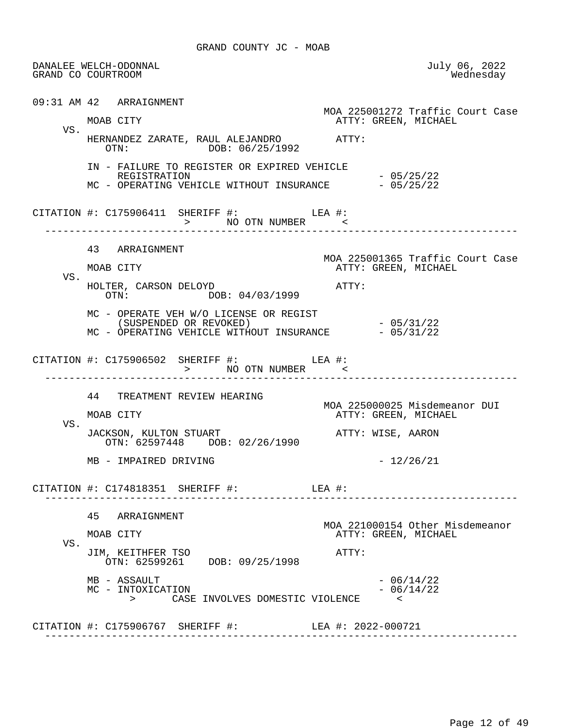GRAND COUNTY JC - MOAB

DANALEE WELCH-ODONNAL
GRAND CO COURTROOM

July 06, 2022
Wednesday

09:31 AM 42 ARRAIGNMENT

MOA 225001272 Traffic Court Case

MOAB CITY
ATTY: GREEN, MICHAEL

VS.

HERNANDEZ ZARATE, RAUL ALEJANDRO
ATTY:

OTN: DOB: 06/25/1992

IN - FAILURE TO REGISTER OR EXPIRED VEHICLE REGISTRATION - 05/25/22
MC - OPERATING VEHICLE WITHOUT INSURANCE - 05/25/22

CITATION #: C175906411 SHERIFF #: LEA #:
> NO OTN NUMBER <

---

43 ARRAIGNMENT

MOA 225001365 Traffic Court Case

MOAB CITY
ATTY: GREEN, MICHAEL

VS.

HOLTER, CARSON DELOYD
ATTY:

OTN: DOB: 04/03/1999

MC - OPERATE VEH W/O LICENSE OR REGIST (SUSPENDED OR REVOKED) - 05/31/22
MC - OPERATING VEHICLE WITHOUT INSURANCE - 05/31/22

CITATION #: C175906502 SHERIFF #: LEA #:
> NO OTN NUMBER <

---

44 TREATMENT REVIEW HEARING

MOA 225000025 Misdemeanor DUI

MOAB CITY
ATTY: GREEN, MICHAEL

VS.

JACKSON, KULTON STUART
ATTY: WISE, AARON

OTN: 62597448 DOB: 02/26/1990

MB - IMPAIRED DRIVING - 12/26/21

CITATION #: C174818351 SHERIFF #: LEA #:

---

45 ARRAIGNMENT

MOA 221000154 Other Misdemeanor

MOAB CITY
ATTY: GREEN, MICHAEL

VS.

JIM, KEITHFER TSO
ATTY:

OTN: 62599261 DOB: 09/25/1998

MB - ASSAULT - 06/14/22
MC - INTOXICATION - 06/14/22
> CASE INVOLVES DOMESTIC VIOLENCE <

CITATION #: C175906767 SHERIFF #: LEA #: 2022-000721

---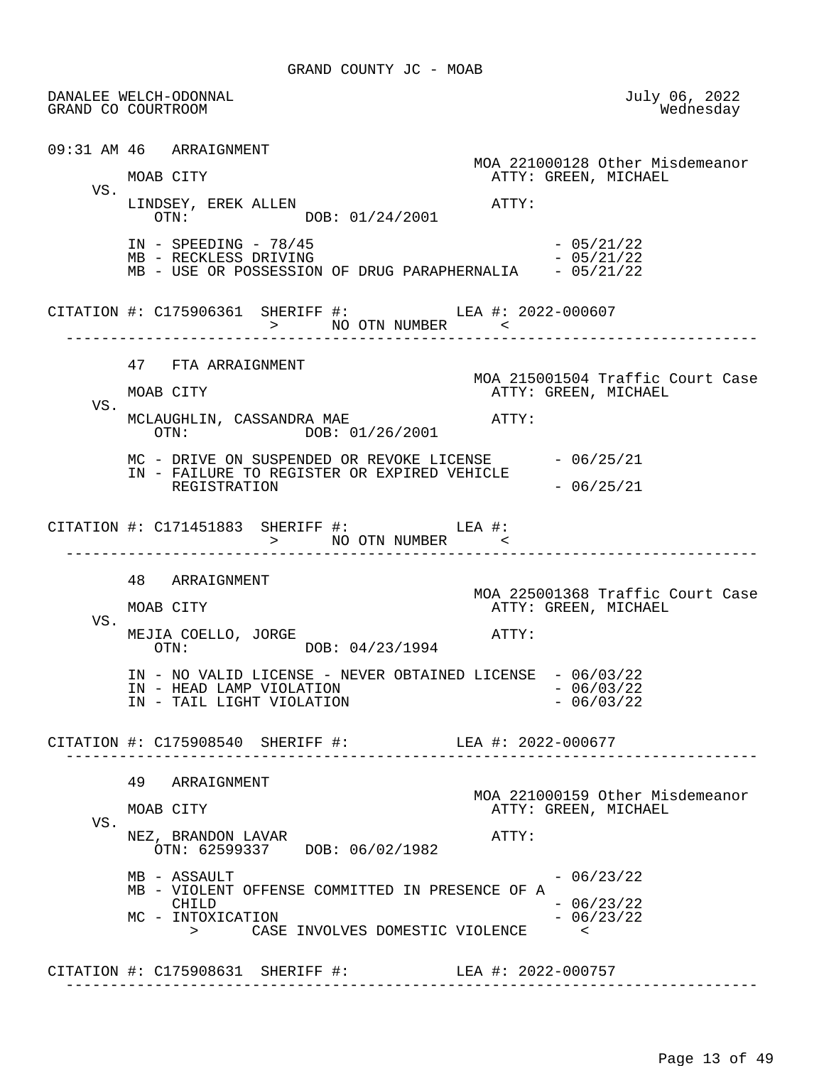GRAND COUNTY JC - MOAB

DANALEE WELCH-ODONNAL
GRAND CO COURTROOM

July 06, 2022
Wednesday

```
09:31 AM 46   ARRAIGNMENT
                                                     MOA 221000128 Other Misdemeanor
       MOAB CITY                                       ATTY: GREEN, MICHAEL
   VS.
       LINDSEY, EREK ALLEN                             ATTY:
          OTN:            DOB: 01/24/2001

       IN - SPEEDING - 78/45                                   - 05/21/22
       MB - RECKLESS DRIVING                                   - 05/21/22
       MB - USE OR POSSESSION OF DRUG PARAPHERNALIA    - 05/21/22

CITATION #: C175906361  SHERIFF #:            LEA #: 2022-000607
                        >      NO OTN NUMBER      <
-------------------------------------------------------------------------------

       47   FTA ARRAIGNMENT
                                                     MOA 215001504 Traffic Court Case
       MOAB CITY                                       ATTY: GREEN, MICHAEL
   VS.
       MCLAUGHLIN, CASSANDRA MAE                       ATTY:
          OTN:            DOB: 01/26/2001

       MC - DRIVE ON SUSPENDED OR REVOKE LICENSE       - 06/25/21
       IN - FAILURE TO REGISTER OR EXPIRED VEHICLE
            REGISTRATION                               - 06/25/21

CITATION #: C171451883  SHERIFF #:            LEA #:
                        >      NO OTN NUMBER      <
-------------------------------------------------------------------------------

       48   ARRAIGNMENT
                                                     MOA 225001368 Traffic Court Case
       MOAB CITY                                       ATTY: GREEN, MICHAEL
   VS.
       MEJIA COELLO, JORGE                             ATTY:
          OTN:            DOB: 04/23/1994

       IN - NO VALID LICENSE - NEVER OBTAINED LICENSE  - 06/03/22
       IN - HEAD LAMP VIOLATION                        - 06/03/22
       IN - TAIL LIGHT VIOLATION                       - 06/03/22

CITATION #: C175908540  SHERIFF #:            LEA #: 2022-000677
-------------------------------------------------------------------------------

       49   ARRAIGNMENT
                                                     MOA 221000159 Other Misdemeanor
       MOAB CITY                                       ATTY: GREEN, MICHAEL
   VS.
       NEZ, BRANDON LAVAR                              ATTY:
          OTN: 62599337   DOB: 06/02/1982

       MB - ASSAULT                                    - 06/23/22
       MB - VIOLENT OFFENSE COMMITTED IN PRESENCE OF A
            CHILD                                      - 06/23/22
       MC - INTOXICATION                               - 06/23/22
            >      CASE INVOLVES DOMESTIC VIOLENCE      <

CITATION #: C175908631  SHERIFF #:            LEA #: 2022-000757
-------------------------------------------------------------------------------
```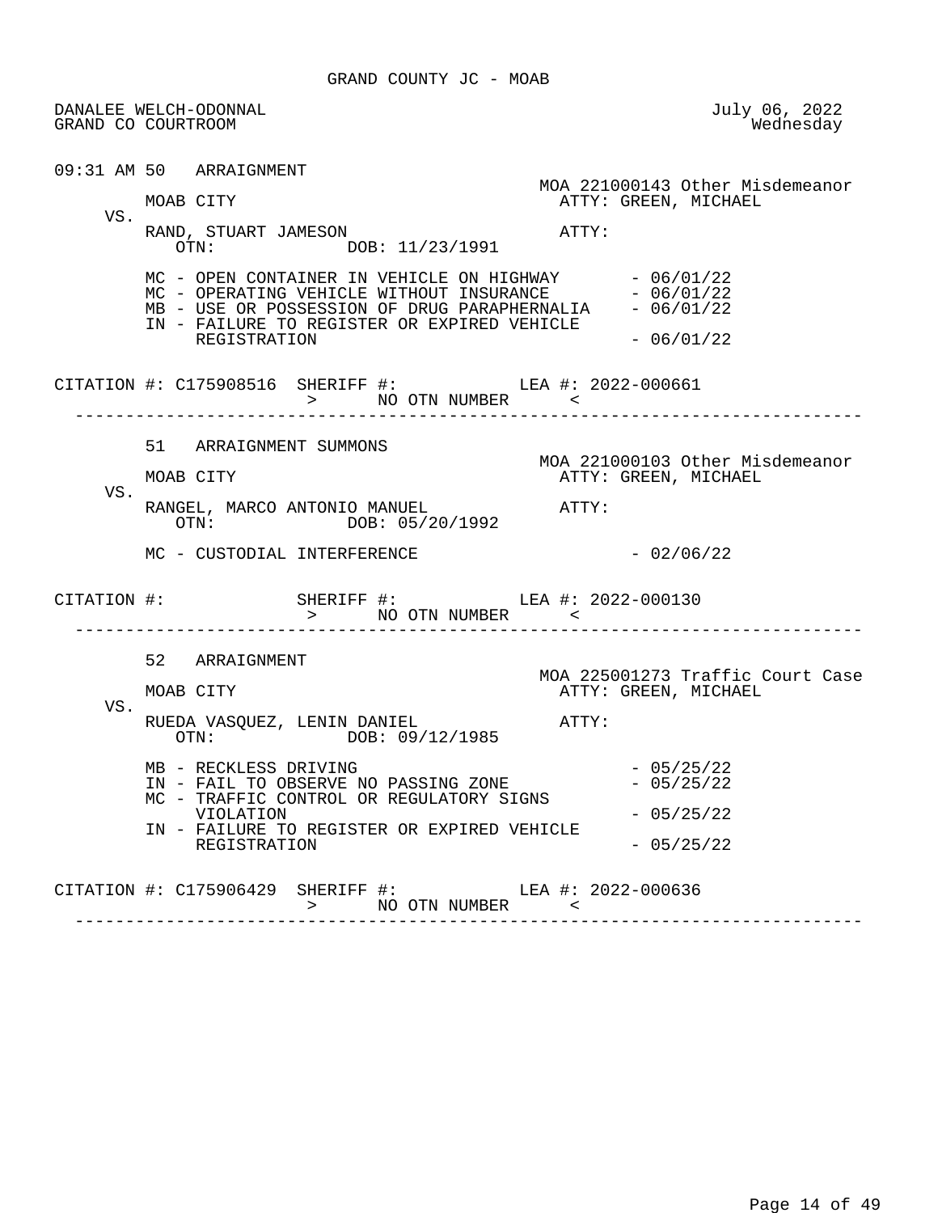GRAND COUNTY JC - MOAB

DANALEE WELCH-ODONNAL
GRAND CO COURTROOM

July 06, 2022
Wednesday

09:31 AM 50 ARRAIGNMENT

MOA 221000143 Other Misdemeanor

MOAB CITY
ATTY: GREEN, MICHAEL

VS.

RAND, STUART JAMESON
ATTY:
OTN: DOB: 11/23/1991

MC - OPEN CONTAINER IN VEHICLE ON HIGHWAY - 06/01/22
MC - OPERATING VEHICLE WITHOUT INSURANCE - 06/01/22
MB - USE OR POSSESSION OF DRUG PARAPHERNALIA - 06/01/22
IN - FAILURE TO REGISTER OR EXPIRED VEHICLE REGISTRATION - 06/01/22

CITATION #: C175908516 SHERIFF #: LEA #: 2022-000661
> NO OTN NUMBER <

---

51 ARRAIGNMENT SUMMONS

MOA 221000103 Other Misdemeanor

MOAB CITY
ATTY: GREEN, MICHAEL

VS.

RANGEL, MARCO ANTONIO MANUEL
ATTY:
OTN: DOB: 05/20/1992

MC - CUSTODIAL INTERFERENCE - 02/06/22

CITATION #: SHERIFF #: LEA #: 2022-000130
> NO OTN NUMBER <

---

52 ARRAIGNMENT

MOA 225001273 Traffic Court Case

MOAB CITY
ATTY: GREEN, MICHAEL

VS.

RUEDA VASQUEZ, LENIN DANIEL
ATTY:
OTN: DOB: 09/12/1985

MB - RECKLESS DRIVING - 05/25/22
IN - FAIL TO OBSERVE NO PASSING ZONE - 05/25/22
MC - TRAFFIC CONTROL OR REGULATORY SIGNS VIOLATION - 05/25/22
IN - FAILURE TO REGISTER OR EXPIRED VEHICLE REGISTRATION - 05/25/22

CITATION #: C175906429 SHERIFF #: LEA #: 2022-000636
> NO OTN NUMBER <

---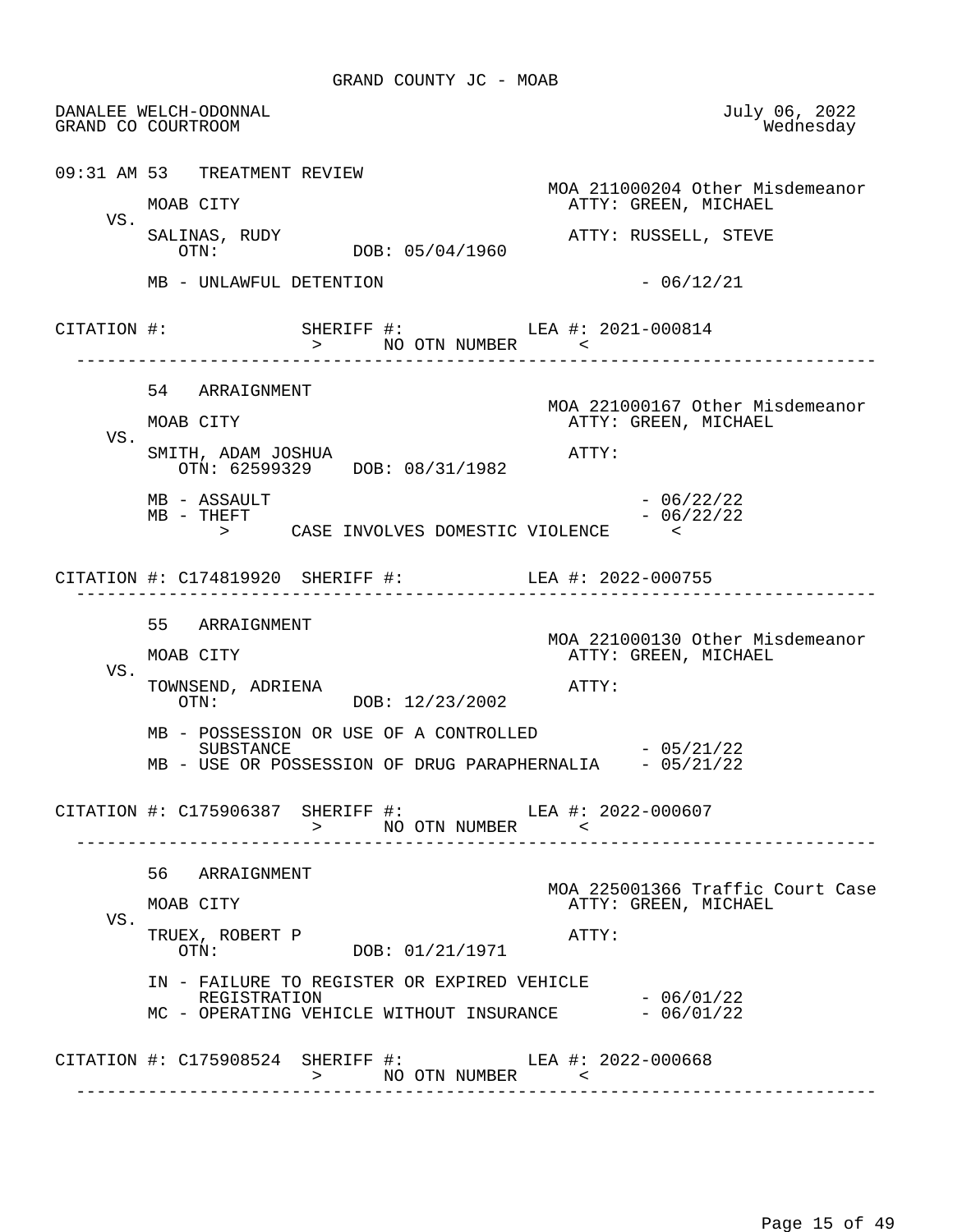GRAND COUNTY JC - MOAB

DANALEE WELCH-ODONNAL — July 06, 2022
GRAND CO COURTROOM — Wednesday

```
09:31 AM 53   TREATMENT REVIEW
                                                   MOA 211000204 Other Misdemeanor
      MOAB CITY                                      ATTY: GREEN, MICHAEL
  VS.
      SALINAS, RUDY                                  ATTY: RUSSELL, STEVE
         OTN:              DOB: 05/04/1960

      MB - UNLAWFUL DETENTION                                 - 06/12/21

CITATION #:             SHERIFF #:            LEA #: 2021-000814
                          >      NO OTN NUMBER      <
--------------------------------------------------------------------------------

      54   ARRAIGNMENT
                                                   MOA 221000167 Other Misdemeanor
      MOAB CITY                                      ATTY: GREEN, MICHAEL
  VS.
      SMITH, ADAM JOSHUA                             ATTY:
         OTN: 62599329    DOB: 08/31/1982

      MB - ASSAULT                                            - 06/22/22
      MB - THEFT                                              - 06/22/22
            >      CASE INVOLVES DOMESTIC VIOLENCE      <

CITATION #: C174819920  SHERIFF #:            LEA #: 2022-000755
--------------------------------------------------------------------------------

      55   ARRAIGNMENT
                                                   MOA 221000130 Other Misdemeanor
      MOAB CITY                                      ATTY: GREEN, MICHAEL
  VS.
      TOWNSEND, ADRIENA                              ATTY:
         OTN:              DOB: 12/23/2002

      MB - POSSESSION OR USE OF A CONTROLLED
           SUBSTANCE                                          - 05/21/22
      MB - USE OR POSSESSION OF DRUG PARAPHERNALIA    - 05/21/22

CITATION #: C175906387  SHERIFF #:            LEA #: 2022-000607
                          >      NO OTN NUMBER      <
--------------------------------------------------------------------------------

      56   ARRAIGNMENT
                                                   MOA 225001366 Traffic Court Case
      MOAB CITY                                      ATTY: GREEN, MICHAEL
  VS.
      TRUEX, ROBERT P                                ATTY:
         OTN:              DOB: 01/21/1971

      IN - FAILURE TO REGISTER OR EXPIRED VEHICLE
           REGISTRATION                                       - 06/01/22
      MC - OPERATING VEHICLE WITHOUT INSURANCE        - 06/01/22

CITATION #: C175908524  SHERIFF #:            LEA #: 2022-000668
                          >      NO OTN NUMBER      <
--------------------------------------------------------------------------------
```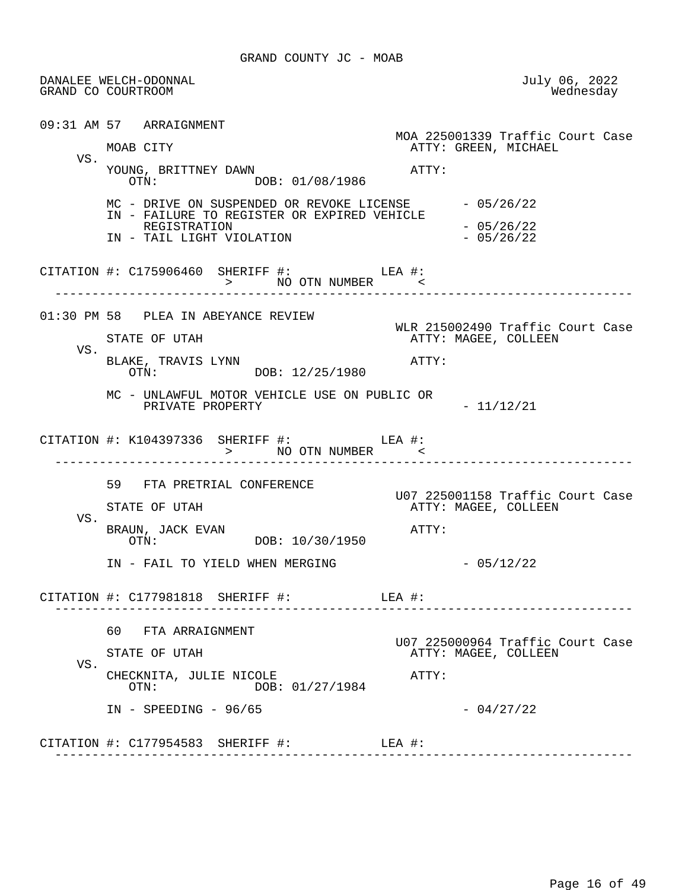GRAND COUNTY JC - MOAB

DANALEE WELCH-ODONNAL
GRAND CO COURTROOM

July 06, 2022
Wednesday

```
09:31 AM 57   ARRAIGNMENT
                                                  MOA 225001339 Traffic Court Case
         MOAB CITY                                  ATTY: GREEN, MICHAEL
    VS.
         YOUNG, BRITTNEY DAWN                       ATTY:
            OTN:             DOB: 01/08/1986

         MC - DRIVE ON SUSPENDED OR REVOKE LICENSE        - 05/26/22
         IN - FAILURE TO REGISTER OR EXPIRED VEHICLE
              REGISTRATION                                - 05/26/22
         IN - TAIL LIGHT VIOLATION                        - 05/26/22

CITATION #: C175906460  SHERIFF #:            LEA #:
                        >      NO OTN NUMBER      <
 ------------------------------------------------------------------------------

01:30 PM 58   PLEA IN ABEYANCE REVIEW
                                                  WLR 215002490 Traffic Court Case
         STATE OF UTAH                              ATTY: MAGEE, COLLEEN
    VS.
         BLAKE, TRAVIS LYNN                         ATTY:
            OTN:             DOB: 12/25/1980

         MC - UNLAWFUL MOTOR VEHICLE USE ON PUBLIC OR
              PRIVATE PROPERTY                            - 11/12/21

CITATION #: K104397336  SHERIFF #:            LEA #:
                        >      NO OTN NUMBER      <
 ------------------------------------------------------------------------------

         59   FTA PRETRIAL CONFERENCE
                                                  U07 225001158 Traffic Court Case
         STATE OF UTAH                              ATTY: MAGEE, COLLEEN
    VS.
         BRAUN, JACK EVAN                           ATTY:
            OTN:             DOB: 10/30/1950

         IN - FAIL TO YIELD WHEN MERGING                  - 05/12/22

CITATION #: C177981818  SHERIFF #:            LEA #:
 ------------------------------------------------------------------------------

         60   FTA ARRAIGNMENT
                                                  U07 225000964 Traffic Court Case
         STATE OF UTAH                              ATTY: MAGEE, COLLEEN
    VS.
         CHECKNITA, JULIE NICOLE                    ATTY:
            OTN:             DOB: 01/27/1984

         IN - SPEEDING - 96/65                            - 04/27/22

CITATION #: C177954583  SHERIFF #:            LEA #:
 ------------------------------------------------------------------------------
```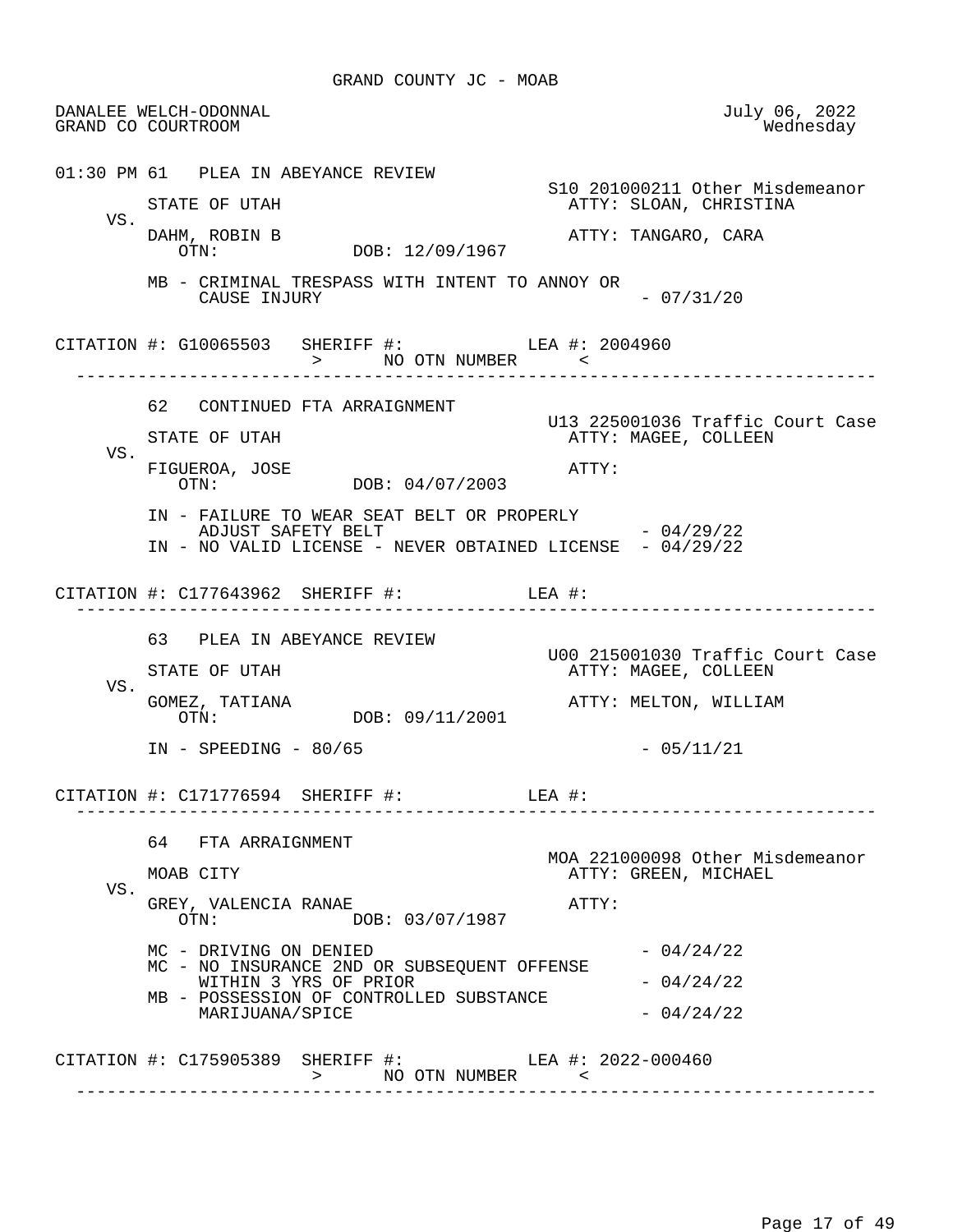GRAND COUNTY JC - MOAB

DANALEE WELCH-ODONNAL
GRAND CO COURTROOM

July 06, 2022
Wednesday

```
01:30 PM 61   PLEA IN ABEYANCE REVIEW
                                                     S10 201000211 Other Misdemeanor
         STATE OF UTAH                                 ATTY: SLOAN, CHRISTINA
    VS.
         DAHM, ROBIN B                                 ATTY: TANGARO, CARA
            OTN:            DOB: 12/09/1967

         MB - CRIMINAL TRESPASS WITH INTENT TO ANNOY OR
              CAUSE INJURY                                    - 07/31/20

CITATION #: G10065503   SHERIFF #:           LEA #: 2004960
                        >      NO OTN NUMBER      <
--------------------------------------------------------------------------------

         62   CONTINUED FTA ARRAIGNMENT
                                                     U13 225001036 Traffic Court Case
         STATE OF UTAH                                 ATTY: MAGEE, COLLEEN
    VS.
         FIGUEROA, JOSE                                ATTY:
            OTN:            DOB: 04/07/2003

         IN - FAILURE TO WEAR SEAT BELT OR PROPERLY
              ADJUST SAFETY BELT                              - 04/29/22
         IN - NO VALID LICENSE - NEVER OBTAINED LICENSE  - 04/29/22

CITATION #: C177643962  SHERIFF #:           LEA #:
--------------------------------------------------------------------------------

         63   PLEA IN ABEYANCE REVIEW
                                                     U00 215001030 Traffic Court Case
         STATE OF UTAH                                 ATTY: MAGEE, COLLEEN
    VS.
         GOMEZ, TATIANA                                ATTY: MELTON, WILLIAM
            OTN:            DOB: 09/11/2001

         IN - SPEEDING - 80/65                                - 05/11/21

CITATION #: C171776594  SHERIFF #:           LEA #:
--------------------------------------------------------------------------------

         64   FTA ARRAIGNMENT
                                                     MOA 221000098 Other Misdemeanor
         MOAB CITY                                     ATTY: GREEN, MICHAEL
    VS.
         GREY, VALENCIA RANAE                          ATTY:
            OTN:            DOB: 03/07/1987

         MC - DRIVING ON DENIED                               - 04/24/22
         MC - NO INSURANCE 2ND OR SUBSEQUENT OFFENSE
              WITHIN 3 YRS OF PRIOR                           - 04/24/22
         MB - POSSESSION OF CONTROLLED SUBSTANCE
              MARIJUANA/SPICE                                 - 04/24/22

CITATION #: C175905389  SHERIFF #:           LEA #: 2022-000460
                        >      NO OTN NUMBER      <
--------------------------------------------------------------------------------
```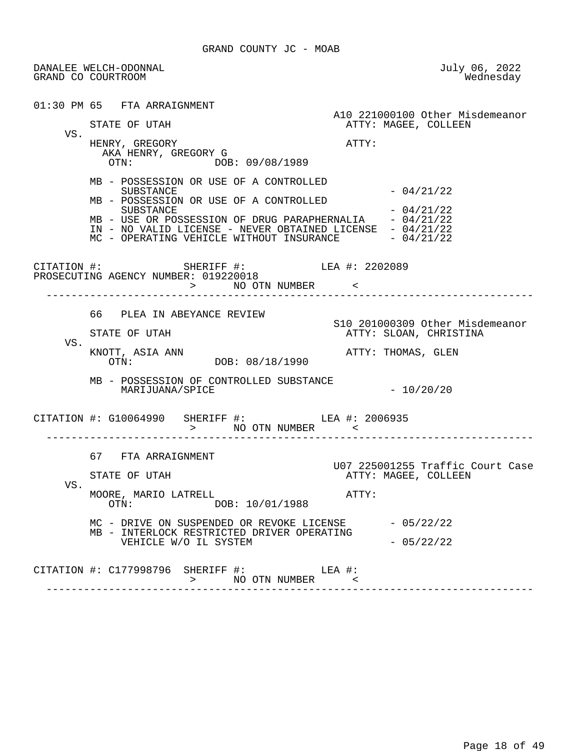GRAND COUNTY JC - MOAB

DANALEE WELCH-ODONNAL  
GRAND CO COURTROOM

July 06, 2022  
Wednesday

01:30 PM 65 FTA ARRAIGNMENT

A10 221000100 Other Misdemeanor

STATE OF UTAH  
ATTY: MAGEE, COLLEEN

VS.

HENRY, GREGORY  
ATTY:  
AKA HENRY, GREGORY G  
OTN: DOB: 09/08/1989

- MB - POSSESSION OR USE OF A CONTROLLED SUBSTANCE - 04/21/22
- MB - POSSESSION OR USE OF A CONTROLLED SUBSTANCE - 04/21/22
- MB - USE OR POSSESSION OF DRUG PARAPHERNALIA - 04/21/22
- IN - NO VALID LICENSE - NEVER OBTAINED LICENSE - 04/21/22
- MC - OPERATING VEHICLE WITHOUT INSURANCE - 04/21/22

CITATION #: SHERIFF #: LEA #: 2202089  
PROSECUTING AGENCY NUMBER: 019220018  
> NO OTN NUMBER <

---

66 PLEA IN ABEYANCE REVIEW

S10 201000309 Other Misdemeanor

STATE OF UTAH  
ATTY: SLOAN, CHRISTINA

VS.

KNOTT, ASIA ANN  
ATTY: THOMAS, GLEN  
OTN: DOB: 08/18/1990

- MB - POSSESSION OF CONTROLLED SUBSTANCE MARIJUANA/SPICE - 10/20/20

CITATION #: G10064990 SHERIFF #: LEA #: 2006935  
> NO OTN NUMBER <

---

67 FTA ARRAIGNMENT

U07 225001255 Traffic Court Case

STATE OF UTAH  
ATTY: MAGEE, COLLEEN

VS.

MOORE, MARIO LATRELL  
ATTY:  
OTN: DOB: 10/01/1988

- MC - DRIVE ON SUSPENDED OR REVOKE LICENSE - 05/22/22
- MB - INTERLOCK RESTRICTED DRIVER OPERATING VEHICLE W/O IL SYSTEM - 05/22/22

CITATION #: C177998796 SHERIFF #: LEA #:  
> NO OTN NUMBER <

---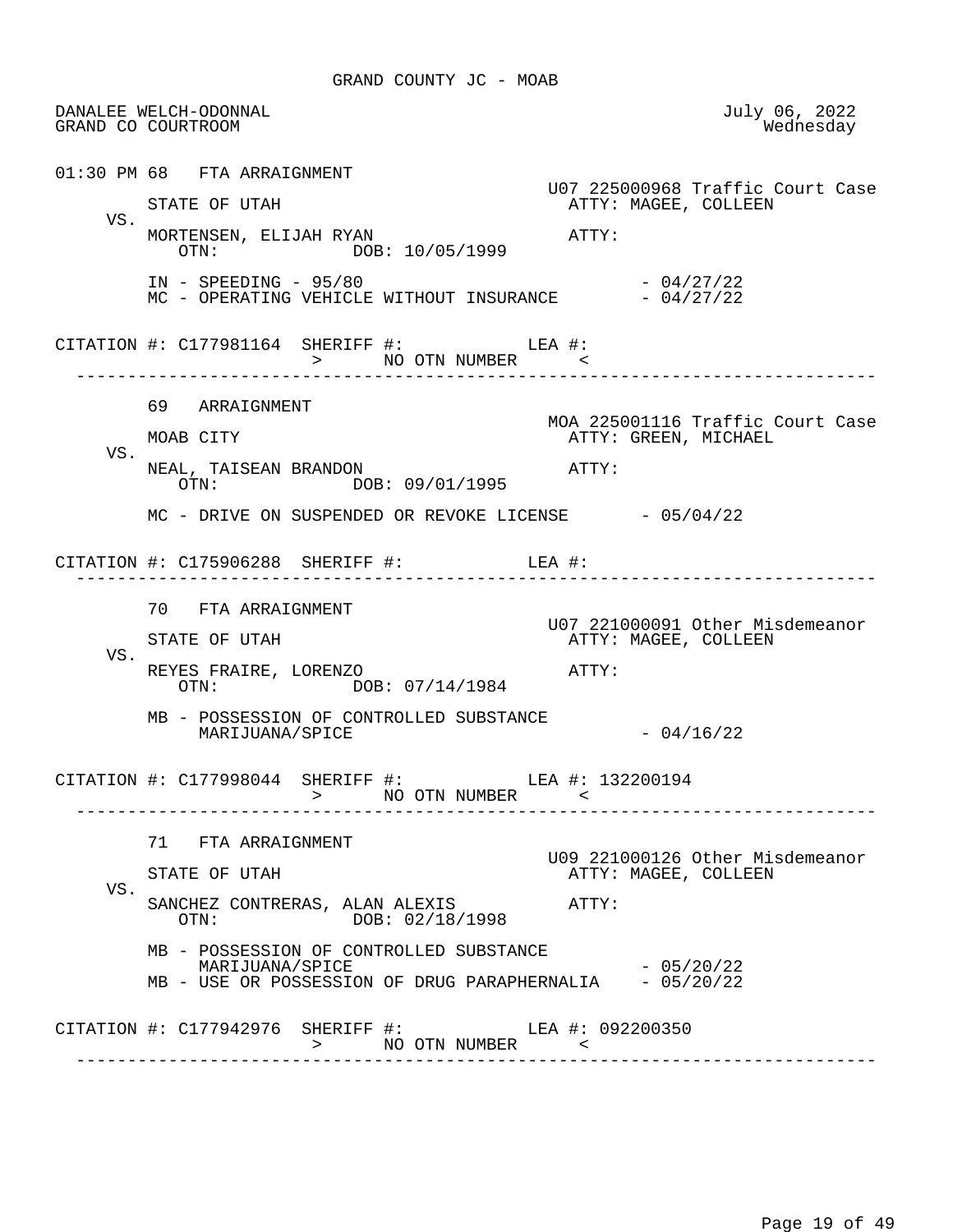GRAND COUNTY JC - MOAB

DANALEE WELCH-ODONNAL
GRAND CO COURTROOM

July 06, 2022
Wednesday

```
01:30 PM 68   FTA ARRAIGNMENT
                                                 U07 225000968 Traffic Court Case
         STATE OF UTAH                             ATTY: MAGEE, COLLEEN
    VS.
         MORTENSEN, ELIJAH RYAN                    ATTY:
            OTN:             DOB: 10/05/1999

         IN - SPEEDING - 95/80                                 - 04/27/22
         MC - OPERATING VEHICLE WITHOUT INSURANCE              - 04/27/22

CITATION #: C177981164  SHERIFF #:            LEA #:
                        >      NO OTN NUMBER      <
-------------------------------------------------------------------------------

         69   ARRAIGNMENT
                                                 MOA 225001116 Traffic Court Case
         MOAB CITY                                 ATTY: GREEN, MICHAEL
    VS.
         NEAL, TAISEAN BRANDON                     ATTY:
            OTN:             DOB: 09/01/1995

         MC - DRIVE ON SUSPENDED OR REVOKE LICENSE       - 05/04/22

CITATION #: C175906288  SHERIFF #:            LEA #:
-------------------------------------------------------------------------------

         70   FTA ARRAIGNMENT
                                                 U07 221000091 Other Misdemeanor
         STATE OF UTAH                             ATTY: MAGEE, COLLEEN
    VS.
         REYES FRAIRE, LORENZO                     ATTY:
            OTN:             DOB: 07/14/1984

         MB - POSSESSION OF CONTROLLED SUBSTANCE
              MARIJUANA/SPICE                                  - 04/16/22

CITATION #: C177998044  SHERIFF #:            LEA #: 132200194
                        >      NO OTN NUMBER      <
-------------------------------------------------------------------------------

         71   FTA ARRAIGNMENT
                                                 U09 221000126 Other Misdemeanor
         STATE OF UTAH                             ATTY: MAGEE, COLLEEN
    VS.
         SANCHEZ CONTRERAS, ALAN ALEXIS            ATTY:
            OTN:             DOB: 02/18/1998

         MB - POSSESSION OF CONTROLLED SUBSTANCE
              MARIJUANA/SPICE                                  - 05/20/22
         MB - USE OR POSSESSION OF DRUG PARAPHERNALIA          - 05/20/22

CITATION #: C177942976  SHERIFF #:            LEA #: 092200350
                        >      NO OTN NUMBER      <
-------------------------------------------------------------------------------
```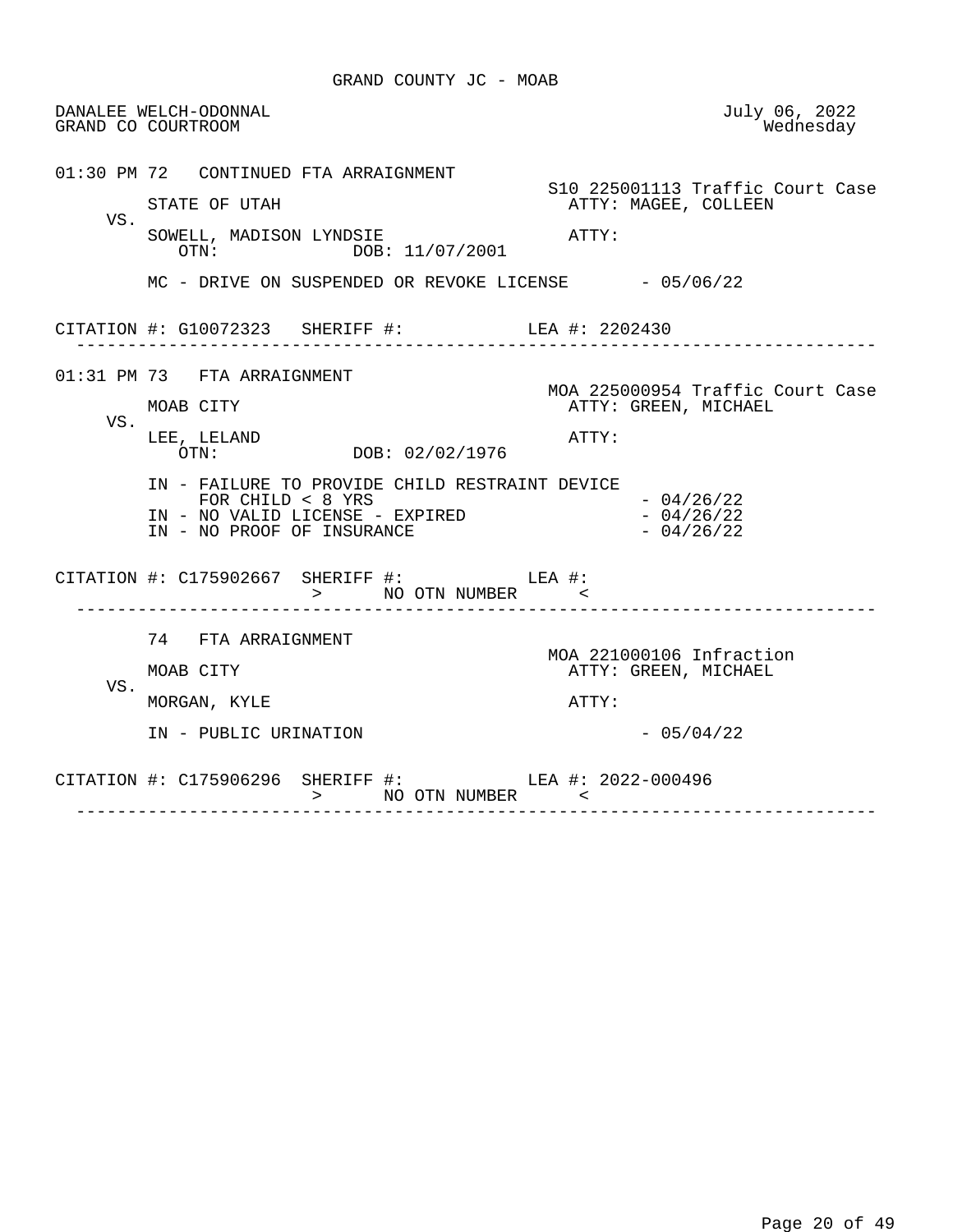GRAND COUNTY JC - MOAB

DANALEE WELCH-ODONNAL
GRAND CO COURTROOM

July 06, 2022
Wednesday

```
01:30 PM 72   CONTINUED FTA ARRAIGNMENT
                                                       S10 225001113 Traffic Court Case
         STATE OF UTAH                                   ATTY: MAGEE, COLLEEN
    VS.
         SOWELL, MADISON LYNDSIE                         ATTY:
            OTN:              DOB: 11/07/2001

         MC - DRIVE ON SUSPENDED OR REVOKE LICENSE       - 05/06/22


CITATION #: G10072323   SHERIFF #:            LEA #: 2202430
-------------------------------------------------------------------------------

01:31 PM 73   FTA ARRAIGNMENT
                                                       MOA 225000954 Traffic Court Case
         MOAB CITY                                       ATTY: GREEN, MICHAEL
    VS.
         LEE, LELAND                                     ATTY:
            OTN:              DOB: 02/02/1976

         IN - FAILURE TO PROVIDE CHILD RESTRAINT DEVICE
              FOR CHILD < 8 YRS                          - 04/26/22
         IN - NO VALID LICENSE - EXPIRED                 - 04/26/22
         IN - NO PROOF OF INSURANCE                      - 04/26/22


CITATION #: C175902667  SHERIFF #:            LEA #:
                        >      NO OTN NUMBER      <
-------------------------------------------------------------------------------

         74   FTA ARRAIGNMENT
                                                       MOA 221000106 Infraction
         MOAB CITY                                       ATTY: GREEN, MICHAEL
    VS.
         MORGAN, KYLE                                    ATTY:

         IN - PUBLIC URINATION                           - 05/04/22


CITATION #: C175906296  SHERIFF #:            LEA #: 2022-000496
                        >      NO OTN NUMBER      <
-------------------------------------------------------------------------------
```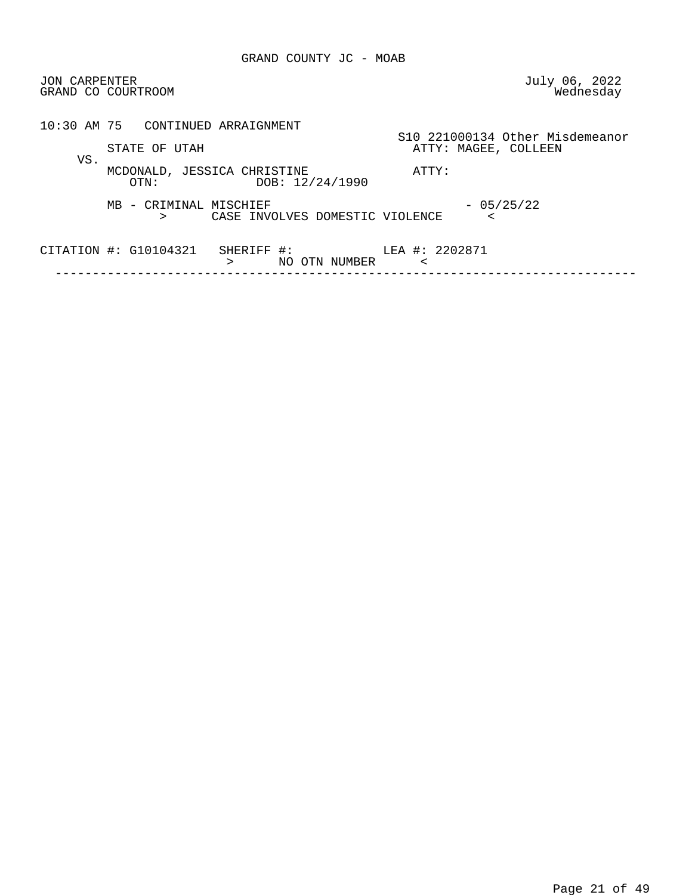GRAND COUNTY JC - MOAB

JON CARPENTER
GRAND CO COURTROOM

July 06, 2022
Wednesday

10:30 AM 75 CONTINUED ARRAIGNMENT

S10 221000134 Other Misdemeanor

STATE OF UTAH — ATTY: MAGEE, COLLEEN

VS.

MCDONALD, JESSICA CHRISTINE — ATTY:

OTN: DOB: 12/24/1990

MB - CRIMINAL MISCHIEF - 05/25/22

> CASE INVOLVES DOMESTIC VIOLENCE <

CITATION #: G10104321 SHERIFF #: LEA #: 2202871

> NO OTN NUMBER <

---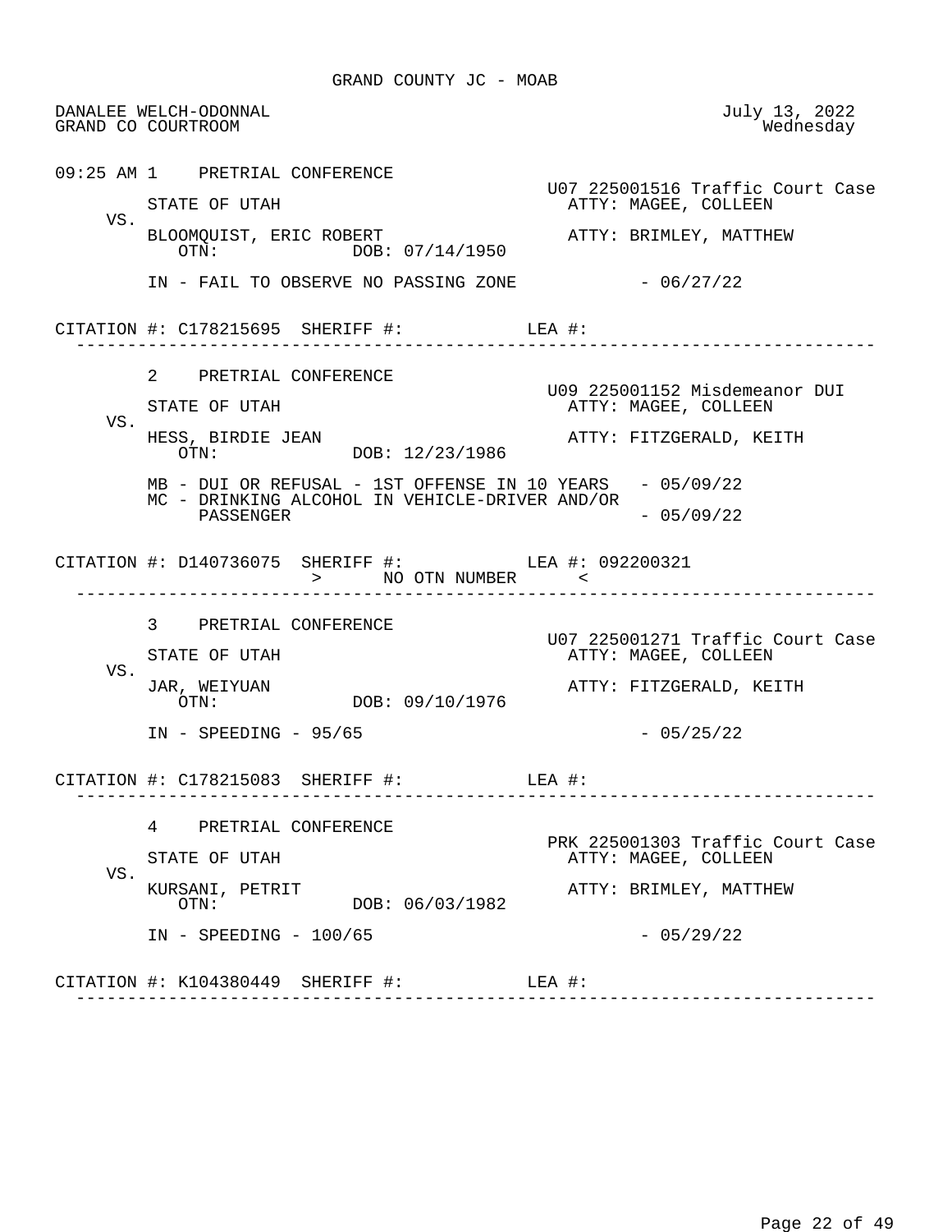GRAND COUNTY JC - MOAB

DANALEE WELCH-ODONNAL
GRAND CO COURTROOM

July 13, 2022
Wednesday

09:25 AM 1 PRETRIAL CONFERENCE

U07 225001516 Traffic Court Case

STATE OF UTAH — ATTY: MAGEE, COLLEEN

VS.

BLOOMQUIST, ERIC ROBERT — ATTY: BRIMLEY, MATTHEW
OTN: DOB: 07/14/1950

IN - FAIL TO OBSERVE NO PASSING ZONE - 06/27/22

CITATION #: C178215695 SHERIFF #: LEA #:

---

2 PRETRIAL CONFERENCE

U09 225001152 Misdemeanor DUI

STATE OF UTAH — ATTY: MAGEE, COLLEEN

VS.

HESS, BIRDIE JEAN — ATTY: FITZGERALD, KEITH
OTN: DOB: 12/23/1986

MB - DUI OR REFUSAL - 1ST OFFENSE IN 10 YEARS - 05/09/22
MC - DRINKING ALCOHOL IN VEHICLE-DRIVER AND/OR PASSENGER - 05/09/22

CITATION #: D140736075 SHERIFF #: LEA #: 092200321
> NO OTN NUMBER <

---

3 PRETRIAL CONFERENCE

U07 225001271 Traffic Court Case

STATE OF UTAH — ATTY: MAGEE, COLLEEN

VS.

JAR, WEIYUAN — ATTY: FITZGERALD, KEITH
OTN: DOB: 09/10/1976

IN - SPEEDING - 95/65 - 05/25/22

CITATION #: C178215083 SHERIFF #: LEA #:

---

4 PRETRIAL CONFERENCE

PRK 225001303 Traffic Court Case

STATE OF UTAH — ATTY: MAGEE, COLLEEN

VS.

KURSANI, PETRIT — ATTY: BRIMLEY, MATTHEW
OTN: DOB: 06/03/1982

IN - SPEEDING - 100/65 - 05/29/22

CITATION #: K104380449 SHERIFF #: LEA #:

---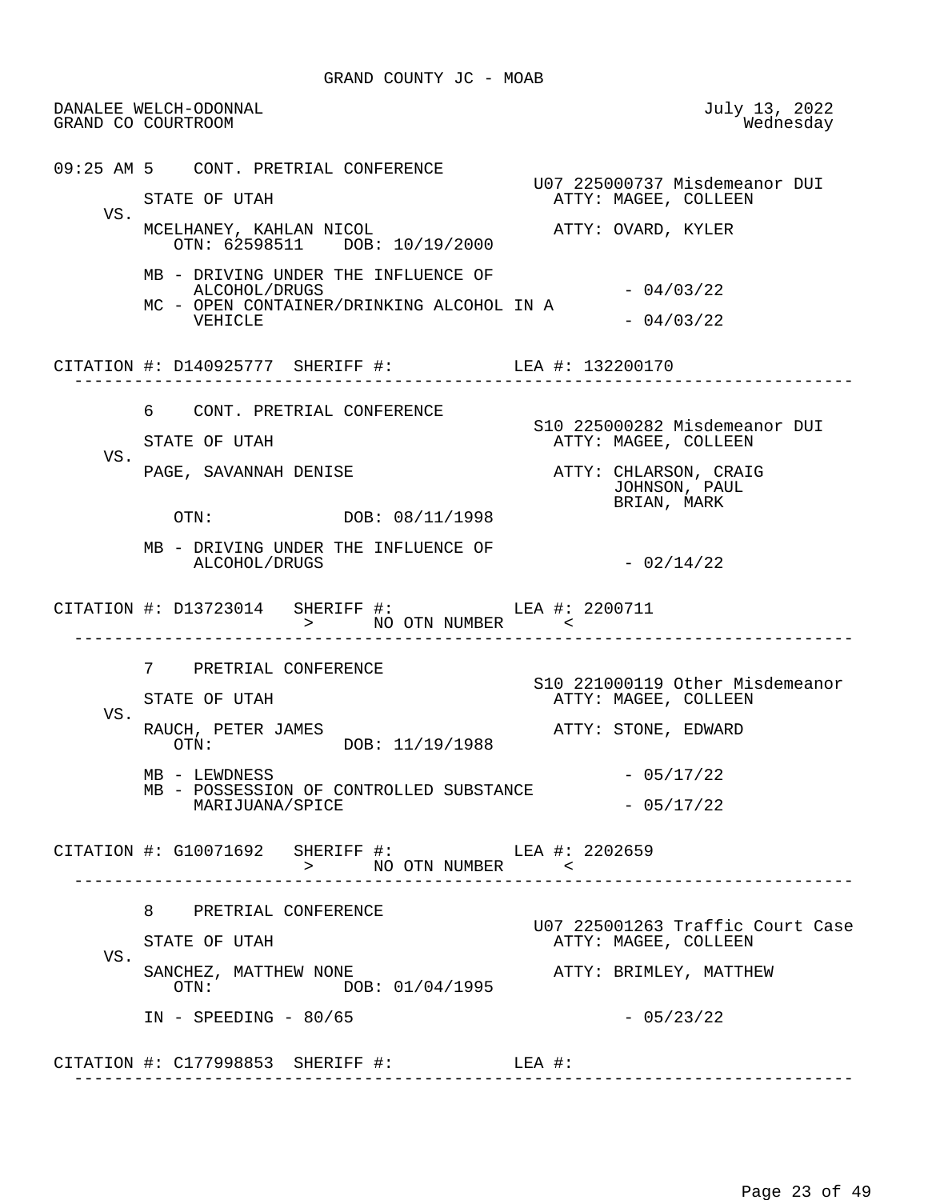GRAND COUNTY JC - MOAB

DANALEE WELCH-ODONNAL
GRAND CO COURTROOM

July 13, 2022
Wednesday

```
09:25 AM 5    CONT. PRETRIAL CONFERENCE
                                                   U07 225000737 Misdemeanor DUI
         STATE OF UTAH                               ATTY: MAGEE, COLLEEN
     VS.
         MCELHANEY, KAHLAN NICOL                     ATTY: OVARD, KYLER
            OTN: 62598511    DOB: 10/19/2000

         MB - DRIVING UNDER THE INFLUENCE OF
              ALCOHOL/DRUGS                                    - 04/03/22
         MC - OPEN CONTAINER/DRINKING ALCOHOL IN A
              VEHICLE                                          - 04/03/22

CITATION #: D140925777  SHERIFF #:           LEA #: 132200170
--------------------------------------------------------------------------------

         6    CONT. PRETRIAL CONFERENCE
                                                   S10 225000282 Misdemeanor DUI
         STATE OF UTAH                               ATTY: MAGEE, COLLEEN
     VS.
         PAGE, SAVANNAH DENISE                       ATTY: CHLARSON, CRAIG
                                                           JOHNSON, PAUL
                                                           BRIAN, MARK
            OTN:             DOB: 08/11/1998

         MB - DRIVING UNDER THE INFLUENCE OF
              ALCOHOL/DRUGS                                    - 02/14/22

CITATION #: D13723014   SHERIFF #:           LEA #: 2200711
                         >      NO OTN NUMBER      <
--------------------------------------------------------------------------------

         7    PRETRIAL CONFERENCE
                                                   S10 221000119 Other Misdemeanor
         STATE OF UTAH                               ATTY: MAGEE, COLLEEN
     VS.
         RAUCH, PETER JAMES                          ATTY: STONE, EDWARD
            OTN:             DOB: 11/19/1988

         MB - LEWDNESS                                         - 05/17/22
         MB - POSSESSION OF CONTROLLED SUBSTANCE
              MARIJUANA/SPICE                                  - 05/17/22

CITATION #: G10071692   SHERIFF #:           LEA #: 2202659
                         >      NO OTN NUMBER      <
--------------------------------------------------------------------------------

         8    PRETRIAL CONFERENCE
                                                   U07 225001263 Traffic Court Case
         STATE OF UTAH                               ATTY: MAGEE, COLLEEN
     VS.
         SANCHEZ, MATTHEW NONE                       ATTY: BRIMLEY, MATTHEW
            OTN:             DOB: 01/04/1995

         IN - SPEEDING - 80/65                                 - 05/23/22

CITATION #: C177998853  SHERIFF #:           LEA #:
--------------------------------------------------------------------------------
```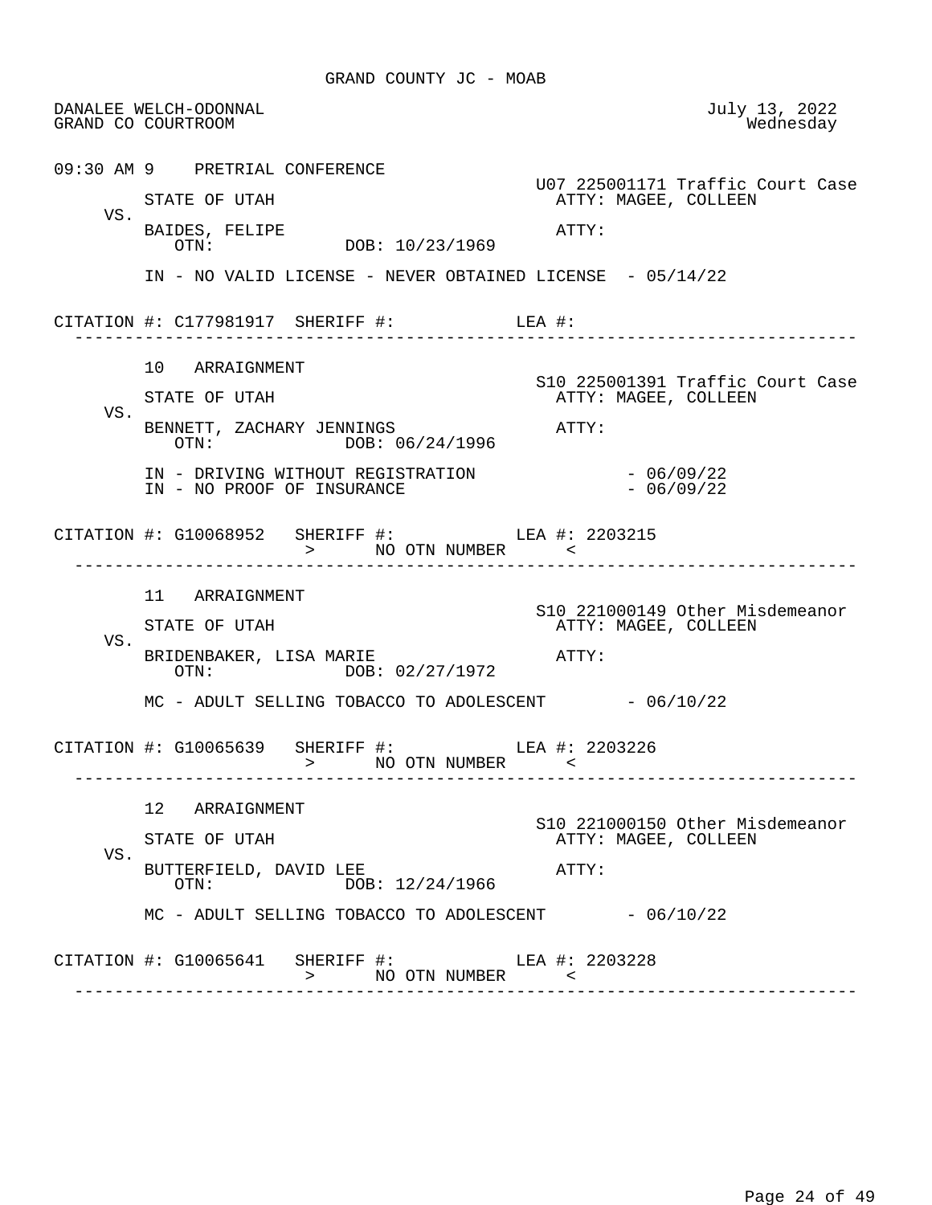GRAND COUNTY JC - MOAB

DANALEE WELCH-ODONNAL — July 13, 2022
GRAND CO COURTROOM — Wednesday

```
09:30 AM 9    PRETRIAL CONFERENCE
                                                     U07 225001171 Traffic Court Case
        STATE OF UTAH                                  ATTY: MAGEE, COLLEEN
   VS.
        BAIDES, FELIPE                                 ATTY:
           OTN:              DOB: 10/23/1969

        IN - NO VALID LICENSE - NEVER OBTAINED LICENSE  - 05/14/22


CITATION #: C177981917  SHERIFF #:            LEA #:
  ------------------------------------------------------------------------------

        10   ARRAIGNMENT
                                                     S10 225001391 Traffic Court Case
        STATE OF UTAH                                  ATTY: MAGEE, COLLEEN
   VS.
        BENNETT, ZACHARY JENNINGS                      ATTY:
           OTN:              DOB: 06/24/1996

        IN - DRIVING WITHOUT REGISTRATION               - 06/09/22
        IN - NO PROOF OF INSURANCE                      - 06/09/22


CITATION #: G10068952   SHERIFF #:            LEA #: 2203215
                          >      NO OTN NUMBER      <
  ------------------------------------------------------------------------------

        11   ARRAIGNMENT
                                                     S10 221000149 Other Misdemeanor
        STATE OF UTAH                                  ATTY: MAGEE, COLLEEN
   VS.
        BRIDENBAKER, LISA MARIE                        ATTY:
           OTN:              DOB: 02/27/1972

        MC - ADULT SELLING TOBACCO TO ADOLESCENT        - 06/10/22


CITATION #: G10065639   SHERIFF #:            LEA #: 2203226
                          >      NO OTN NUMBER      <
  ------------------------------------------------------------------------------

        12   ARRAIGNMENT
                                                     S10 221000150 Other Misdemeanor
        STATE OF UTAH                                  ATTY: MAGEE, COLLEEN
   VS.
        BUTTERFIELD, DAVID LEE                         ATTY:
           OTN:              DOB: 12/24/1966

        MC - ADULT SELLING TOBACCO TO ADOLESCENT        - 06/10/22


CITATION #: G10065641   SHERIFF #:            LEA #: 2203228
                          >      NO OTN NUMBER      <
  ------------------------------------------------------------------------------
```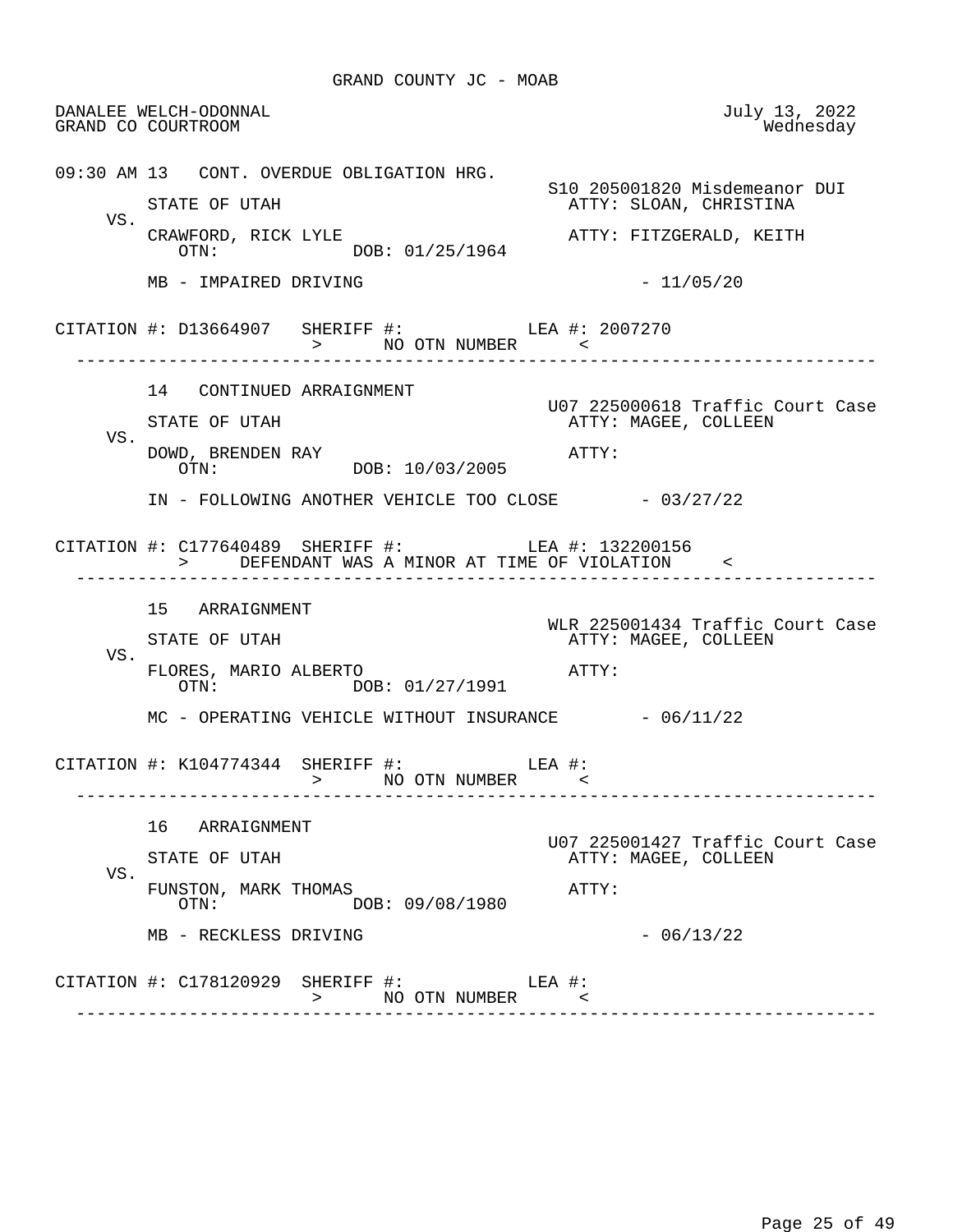GRAND COUNTY JC - MOAB

DANALEE WELCH-ODONNAL
GRAND CO COURTROOM

July 13, 2022
Wednesday

```
09:30 AM 13   CONT. OVERDUE OBLIGATION HRG.
                                                  S10 205001820 Misdemeanor DUI
         STATE OF UTAH                              ATTY: SLOAN, CHRISTINA
    VS.
         CRAWFORD, RICK LYLE                        ATTY: FITZGERALD, KEITH
            OTN:             DOB: 01/25/1964

         MB - IMPAIRED DRIVING                               - 11/05/20

CITATION #: D13664907   SHERIFF #:            LEA #: 2007270
                        >      NO OTN NUMBER      <
--------------------------------------------------------------------------------

         14   CONTINUED ARRAIGNMENT
                                                  U07 225000618 Traffic Court Case
         STATE OF UTAH                              ATTY: MAGEE, COLLEEN
    VS.
         DOWD, BRENDEN RAY                          ATTY:
            OTN:             DOB: 10/03/2005

         IN - FOLLOWING ANOTHER VEHICLE TOO CLOSE        - 03/27/22

CITATION #: C177640489  SHERIFF #:            LEA #: 132200156
            >     DEFENDANT WAS A MINOR AT TIME OF VIOLATION     <
--------------------------------------------------------------------------------

         15   ARRAIGNMENT
                                                  WLR 225001434 Traffic Court Case
         STATE OF UTAH                              ATTY: MAGEE, COLLEEN
    VS.
         FLORES, MARIO ALBERTO                      ATTY:
            OTN:             DOB: 01/27/1991

         MC - OPERATING VEHICLE WITHOUT INSURANCE        - 06/11/22

CITATION #: K104774344  SHERIFF #:            LEA #:
                        >      NO OTN NUMBER      <
--------------------------------------------------------------------------------

         16   ARRAIGNMENT
                                                  U07 225001427 Traffic Court Case
         STATE OF UTAH                              ATTY: MAGEE, COLLEEN
    VS.
         FUNSTON, MARK THOMAS                       ATTY:
            OTN:             DOB: 09/08/1980

         MB - RECKLESS DRIVING                               - 06/13/22

CITATION #: C178120929  SHERIFF #:            LEA #:
                        >      NO OTN NUMBER      <
--------------------------------------------------------------------------------
```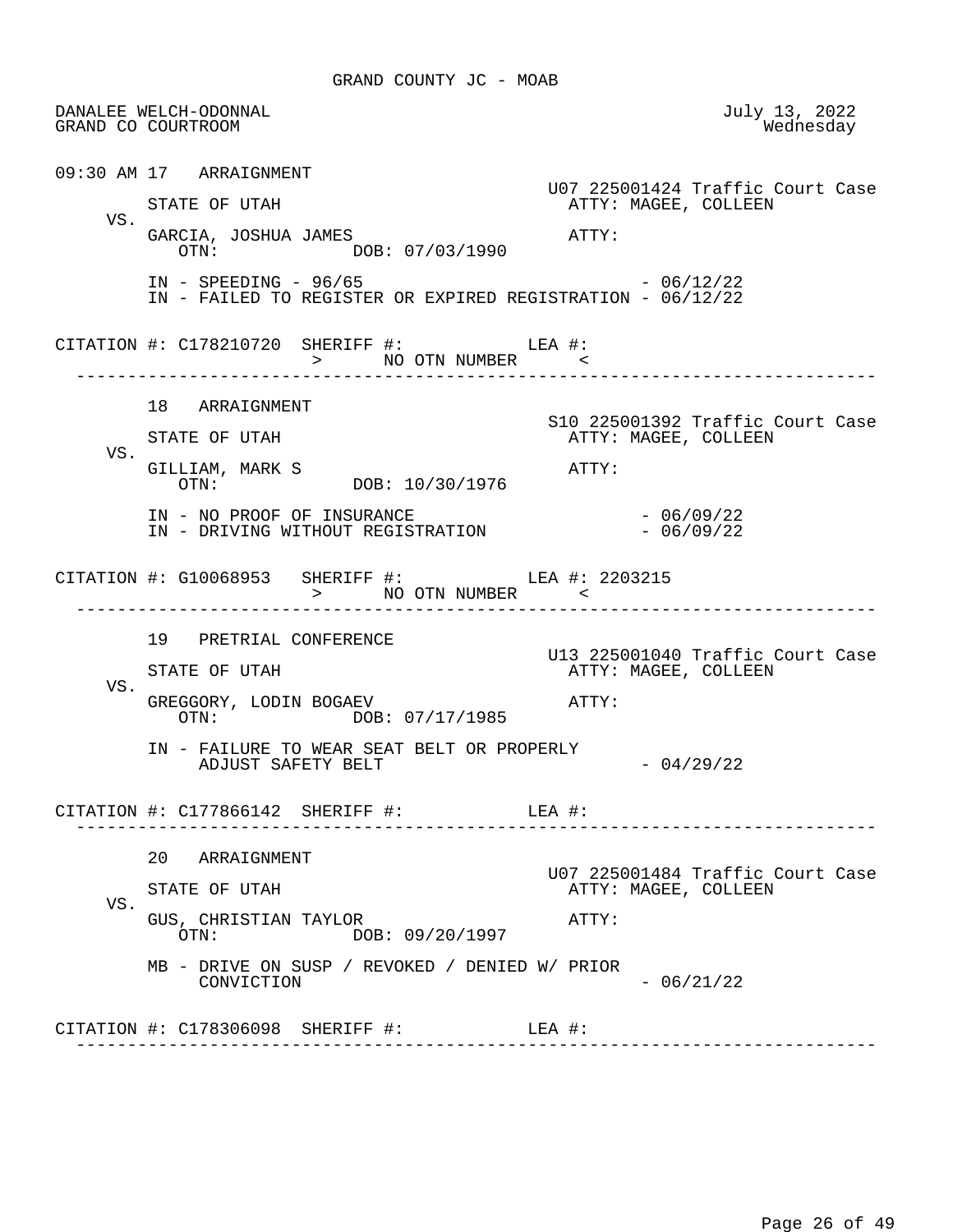GRAND COUNTY JC - MOAB

DANALEE WELCH-ODONNAL — July 13, 2022
GRAND CO COURTROOM — Wednesday

---

09:30 AM 17 ARRAIGNMENT

U07 225001424 Traffic Court Case

STATE OF UTAH — ATTY: MAGEE, COLLEEN

VS.

GARCIA, JOSHUA JAMES — ATTY:
OTN: DOB: 07/03/1990

IN - SPEEDING - 96/65 - 06/12/22
IN - FAILED TO REGISTER OR EXPIRED REGISTRATION - 06/12/22

CITATION #: C178210720 SHERIFF #: LEA #:
> NO OTN NUMBER <

---

18 ARRAIGNMENT

S10 225001392 Traffic Court Case

STATE OF UTAH — ATTY: MAGEE, COLLEEN

VS.

GILLIAM, MARK S — ATTY:
OTN: DOB: 10/30/1976

IN - NO PROOF OF INSURANCE - 06/09/22
IN - DRIVING WITHOUT REGISTRATION - 06/09/22

CITATION #: G10068953 SHERIFF #: LEA #: 2203215
> NO OTN NUMBER <

---

19 PRETRIAL CONFERENCE

U13 225001040 Traffic Court Case

STATE OF UTAH — ATTY: MAGEE, COLLEEN

VS.

GREGGORY, LODIN BOGAEV — ATTY:
OTN: DOB: 07/17/1985

IN - FAILURE TO WEAR SEAT BELT OR PROPERLY ADJUST SAFETY BELT - 04/29/22

CITATION #: C177866142 SHERIFF #: LEA #:

---

20 ARRAIGNMENT

U07 225001484 Traffic Court Case

STATE OF UTAH — ATTY: MAGEE, COLLEEN

VS.

GUS, CHRISTIAN TAYLOR — ATTY:
OTN: DOB: 09/20/1997

MB - DRIVE ON SUSP / REVOKED / DENIED W/ PRIOR CONVICTION - 06/21/22

CITATION #: C178306098 SHERIFF #: LEA #:

---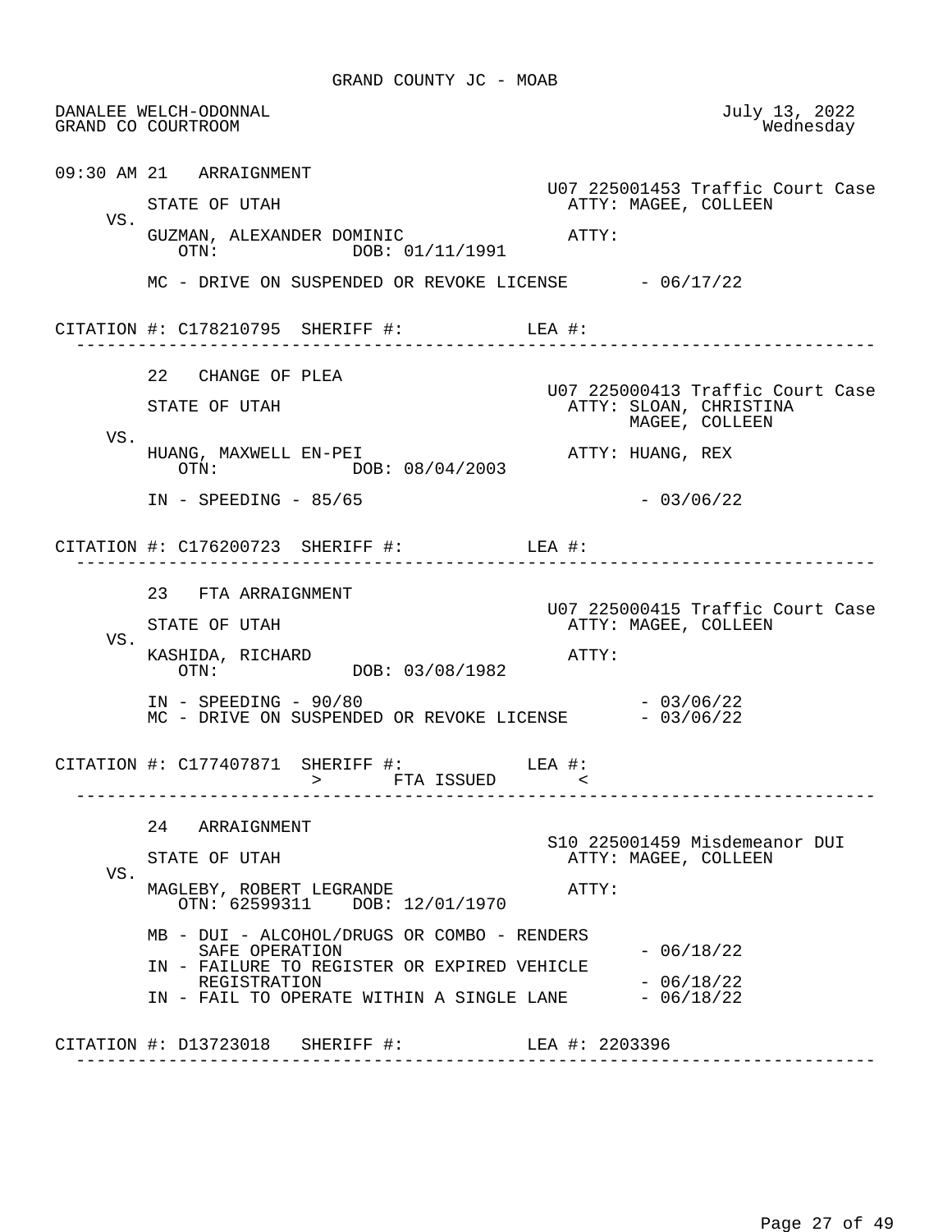GRAND COUNTY JC - MOAB

DANALEE WELCH-ODONNAL
GRAND CO COURTROOM

July 13, 2022
Wednesday

```
09:30 AM 21   ARRAIGNMENT
                                                       U07 225001453 Traffic Court Case
         STATE OF UTAH                                   ATTY: MAGEE, COLLEEN
    VS.
         GUZMAN, ALEXANDER DOMINIC                       ATTY:
            OTN:              DOB: 01/11/1991

         MC - DRIVE ON SUSPENDED OR REVOKE LICENSE        - 06/17/22


CITATION #: C178210795  SHERIFF #:            LEA #:
 ------------------------------------------------------------------------------

         22   CHANGE OF PLEA
                                                       U07 225000413 Traffic Court Case
         STATE OF UTAH                                   ATTY: SLOAN, CHRISTINA
                                                               MAGEE, COLLEEN
    VS.
         HUANG, MAXWELL EN-PEI                           ATTY: HUANG, REX
            OTN:              DOB: 08/04/2003

         IN - SPEEDING - 85/65                                     - 03/06/22


CITATION #: C176200723  SHERIFF #:            LEA #:
 ------------------------------------------------------------------------------

         23   FTA ARRAIGNMENT
                                                       U07 225000415 Traffic Court Case
         STATE OF UTAH                                   ATTY: MAGEE, COLLEEN
    VS.
         KASHIDA, RICHARD                                ATTY:
            OTN:              DOB: 03/08/1982

         IN - SPEEDING - 90/80                                     - 03/06/22
         MC - DRIVE ON SUSPENDED OR REVOKE LICENSE        - 03/06/22


CITATION #: C177407871  SHERIFF #:            LEA #:
                       >       FTA ISSUED       <
 ------------------------------------------------------------------------------

         24   ARRAIGNMENT
                                                       S10 225001459 Misdemeanor DUI
         STATE OF UTAH                                   ATTY: MAGEE, COLLEEN
    VS.
         MAGLEBY, ROBERT LEGRANDE                        ATTY:
            OTN: 62599311    DOB: 12/01/1970

         MB - DUI - ALCOHOL/DRUGS OR COMBO - RENDERS
              SAFE OPERATION                                       - 06/18/22
         IN - FAILURE TO REGISTER OR EXPIRED VEHICLE
              REGISTRATION                                         - 06/18/22
         IN - FAIL TO OPERATE WITHIN A SINGLE LANE        - 06/18/22


CITATION #: D13723018   SHERIFF #:            LEA #: 2203396
 ------------------------------------------------------------------------------
```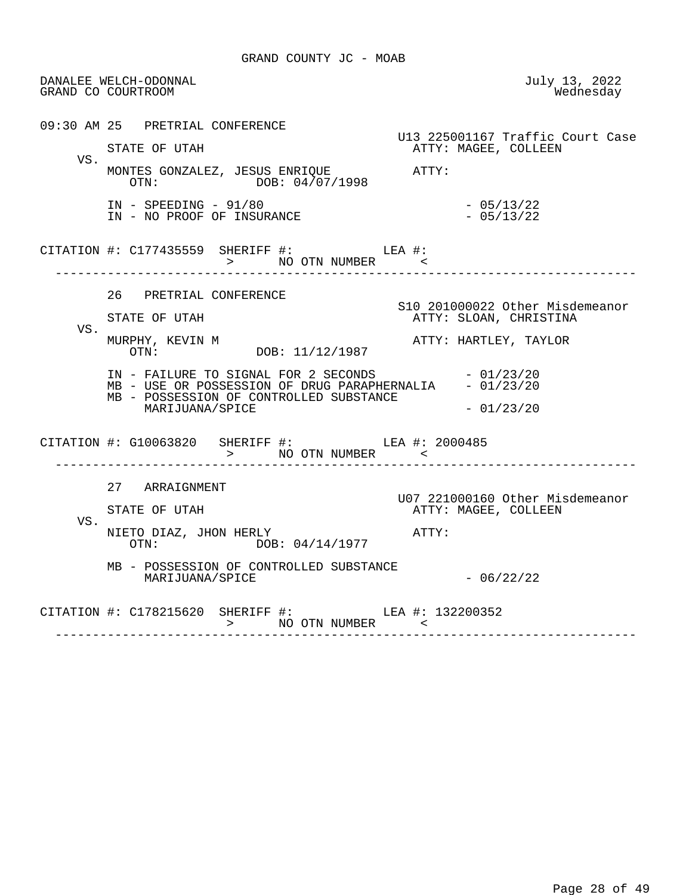GRAND COUNTY JC - MOAB

DANALEE WELCH-ODONNAL
GRAND CO COURTROOM

July 13, 2022
Wednesday

```
09:30 AM 25   PRETRIAL CONFERENCE
                                                   U13 225001167 Traffic Court Case
         STATE OF UTAH                               ATTY: MAGEE, COLLEEN
    VS.
         MONTES GONZALEZ, JESUS ENRIQUE              ATTY:
            OTN:            DOB: 04/07/1998

         IN - SPEEDING - 91/80                               - 05/13/22
         IN - NO PROOF OF INSURANCE                          - 05/13/22

CITATION #: C177435559  SHERIFF #:            LEA #:
                        >      NO OTN NUMBER      <
--------------------------------------------------------------------------------

         26   PRETRIAL CONFERENCE
                                                   S10 201000022 Other Misdemeanor
         STATE OF UTAH                               ATTY: SLOAN, CHRISTINA
    VS.
         MURPHY, KEVIN M                             ATTY: HARTLEY, TAYLOR
            OTN:            DOB: 11/12/1987

         IN - FAILURE TO SIGNAL FOR 2 SECONDS                - 01/23/20
         MB - USE OR POSSESSION OF DRUG PARAPHERNALIA        - 01/23/20
         MB - POSSESSION OF CONTROLLED SUBSTANCE
              MARIJUANA/SPICE                                - 01/23/20

CITATION #: G10063820   SHERIFF #:            LEA #: 2000485
                        >      NO OTN NUMBER      <
--------------------------------------------------------------------------------

         27   ARRAIGNMENT
                                                   U07 221000160 Other Misdemeanor
         STATE OF UTAH                               ATTY: MAGEE, COLLEEN
    VS.
         NIETO DIAZ, JHON HERLY                      ATTY:
            OTN:            DOB: 04/14/1977

         MB - POSSESSION OF CONTROLLED SUBSTANCE
              MARIJUANA/SPICE                                - 06/22/22

CITATION #: C178215620  SHERIFF #:            LEA #: 132200352
                        >      NO OTN NUMBER      <
--------------------------------------------------------------------------------
```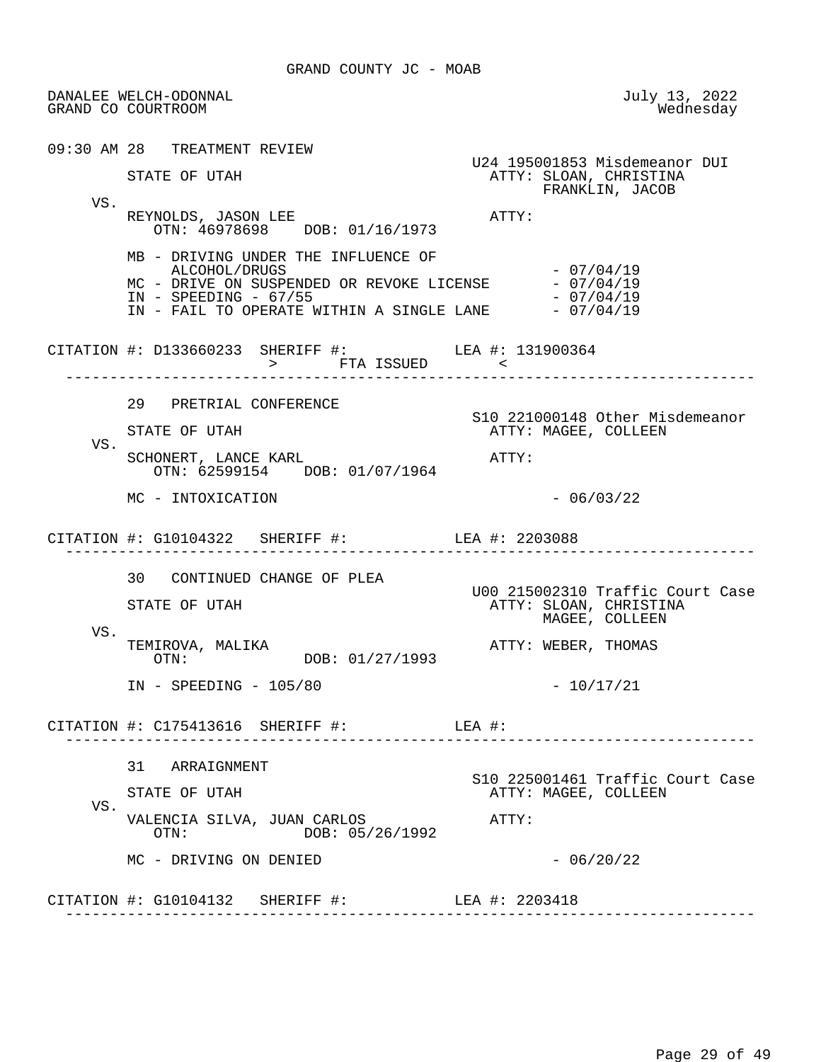GRAND COUNTY JC - MOAB

DANALEE WELCH-ODONNAL
GRAND CO COURTROOM

July 13, 2022
Wednesday

---

09:30 AM 28 TREATMENT REVIEW

U24 195001853 Misdemeanor DUI

STATE OF UTAH
ATTY: SLOAN, CHRISTINA
FRANKLIN, JACOB

VS.

REYNOLDS, JASON LEE
ATTY:
OTN: 46978698 DOB: 01/16/1973

MB - DRIVING UNDER THE INFLUENCE OF ALCOHOL/DRUGS - 07/04/19
MC - DRIVE ON SUSPENDED OR REVOKE LICENSE - 07/04/19
IN - SPEEDING - 67/55 - 07/04/19
IN - FAIL TO OPERATE WITHIN A SINGLE LANE - 07/04/19

CITATION #: D133660233 SHERIFF #: LEA #: 131900364
\> FTA ISSUED <

---

29 PRETRIAL CONFERENCE

S10 221000148 Other Misdemeanor

STATE OF UTAH
ATTY: MAGEE, COLLEEN

VS.

SCHONERT, LANCE KARL
ATTY:
OTN: 62599154 DOB: 01/07/1964

MC - INTOXICATION - 06/03/22

CITATION #: G10104322 SHERIFF #: LEA #: 2203088

---

30 CONTINUED CHANGE OF PLEA

U00 215002310 Traffic Court Case

STATE OF UTAH
ATTY: SLOAN, CHRISTINA
MAGEE, COLLEEN

VS.

TEMIROVA, MALIKA
ATTY: WEBER, THOMAS
OTN: DOB: 01/27/1993

IN - SPEEDING - 105/80 - 10/17/21

CITATION #: C175413616 SHERIFF #: LEA #:

---

31 ARRAIGNMENT

S10 225001461 Traffic Court Case

STATE OF UTAH
ATTY: MAGEE, COLLEEN

VS.

VALENCIA SILVA, JUAN CARLOS
ATTY:
OTN: DOB: 05/26/1992

MC - DRIVING ON DENIED - 06/20/22

CITATION #: G10104132 SHERIFF #: LEA #: 2203418

---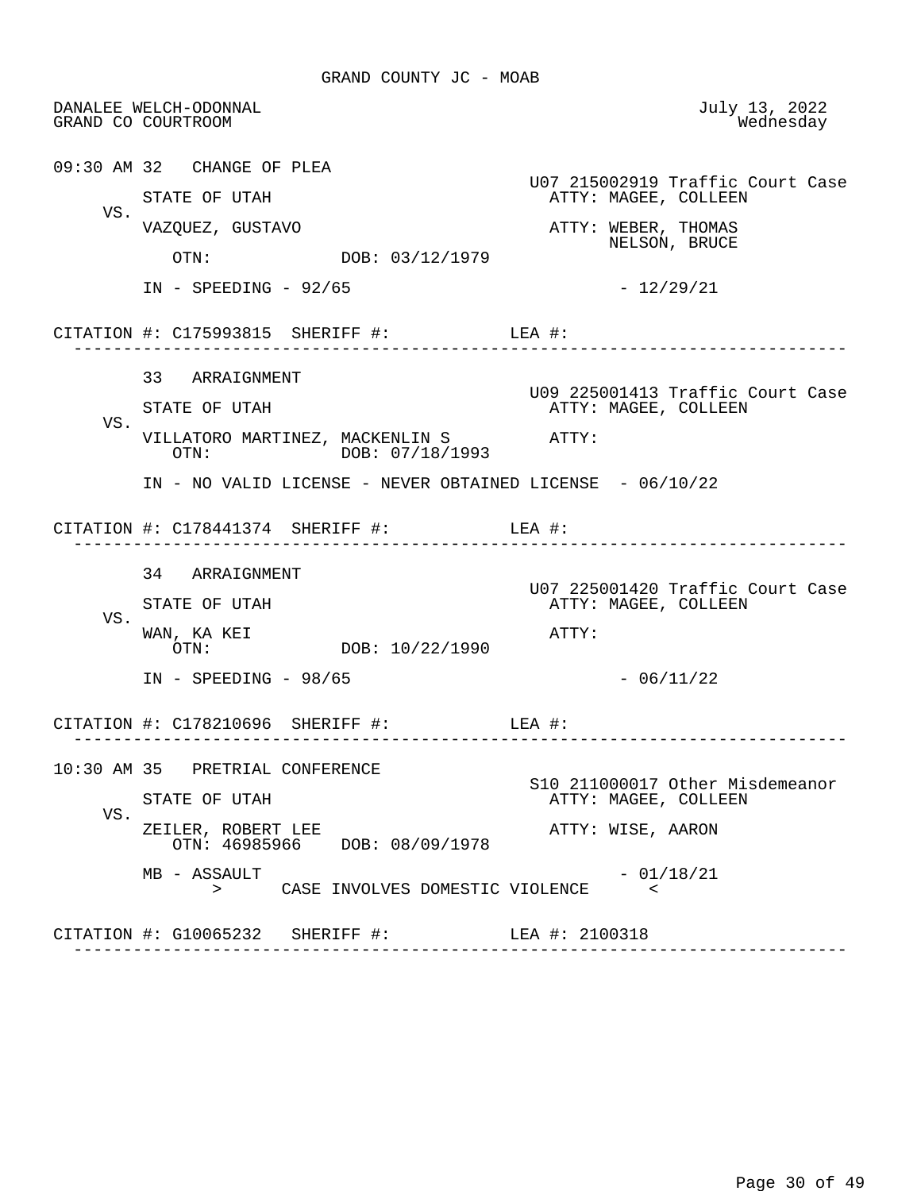GRAND COUNTY JC - MOAB

DANALEE WELCH-ODONNAL  
GRAND CO COURTROOM

July 13, 2022  
Wednesday

```
09:30 AM 32   CHANGE OF PLEA
                                                      U07 215002919 Traffic Court Case
         STATE OF UTAH                                  ATTY: MAGEE, COLLEEN
    VS.
         VAZQUEZ, GUSTAVO                               ATTY: WEBER, THOMAS
                                                              NELSON, BRUCE
            OTN:              DOB: 03/12/1979

         IN - SPEEDING - 92/65                                  - 12/29/21

CITATION #: C175993815  SHERIFF #:            LEA #:
 --------------------------------------------------------------------------------

         33   ARRAIGNMENT
                                                      U09 225001413 Traffic Court Case
         STATE OF UTAH                                  ATTY: MAGEE, COLLEEN
    VS.
         VILLATORO MARTINEZ, MACKENLIN S                ATTY:
            OTN:              DOB: 07/18/1993

         IN - NO VALID LICENSE - NEVER OBTAINED LICENSE  - 06/10/22

CITATION #: C178441374  SHERIFF #:            LEA #:
 --------------------------------------------------------------------------------

         34   ARRAIGNMENT
                                                      U07 225001420 Traffic Court Case
         STATE OF UTAH                                  ATTY: MAGEE, COLLEEN
    VS.
         WAN, KA KEI                                    ATTY:
            OTN:              DOB: 10/22/1990

         IN - SPEEDING - 98/65                                  - 06/11/22

CITATION #: C178210696  SHERIFF #:            LEA #:
 --------------------------------------------------------------------------------

10:30 AM 35   PRETRIAL CONFERENCE
                                                      S10 211000017 Other Misdemeanor
         STATE OF UTAH                                  ATTY: MAGEE, COLLEEN
    VS.
         ZEILER, ROBERT LEE                             ATTY: WISE, AARON
            OTN: 46985966    DOB: 08/09/1978

         MB - ASSAULT                                           - 01/18/21
               >      CASE INVOLVES DOMESTIC VIOLENCE      <

CITATION #: G10065232   SHERIFF #:            LEA #: 2100318
 --------------------------------------------------------------------------------
```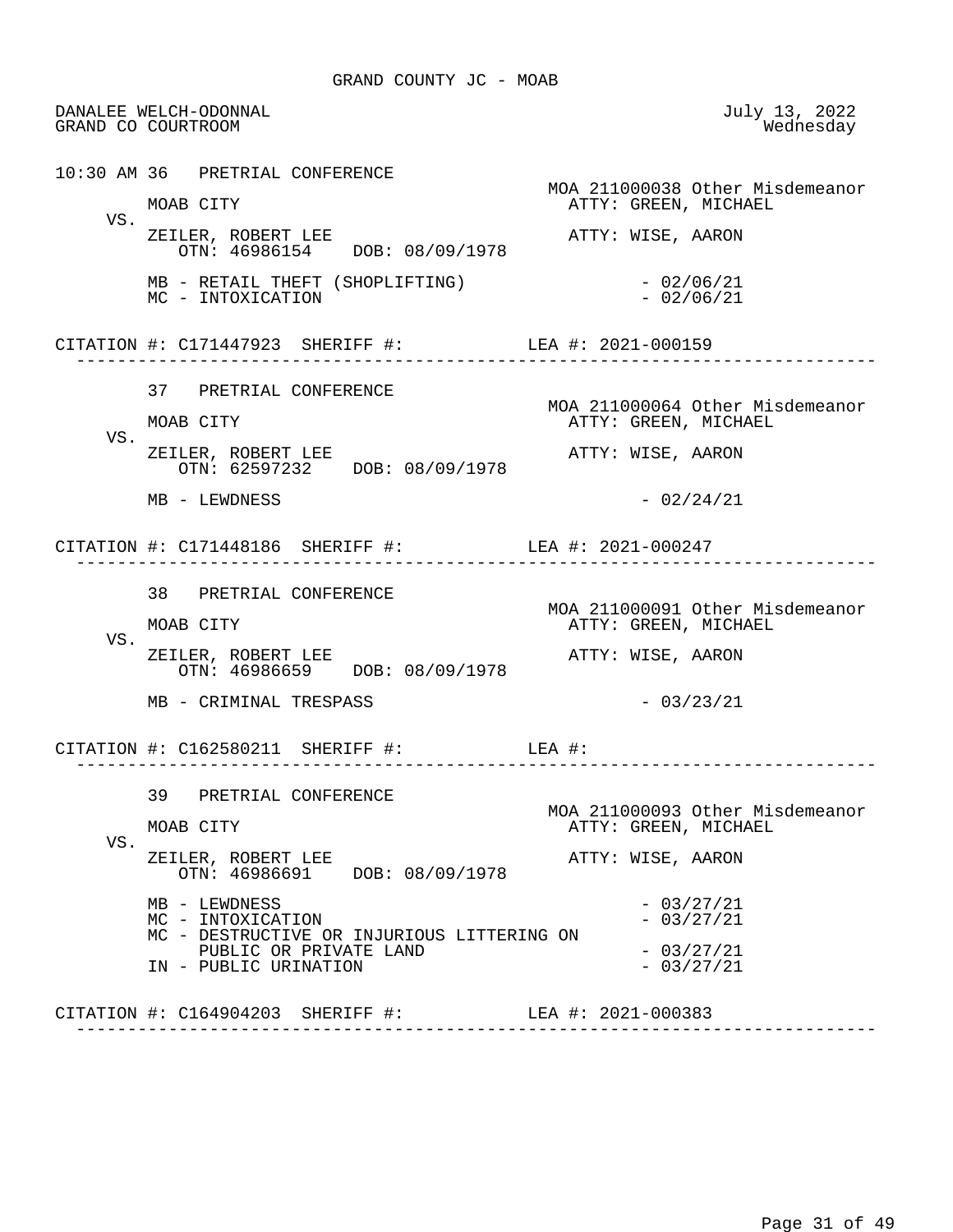GRAND COUNTY JC - MOAB

DANALEE WELCH-ODONNAL — July 13, 2022
GRAND CO COURTROOM — Wednesday

```
10:30 AM 36   PRETRIAL CONFERENCE
                                                   MOA 211000038 Other Misdemeanor
         MOAB CITY                                   ATTY: GREEN, MICHAEL
    VS.
         ZEILER, ROBERT LEE                          ATTY: WISE, AARON
            OTN: 46986154    DOB: 08/09/1978

         MB - RETAIL THEFT (SHOPLIFTING)                      - 02/06/21
         MC - INTOXICATION                                    - 02/06/21

CITATION #: C171447923  SHERIFF #:            LEA #: 2021-000159
 -------------------------------------------------------------------------------

         37   PRETRIAL CONFERENCE
                                                   MOA 211000064 Other Misdemeanor
         MOAB CITY                                   ATTY: GREEN, MICHAEL
    VS.
         ZEILER, ROBERT LEE                          ATTY: WISE, AARON
            OTN: 62597232    DOB: 08/09/1978

         MB - LEWDNESS                                        - 02/24/21

CITATION #: C171448186  SHERIFF #:            LEA #: 2021-000247
 -------------------------------------------------------------------------------

         38   PRETRIAL CONFERENCE
                                                   MOA 211000091 Other Misdemeanor
         MOAB CITY                                   ATTY: GREEN, MICHAEL
    VS.
         ZEILER, ROBERT LEE                          ATTY: WISE, AARON
            OTN: 46986659    DOB: 08/09/1978

         MB - CRIMINAL TRESPASS                               - 03/23/21

CITATION #: C162580211  SHERIFF #:            LEA #:
 -------------------------------------------------------------------------------

         39   PRETRIAL CONFERENCE
                                                   MOA 211000093 Other Misdemeanor
         MOAB CITY                                   ATTY: GREEN, MICHAEL
    VS.
         ZEILER, ROBERT LEE                          ATTY: WISE, AARON
            OTN: 46986691    DOB: 08/09/1978

         MB - LEWDNESS                                        - 03/27/21
         MC - INTOXICATION                                    - 03/27/21
         MC - DESTRUCTIVE OR INJURIOUS LITTERING ON
              PUBLIC OR PRIVATE LAND                          - 03/27/21
         IN - PUBLIC URINATION                                - 03/27/21

CITATION #: C164904203  SHERIFF #:            LEA #: 2021-000383
 -------------------------------------------------------------------------------
```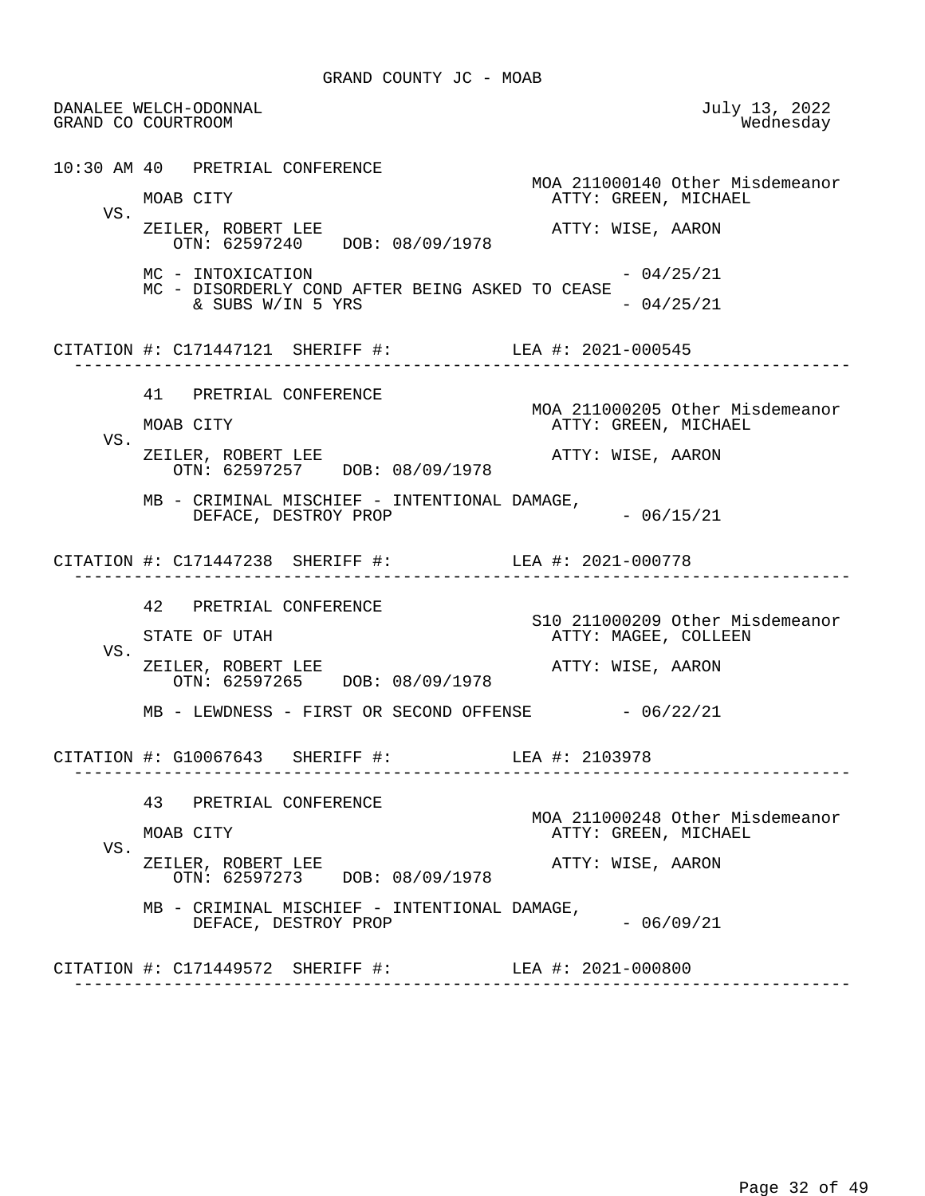GRAND COUNTY JC - MOAB

DANALEE WELCH-ODONNAL July 13, 2022
GRAND CO COURTROOM Wednesday

10:30 AM 40 PRETRIAL CONFERENCE

MOA 211000140 Other Misdemeanor

MOAB CITY ATTY: GREEN, MICHAEL

VS.

ZEILER, ROBERT LEE ATTY: WISE, AARON
OTN: 62597240 DOB: 08/09/1978

MC - INTOXICATION - 04/25/21
MC - DISORDERLY COND AFTER BEING ASKED TO CEASE & SUBS W/IN 5 YRS - 04/25/21

CITATION #: C171447121 SHERIFF #: LEA #: 2021-000545

---

41 PRETRIAL CONFERENCE

MOA 211000205 Other Misdemeanor

MOAB CITY ATTY: GREEN, MICHAEL

VS.

ZEILER, ROBERT LEE ATTY: WISE, AARON
OTN: 62597257 DOB: 08/09/1978

MB - CRIMINAL MISCHIEF - INTENTIONAL DAMAGE, DEFACE, DESTROY PROP - 06/15/21

CITATION #: C171447238 SHERIFF #: LEA #: 2021-000778

---

42 PRETRIAL CONFERENCE

S10 211000209 Other Misdemeanor

STATE OF UTAH ATTY: MAGEE, COLLEEN

VS.

ZEILER, ROBERT LEE ATTY: WISE, AARON
OTN: 62597265 DOB: 08/09/1978

MB - LEWDNESS - FIRST OR SECOND OFFENSE - 06/22/21

CITATION #: G10067643 SHERIFF #: LEA #: 2103978

---

43 PRETRIAL CONFERENCE

MOA 211000248 Other Misdemeanor

MOAB CITY ATTY: GREEN, MICHAEL

VS.

ZEILER, ROBERT LEE ATTY: WISE, AARON
OTN: 62597273 DOB: 08/09/1978

MB - CRIMINAL MISCHIEF - INTENTIONAL DAMAGE, DEFACE, DESTROY PROP - 06/09/21

CITATION #: C171449572 SHERIFF #: LEA #: 2021-000800

---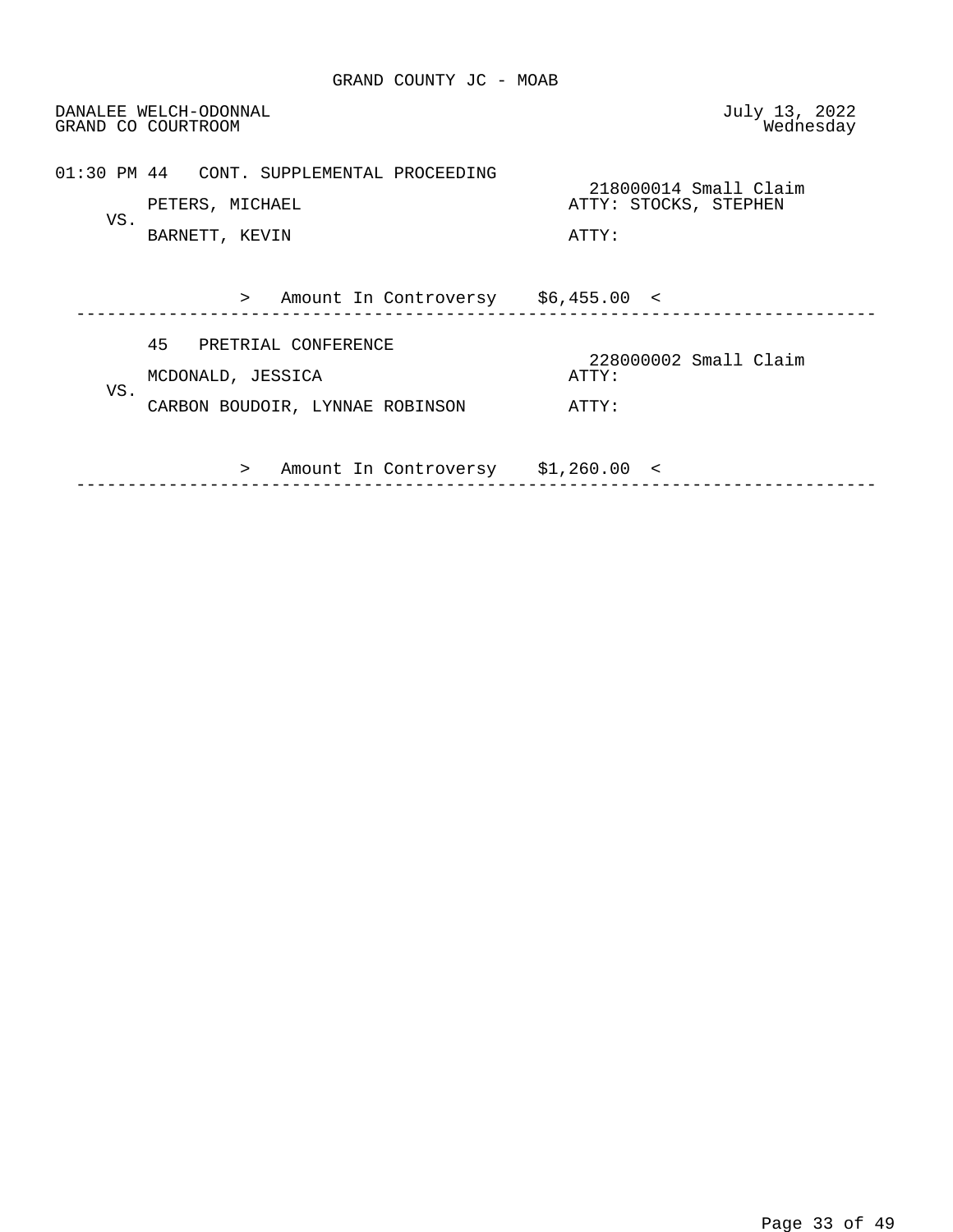GRAND COUNTY JC - MOAB

DANALEE WELCH-ODONNAL
GRAND CO COURTROOM

July 13, 2022
Wednesday

01:30 PM 44 CONT. SUPPLEMENTAL PROCEEDING

218000014 Small Claim

PETERS, MICHAEL — ATTY: STOCKS, STEPHEN

VS.

BARNETT, KEVIN — ATTY:

> Amount In Controversy $6,455.00 <

---

45 PRETRIAL CONFERENCE

228000002 Small Claim

MCDONALD, JESSICA — ATTY:

VS.

CARBON BOUDOIR, LYNNAE ROBINSON — ATTY:

> Amount In Controversy $1,260.00 <

---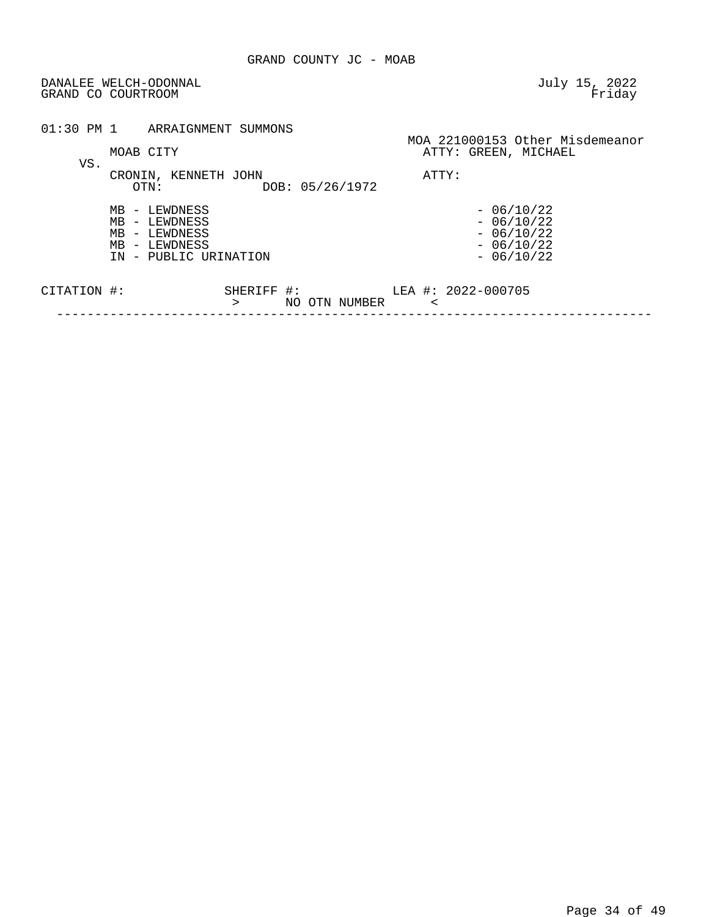GRAND COUNTY JC - MOAB

DANALEE WELCH-ODONNAL
GRAND CO COURTROOM

July 15, 2022
Friday

01:30 PM 1 ARRAIGNMENT SUMMONS

MOA 221000153 Other Misdemeanor

MOAB CITY
ATTY: GREEN, MICHAEL

VS.

CRONIN, KENNETH JOHN
ATTY:

OTN: DOB: 05/26/1972

| Charge | Date |
| --- | --- |
| MB - LEWDNESS | - 06/10/22 |
| MB - LEWDNESS | - 06/10/22 |
| MB - LEWDNESS | - 06/10/22 |
| MB - LEWDNESS | - 06/10/22 |
| IN - PUBLIC URINATION | - 06/10/22 |

CITATION #: SHERIFF #: LEA #: 2022-000705

> NO OTN NUMBER <

---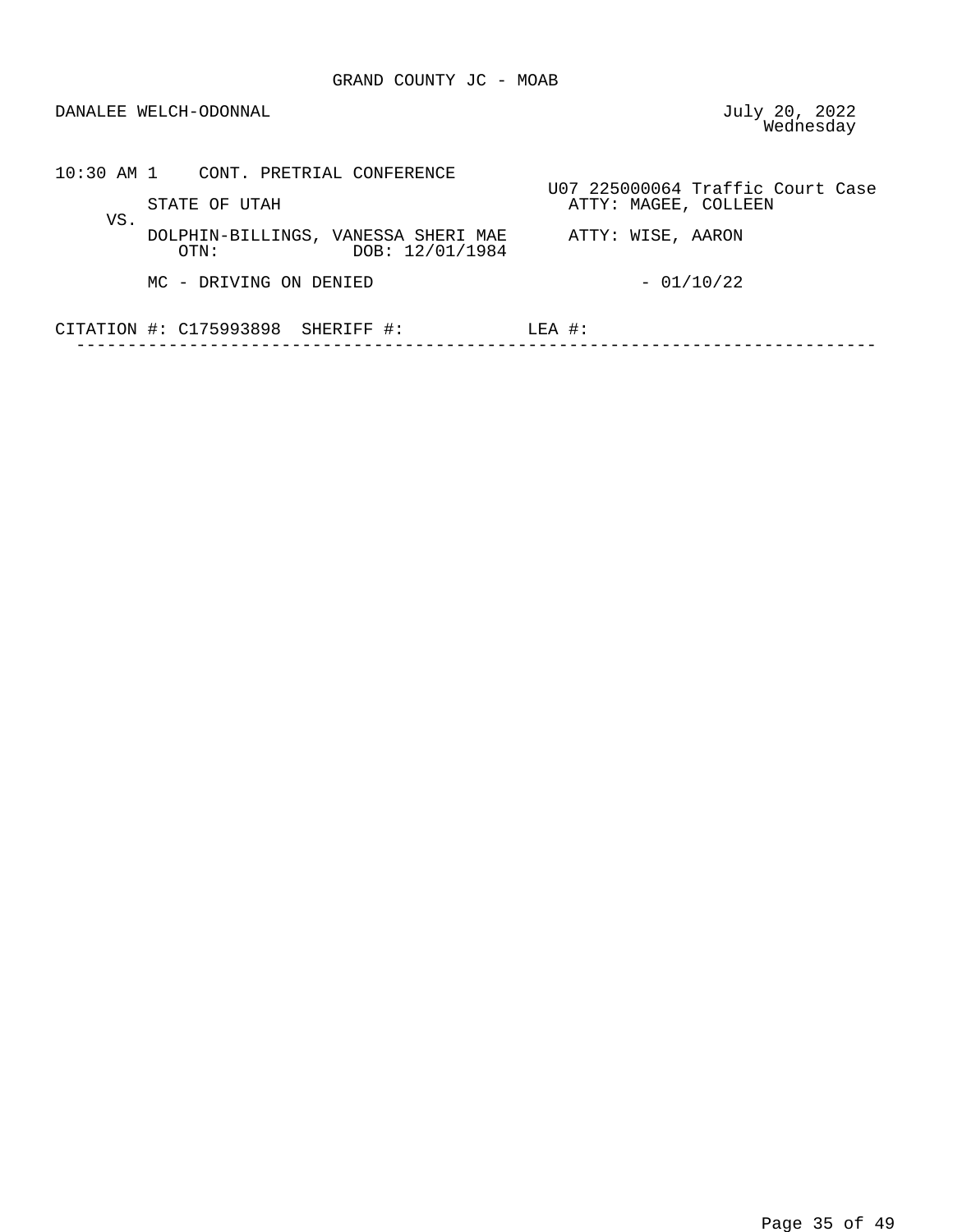GRAND COUNTY JC - MOAB

DANALEE WELCH-ODONNAL

July 20, 2022
Wednesday

```
10:30 AM 1    CONT. PRETRIAL CONFERENCE
                                                 U07 225000064 Traffic Court Case
        STATE OF UTAH                              ATTY: MAGEE, COLLEEN
    VS.
        DOLPHIN-BILLINGS, VANESSA SHERI MAE        ATTY: WISE, AARON
           OTN:             DOB: 12/01/1984

        MC - DRIVING ON DENIED                              - 01/10/22

CITATION #: C175993898  SHERIFF #:           LEA #:
```

---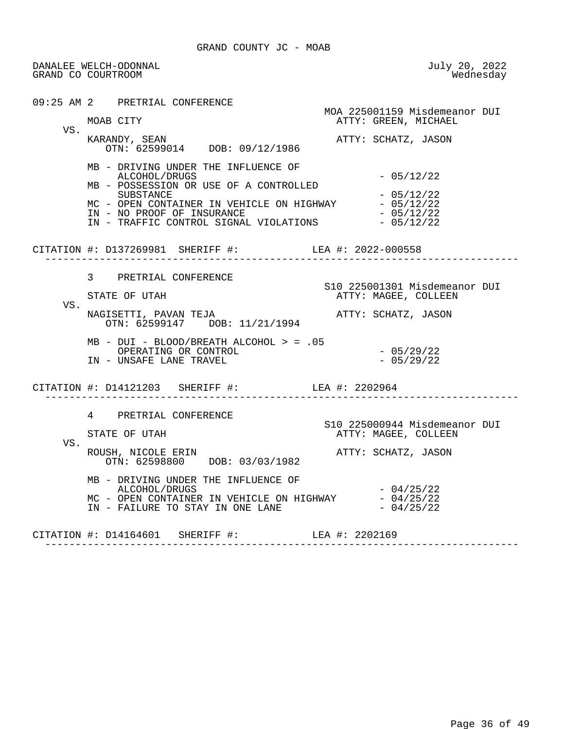GRAND COUNTY JC - MOAB

DANALEE WELCH-ODONNAL
GRAND CO COURTROOM

July 20, 2022
Wednesday

09:25 AM 2 PRETRIAL CONFERENCE

MOA 225001159 Misdemeanor DUI

MOAB CITY — ATTY: GREEN, MICHAEL

VS.

KARANDY, SEAN — ATTY: SCHATZ, JASON
OTN: 62599014 DOB: 09/12/1986

- MB - DRIVING UNDER THE INFLUENCE OF ALCOHOL/DRUGS - 05/12/22
- MB - POSSESSION OR USE OF A CONTROLLED SUBSTANCE - 05/12/22
- MC - OPEN CONTAINER IN VEHICLE ON HIGHWAY - 05/12/22
- IN - NO PROOF OF INSURANCE - 05/12/22
- IN - TRAFFIC CONTROL SIGNAL VIOLATIONS - 05/12/22

CITATION #: D137269981 SHERIFF #: LEA #: 2022-000558

---

3 PRETRIAL CONFERENCE

S10 225001301 Misdemeanor DUI

STATE OF UTAH — ATTY: MAGEE, COLLEEN

VS.

NAGISETTI, PAVAN TEJA — ATTY: SCHATZ, JASON
OTN: 62599147 DOB: 11/21/1994

- MB - DUI - BLOOD/BREATH ALCOHOL > = .05 OPERATING OR CONTROL - 05/29/22
- IN - UNSAFE LANE TRAVEL - 05/29/22

CITATION #: D14121203 SHERIFF #: LEA #: 2202964

---

4 PRETRIAL CONFERENCE

S10 225000944 Misdemeanor DUI

STATE OF UTAH — ATTY: MAGEE, COLLEEN

VS.

ROUSH, NICOLE ERIN — ATTY: SCHATZ, JASON
OTN: 62598800 DOB: 03/03/1982

- MB - DRIVING UNDER THE INFLUENCE OF ALCOHOL/DRUGS - 04/25/22
- MC - OPEN CONTAINER IN VEHICLE ON HIGHWAY - 04/25/22
- IN - FAILURE TO STAY IN ONE LANE - 04/25/22

CITATION #: D14164601 SHERIFF #: LEA #: 2202169

---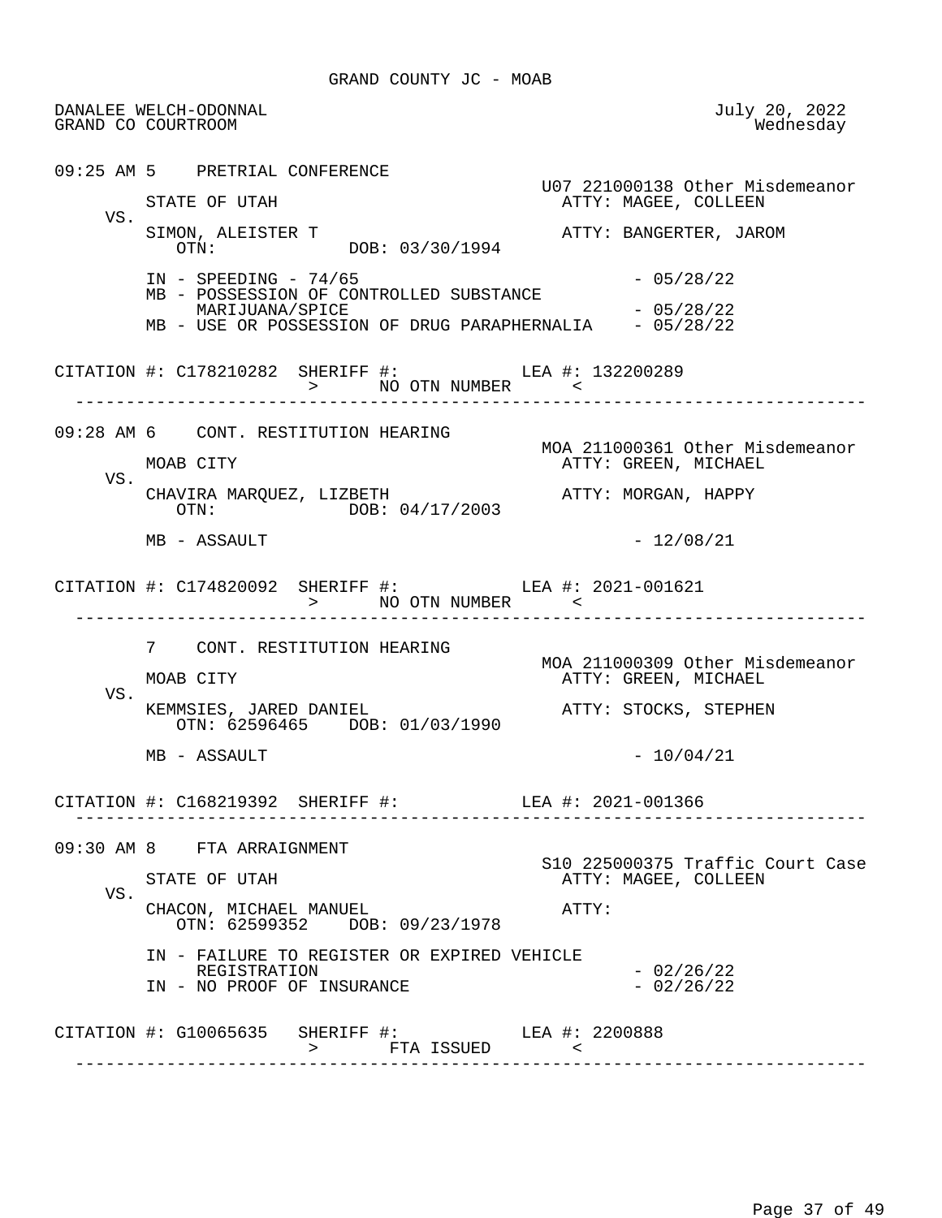GRAND COUNTY JC - MOAB

DANALEE WELCH-ODONNAL
GRAND CO COURTROOM

July 20, 2022
Wednesday

```
09:25 AM 5    PRETRIAL CONFERENCE
                                                    U07 221000138 Other Misdemeanor
       STATE OF UTAH                                  ATTY: MAGEE, COLLEEN
   VS.
       SIMON, ALEISTER T                              ATTY: BANGERTER, JAROM
          OTN:              DOB: 03/30/1994

       IN - SPEEDING - 74/65                                  - 05/28/22
       MB - POSSESSION OF CONTROLLED SUBSTANCE
            MARIJUANA/SPICE                                   - 05/28/22
       MB - USE OR POSSESSION OF DRUG PARAPHERNALIA    - 05/28/22

CITATION #: C178210282  SHERIFF #:           LEA #: 132200289
                        >     NO OTN NUMBER      <
--------------------------------------------------------------------------------

09:28 AM 6    CONT. RESTITUTION HEARING
                                                    MOA 211000361 Other Misdemeanor
       MOAB CITY                                      ATTY: GREEN, MICHAEL
   VS.
       CHAVIRA MARQUEZ, LIZBETH                       ATTY: MORGAN, HAPPY
          OTN:              DOB: 04/17/2003

       MB - ASSAULT                                           - 12/08/21

CITATION #: C174820092  SHERIFF #:           LEA #: 2021-001621
                        >     NO OTN NUMBER      <
--------------------------------------------------------------------------------

         7    CONT. RESTITUTION HEARING
                                                    MOA 211000309 Other Misdemeanor
       MOAB CITY                                      ATTY: GREEN, MICHAEL
   VS.
       KEMMSIES, JARED DANIEL                         ATTY: STOCKS, STEPHEN
          OTN: 62596465    DOB: 01/03/1990

       MB - ASSAULT                                           - 10/04/21

CITATION #: C168219392  SHERIFF #:           LEA #: 2021-001366
--------------------------------------------------------------------------------

09:30 AM 8    FTA ARRAIGNMENT
                                                    S10 225000375 Traffic Court Case
       STATE OF UTAH                                  ATTY: MAGEE, COLLEEN
   VS.
       CHACON, MICHAEL MANUEL                         ATTY:
          OTN: 62599352    DOB: 09/23/1978

       IN - FAILURE TO REGISTER OR EXPIRED VEHICLE
            REGISTRATION                                      - 02/26/22
       IN - NO PROOF OF INSURANCE                             - 02/26/22

CITATION #: G10065635   SHERIFF #:           LEA #: 2200888
                        >      FTA ISSUED       <
--------------------------------------------------------------------------------
```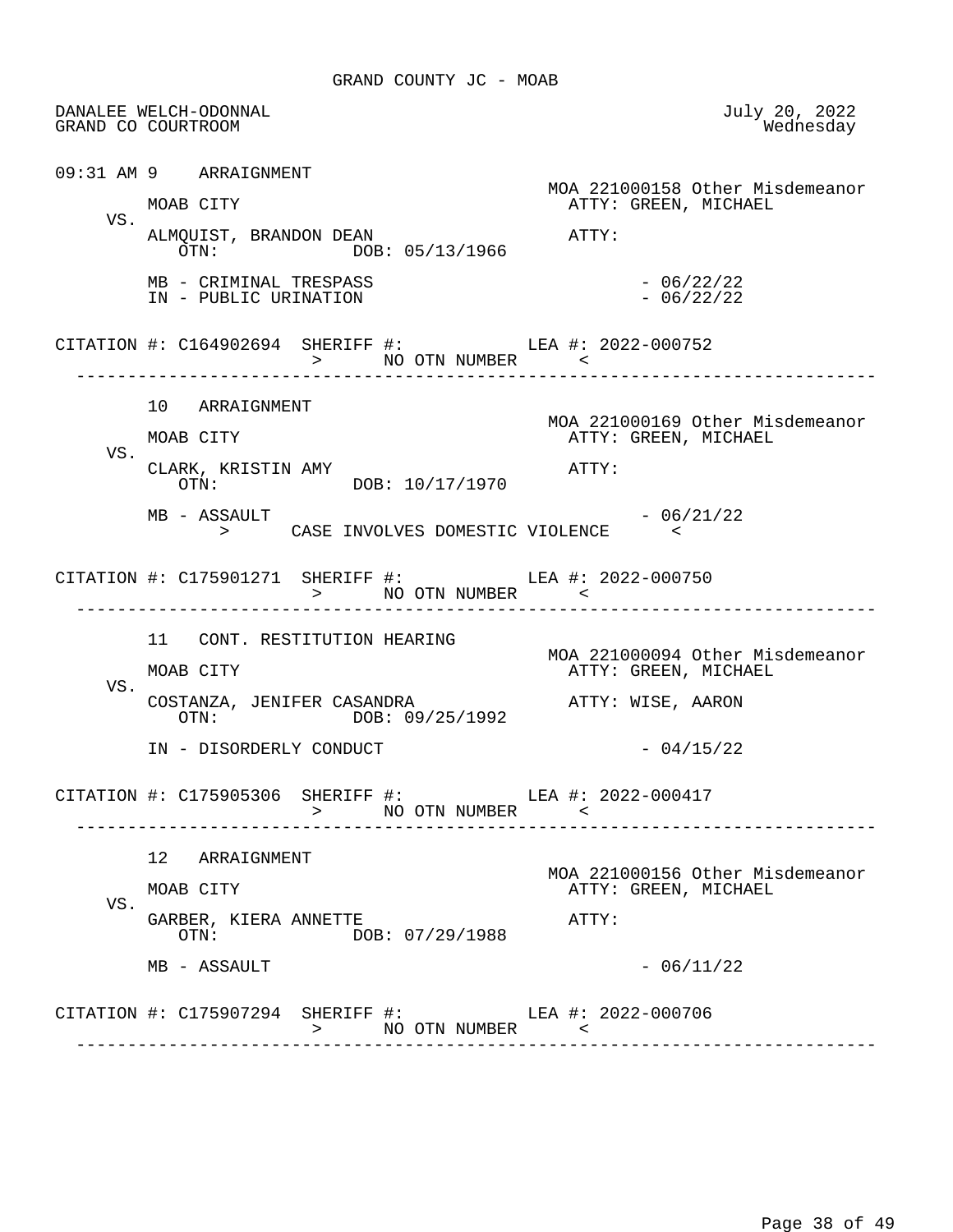GRAND COUNTY JC - MOAB

DANALEE WELCH-ODONNAL
GRAND CO COURTROOM

July 20, 2022
Wednesday

```
09:31 AM 9    ARRAIGNMENT
                                                    MOA 221000158 Other Misdemeanor
         MOAB CITY                                    ATTY: GREEN, MICHAEL
    VS.
         ALMQUIST, BRANDON DEAN                       ATTY:
            OTN:              DOB: 05/13/1966

         MB - CRIMINAL TRESPASS                                - 06/22/22
         IN - PUBLIC URINATION                                 - 06/22/22

CITATION #: C164902694  SHERIFF #:            LEA #: 2022-000752
                          >      NO OTN NUMBER      <
-------------------------------------------------------------------------------

         10   ARRAIGNMENT
                                                    MOA 221000169 Other Misdemeanor
         MOAB CITY                                    ATTY: GREEN, MICHAEL
    VS.
         CLARK, KRISTIN AMY                           ATTY:
            OTN:              DOB: 10/17/1970

         MB - ASSAULT                                          - 06/21/22
               >      CASE INVOLVES DOMESTIC VIOLENCE      <

CITATION #: C175901271  SHERIFF #:            LEA #: 2022-000750
                          >      NO OTN NUMBER      <
-------------------------------------------------------------------------------

         11   CONT. RESTITUTION HEARING
                                                    MOA 221000094 Other Misdemeanor
         MOAB CITY                                    ATTY: GREEN, MICHAEL
    VS.
         COSTANZA, JENIFER CASANDRA                   ATTY: WISE, AARON
            OTN:              DOB: 09/25/1992

         IN - DISORDERLY CONDUCT                               - 04/15/22

CITATION #: C175905306  SHERIFF #:            LEA #: 2022-000417
                          >      NO OTN NUMBER      <
-------------------------------------------------------------------------------

         12   ARRAIGNMENT
                                                    MOA 221000156 Other Misdemeanor
         MOAB CITY                                    ATTY: GREEN, MICHAEL
    VS.
         GARBER, KIERA ANNETTE                        ATTY:
            OTN:              DOB: 07/29/1988

         MB - ASSAULT                                          - 06/11/22

CITATION #: C175907294  SHERIFF #:            LEA #: 2022-000706
                          >      NO OTN NUMBER      <
-------------------------------------------------------------------------------
```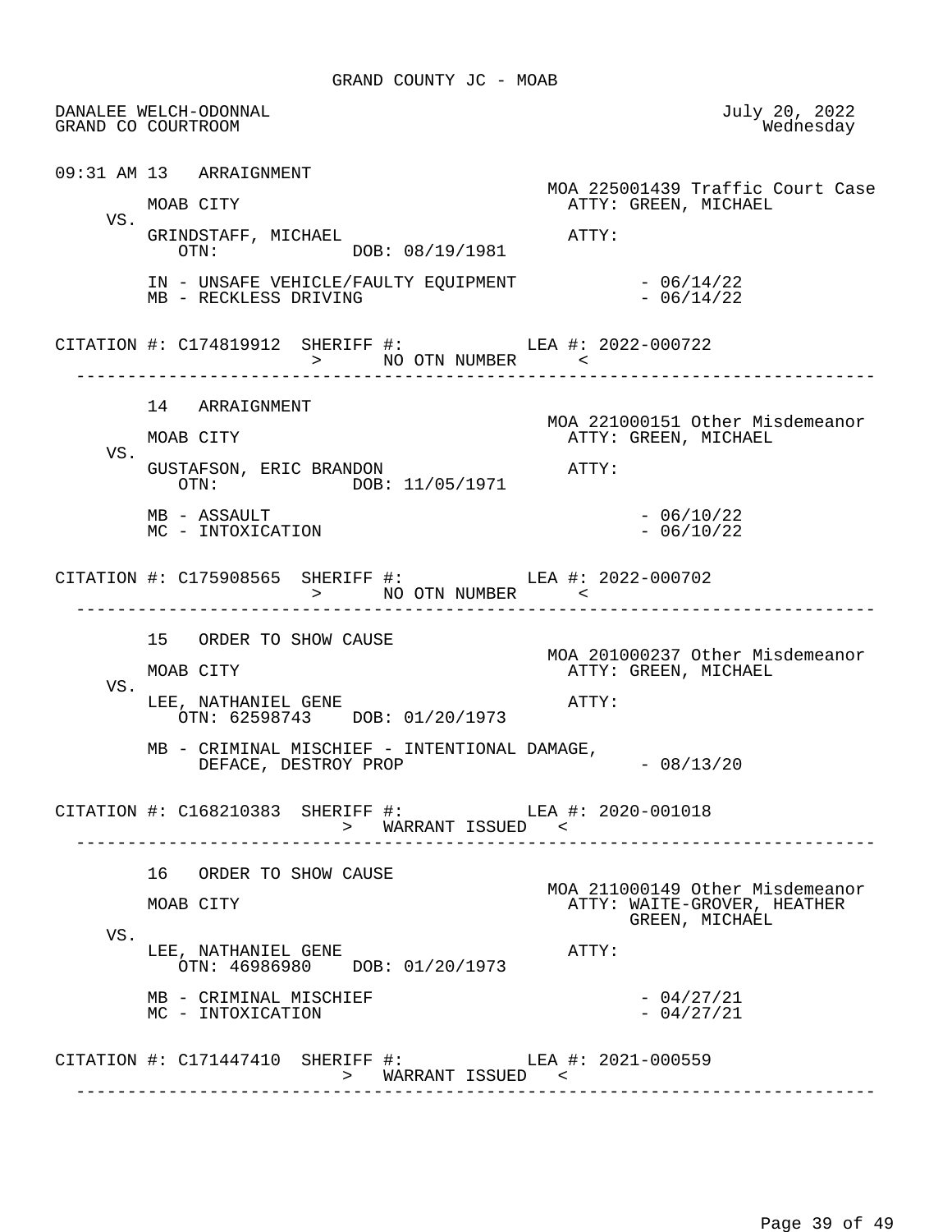GRAND COUNTY JC - MOAB

DANALEE WELCH-ODONNAL
GRAND CO COURTROOM

July 20, 2022
Wednesday

09:31 AM 13 ARRAIGNMENT

MOA 225001439 Traffic Court Case

MOAB CITY
ATTY: GREEN, MICHAEL

VS.

GRINDSTAFF, MICHAEL
ATTY:
OTN: DOB: 08/19/1981

IN - UNSAFE VEHICLE/FAULTY EQUIPMENT - 06/14/22
MB - RECKLESS DRIVING - 06/14/22

CITATION #: C174819912 SHERIFF #: LEA #: 2022-000722
> NO OTN NUMBER <

---

14 ARRAIGNMENT

MOA 221000151 Other Misdemeanor

MOAB CITY
ATTY: GREEN, MICHAEL

VS.

GUSTAFSON, ERIC BRANDON
ATTY:
OTN: DOB: 11/05/1971

MB - ASSAULT - 06/10/22
MC - INTOXICATION - 06/10/22

CITATION #: C175908565 SHERIFF #: LEA #: 2022-000702
> NO OTN NUMBER <

---

15 ORDER TO SHOW CAUSE

MOA 201000237 Other Misdemeanor

MOAB CITY
ATTY: GREEN, MICHAEL

VS.

LEE, NATHANIEL GENE
ATTY:
OTN: 62598743 DOB: 01/20/1973

MB - CRIMINAL MISCHIEF - INTENTIONAL DAMAGE,
DEFACE, DESTROY PROP - 08/13/20

CITATION #: C168210383 SHERIFF #: LEA #: 2020-001018
> WARRANT ISSUED <

---

16 ORDER TO SHOW CAUSE

MOA 211000149 Other Misdemeanor

MOAB CITY
ATTY: WAITE-GROVER, HEATHER
GREEN, MICHAEL

VS.

LEE, NATHANIEL GENE
ATTY:
OTN: 46986980 DOB: 01/20/1973

MB - CRIMINAL MISCHIEF - 04/27/21
MC - INTOXICATION - 04/27/21

CITATION #: C171447410 SHERIFF #: LEA #: 2021-000559
> WARRANT ISSUED <

---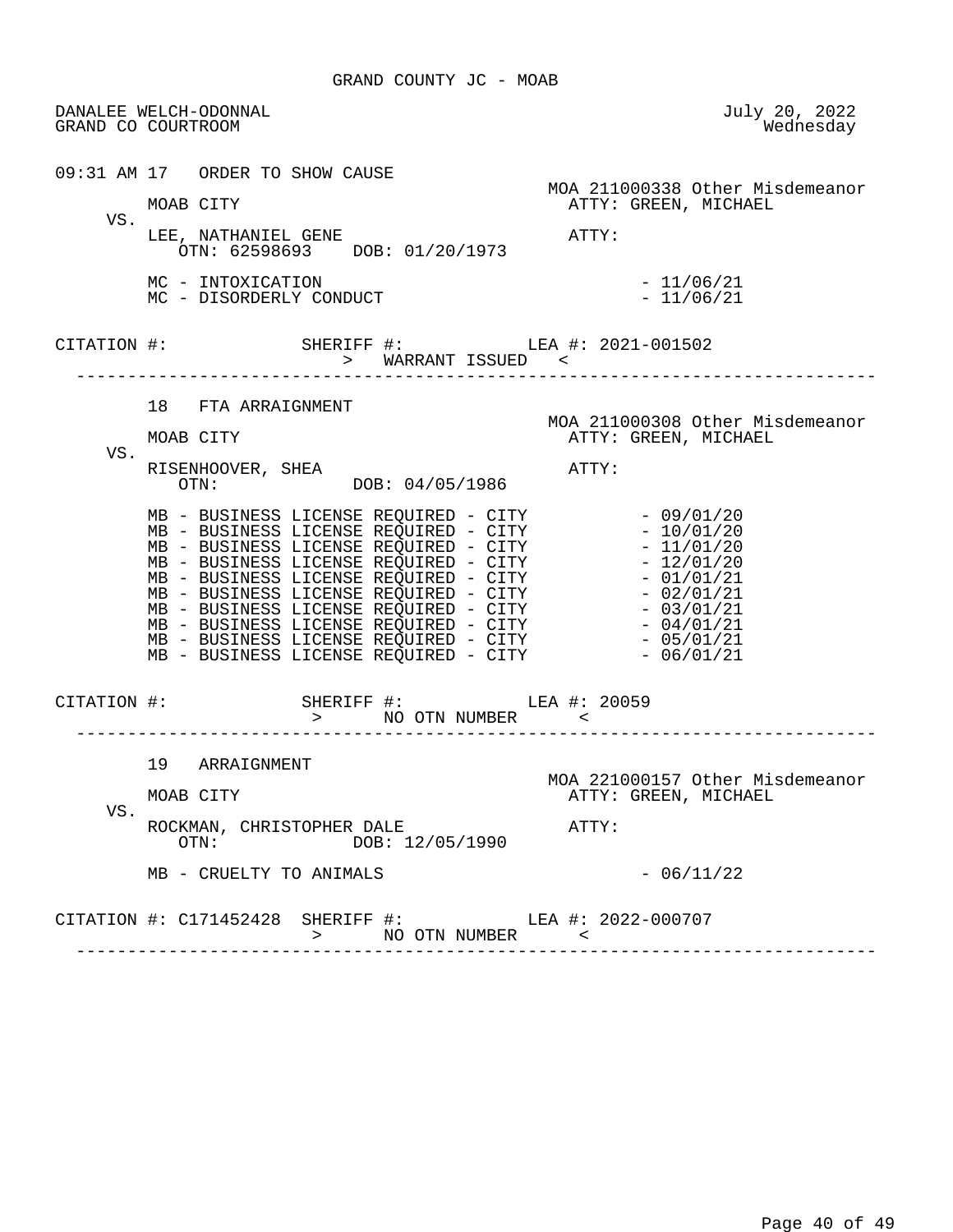GRAND COUNTY JC - MOAB

DANALEE WELCH-ODONNAL
GRAND CO COURTROOM

July 20, 2022
Wednesday

09:31 AM 17 ORDER TO SHOW CAUSE

MOA 211000338 Other Misdemeanor

MOAB CITY — ATTY: GREEN, MICHAEL

VS.

LEE, NATHANIEL GENE — ATTY:

OTN: 62598693 DOB: 01/20/1973

MC - INTOXICATION - 11/06/21
MC - DISORDERLY CONDUCT - 11/06/21

CITATION #: SHERIFF #: LEA #: 2021-001502

> WARRANT ISSUED <

---

18 FTA ARRAIGNMENT

MOA 211000308 Other Misdemeanor

MOAB CITY — ATTY: GREEN, MICHAEL

VS.

RISENHOOVER, SHEA — ATTY:

OTN: DOB: 04/05/1986

MB - BUSINESS LICENSE REQUIRED - CITY - 09/01/20
MB - BUSINESS LICENSE REQUIRED - CITY - 10/01/20
MB - BUSINESS LICENSE REQUIRED - CITY - 11/01/20
MB - BUSINESS LICENSE REQUIRED - CITY - 12/01/20
MB - BUSINESS LICENSE REQUIRED - CITY - 01/01/21
MB - BUSINESS LICENSE REQUIRED - CITY - 02/01/21
MB - BUSINESS LICENSE REQUIRED - CITY - 03/01/21
MB - BUSINESS LICENSE REQUIRED - CITY - 04/01/21
MB - BUSINESS LICENSE REQUIRED - CITY - 05/01/21
MB - BUSINESS LICENSE REQUIRED - CITY - 06/01/21

CITATION #: SHERIFF #: LEA #: 20059

> NO OTN NUMBER <

---

19 ARRAIGNMENT

MOA 221000157 Other Misdemeanor

MOAB CITY — ATTY: GREEN, MICHAEL

VS.

ROCKMAN, CHRISTOPHER DALE — ATTY:

OTN: DOB: 12/05/1990

MB - CRUELTY TO ANIMALS - 06/11/22

CITATION #: C171452428 SHERIFF #: LEA #: 2022-000707

> NO OTN NUMBER <

---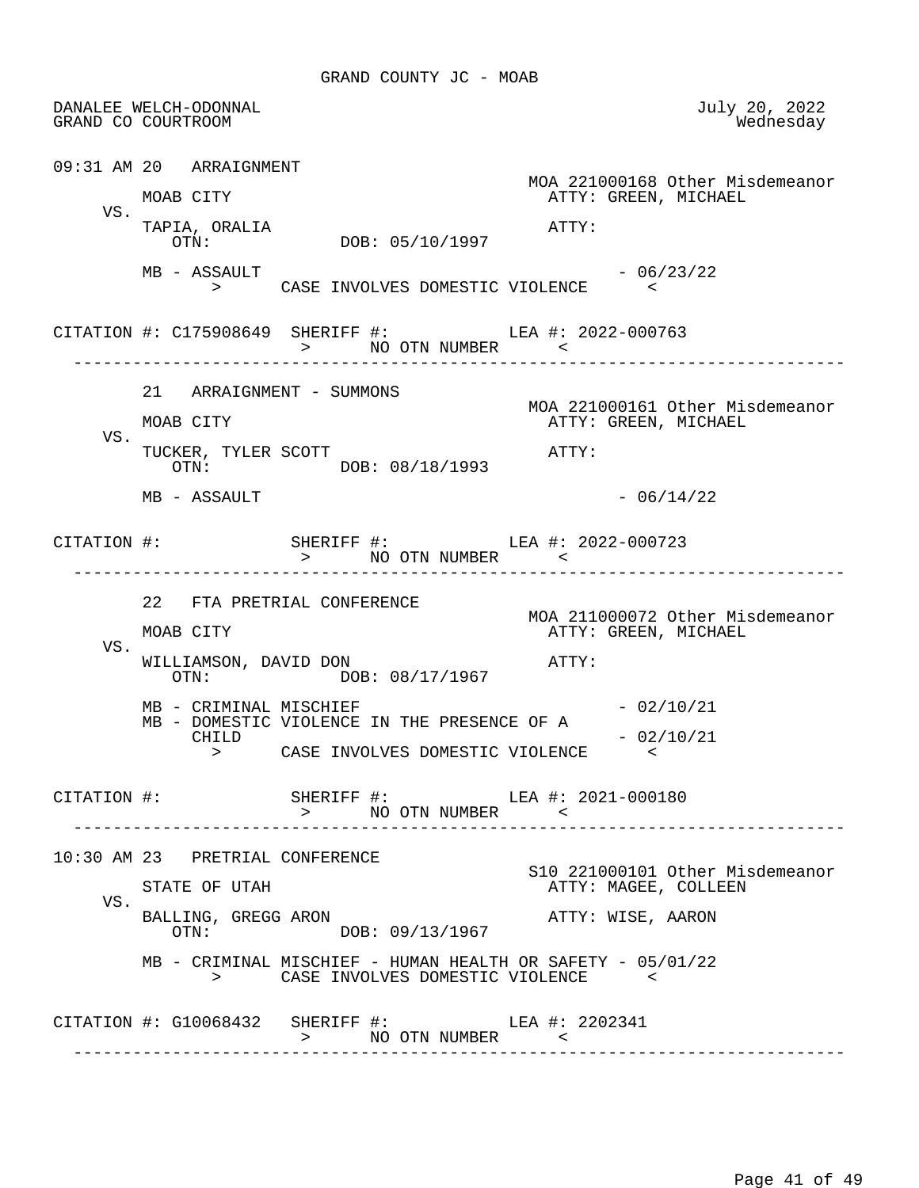GRAND COUNTY JC - MOAB

DANALEE WELCH-ODONNAL
GRAND CO COURTROOM

July 20, 2022
Wednesday

---

09:31 AM 20 ARRAIGNMENT

MOA 221000168 Other Misdemeanor

MOAB CITY ATTY: GREEN, MICHAEL

VS.

TAPIA, ORALIA ATTY:
OTN: DOB: 05/10/1997

MB - ASSAULT - 06/23/22
> CASE INVOLVES DOMESTIC VIOLENCE <

CITATION #: C175908649 SHERIFF #: LEA #: 2022-000763
> NO OTN NUMBER <

---

21 ARRAIGNMENT - SUMMONS

MOA 221000161 Other Misdemeanor

MOAB CITY ATTY: GREEN, MICHAEL

VS.

TUCKER, TYLER SCOTT ATTY:
OTN: DOB: 08/18/1993

MB - ASSAULT - 06/14/22

CITATION #: SHERIFF #: LEA #: 2022-000723
> NO OTN NUMBER <

---

22 FTA PRETRIAL CONFERENCE

MOA 211000072 Other Misdemeanor

MOAB CITY ATTY: GREEN, MICHAEL

VS.

WILLIAMSON, DAVID DON ATTY:
OTN: DOB: 08/17/1967

MB - CRIMINAL MISCHIEF - 02/10/21
MB - DOMESTIC VIOLENCE IN THE PRESENCE OF A CHILD - 02/10/21
> CASE INVOLVES DOMESTIC VIOLENCE <

CITATION #: SHERIFF #: LEA #: 2021-000180
> NO OTN NUMBER <

---

10:30 AM 23 PRETRIAL CONFERENCE

S10 221000101 Other Misdemeanor

STATE OF UTAH ATTY: MAGEE, COLLEEN

VS.

BALLING, GREGG ARON ATTY: WISE, AARON
OTN: DOB: 09/13/1967

MB - CRIMINAL MISCHIEF - HUMAN HEALTH OR SAFETY - 05/01/22
> CASE INVOLVES DOMESTIC VIOLENCE <

CITATION #: G10068432 SHERIFF #: LEA #: 2202341
> NO OTN NUMBER <

---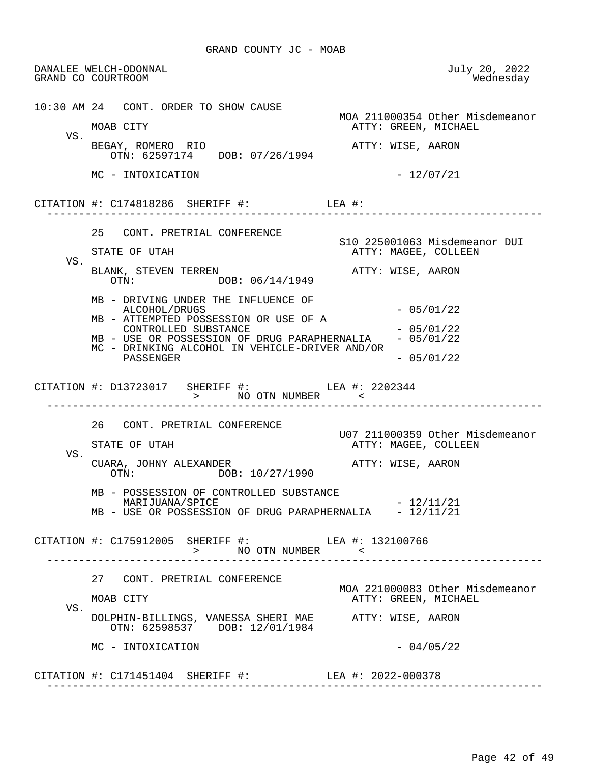GRAND COUNTY JC - MOAB

DANALEE WELCH-ODONNAL
GRAND CO COURTROOM

July 20, 2022
Wednesday

---

10:30 AM 24 CONT. ORDER TO SHOW CAUSE

MOA 211000354 Other Misdemeanor

MOAB CITY — ATTY: GREEN, MICHAEL

VS.

BEGAY, ROMERO RIO — ATTY: WISE, AARON
OTN: 62597174 DOB: 07/26/1994

MC - INTOXICATION - 12/07/21

CITATION #: C174818286 SHERIFF #: LEA #:

---

25 CONT. PRETRIAL CONFERENCE

S10 225001063 Misdemeanor DUI

STATE OF UTAH — ATTY: MAGEE, COLLEEN

VS.

BLANK, STEVEN TERREN — ATTY: WISE, AARON
OTN: DOB: 06/14/1949

MB - DRIVING UNDER THE INFLUENCE OF ALCOHOL/DRUGS - 05/01/22
MB - ATTEMPTED POSSESSION OR USE OF A CONTROLLED SUBSTANCE - 05/01/22
MB - USE OR POSSESSION OF DRUG PARAPHERNALIA - 05/01/22
MC - DRINKING ALCOHOL IN VEHICLE-DRIVER AND/OR PASSENGER - 05/01/22

CITATION #: D13723017 SHERIFF #: LEA #: 2202344
> NO OTN NUMBER <

---

26 CONT. PRETRIAL CONFERENCE

U07 211000359 Other Misdemeanor

STATE OF UTAH — ATTY: MAGEE, COLLEEN

VS.

CUARA, JOHNY ALEXANDER — ATTY: WISE, AARON
OTN: DOB: 10/27/1990

MB - POSSESSION OF CONTROLLED SUBSTANCE MARIJUANA/SPICE - 12/11/21
MB - USE OR POSSESSION OF DRUG PARAPHERNALIA - 12/11/21

CITATION #: C175912005 SHERIFF #: LEA #: 132100766
> NO OTN NUMBER <

---

27 CONT. PRETRIAL CONFERENCE

MOA 221000083 Other Misdemeanor

MOAB CITY — ATTY: GREEN, MICHAEL

VS.

DOLPHIN-BILLINGS, VANESSA SHERI MAE — ATTY: WISE, AARON
OTN: 62598537 DOB: 12/01/1984

MC - INTOXICATION - 04/05/22

CITATION #: C171451404 SHERIFF #: LEA #: 2022-000378

---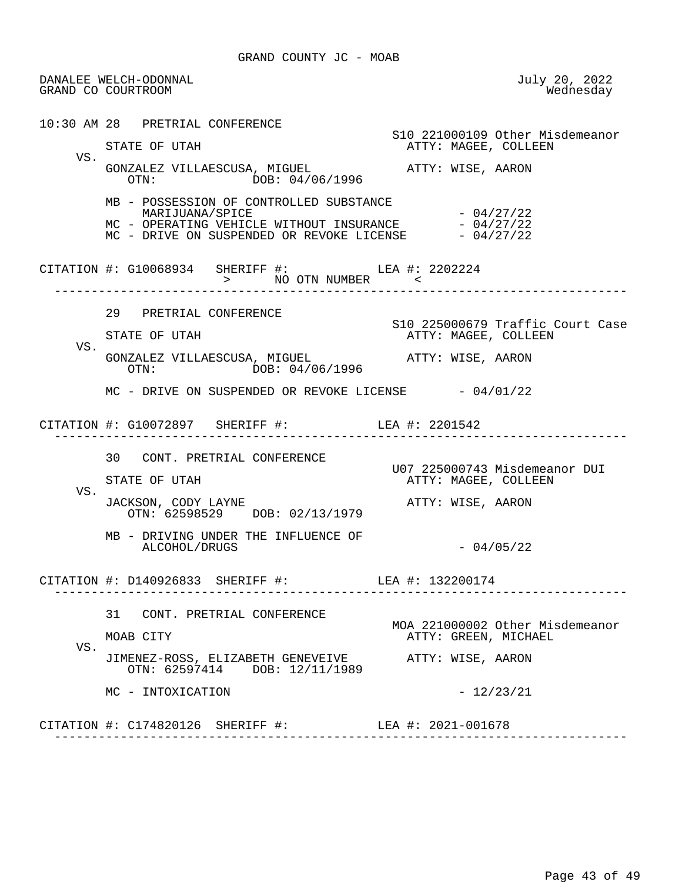GRAND COUNTY JC - MOAB

DANALEE WELCH-ODONNAL
GRAND CO COURTROOM

July 20, 2022
Wednesday

10:30 AM 28 PRETRIAL CONFERENCE

S10 221000109 Other Misdemeanor

STATE OF UTAH — ATTY: MAGEE, COLLEEN

VS.

GONZALEZ VILLAESCUSA, MIGUEL — ATTY: WISE, AARON
OTN: DOB: 04/06/1996

MB - POSSESSION OF CONTROLLED SUBSTANCE MARIJUANA/SPICE - 04/27/22
MC - OPERATING VEHICLE WITHOUT INSURANCE - 04/27/22
MC - DRIVE ON SUSPENDED OR REVOKE LICENSE - 04/27/22

CITATION #: G10068934 SHERIFF #: LEA #: 2202224
> NO OTN NUMBER <

---

29 PRETRIAL CONFERENCE

S10 225000679 Traffic Court Case

STATE OF UTAH — ATTY: MAGEE, COLLEEN

VS.

GONZALEZ VILLAESCUSA, MIGUEL — ATTY: WISE, AARON
OTN: DOB: 04/06/1996

MC - DRIVE ON SUSPENDED OR REVOKE LICENSE - 04/01/22

CITATION #: G10072897 SHERIFF #: LEA #: 2201542

---

30 CONT. PRETRIAL CONFERENCE

U07 225000743 Misdemeanor DUI

STATE OF UTAH — ATTY: MAGEE, COLLEEN

VS.

JACKSON, CODY LAYNE — ATTY: WISE, AARON
OTN: 62598529 DOB: 02/13/1979

MB - DRIVING UNDER THE INFLUENCE OF ALCOHOL/DRUGS - 04/05/22

CITATION #: D140926833 SHERIFF #: LEA #: 132200174

---

31 CONT. PRETRIAL CONFERENCE

MOA 221000002 Other Misdemeanor

MOAB CITY — ATTY: GREEN, MICHAEL

VS.

JIMENEZ-ROSS, ELIZABETH GENEVEIVE — ATTY: WISE, AARON
OTN: 62597414 DOB: 12/11/1989

MC - INTOXICATION - 12/23/21

CITATION #: C174820126 SHERIFF #: LEA #: 2021-001678

---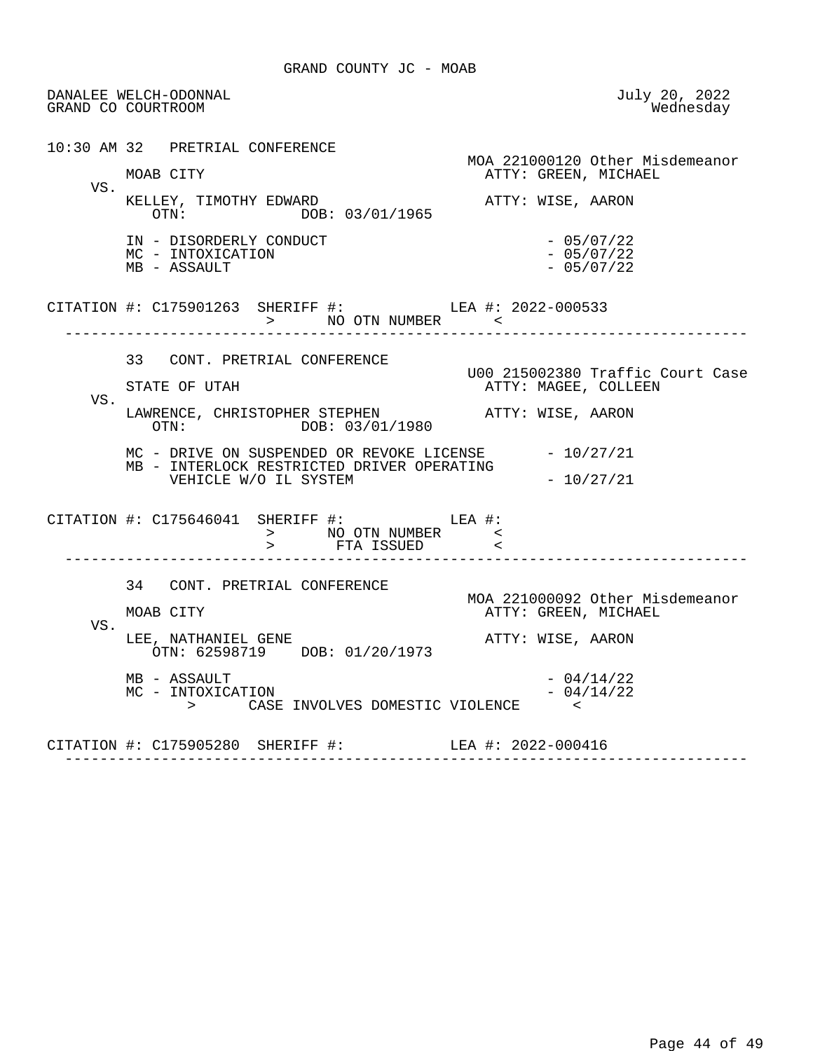GRAND COUNTY JC - MOAB

DANALEE WELCH-ODONNAL — July 20, 2022
GRAND CO COURTROOM — Wednesday

```
10:30 AM 32   PRETRIAL CONFERENCE
                                                    MOA 221000120 Other Misdemeanor
        MOAB CITY                                     ATTY: GREEN, MICHAEL
   VS.
        KELLEY, TIMOTHY EDWARD                        ATTY: WISE, AARON
           OTN:            DOB: 03/01/1965

        IN - DISORDERLY CONDUCT                               - 05/07/22
        MC - INTOXICATION                                     - 05/07/22
        MB - ASSAULT                                          - 05/07/22

CITATION #: C175901263  SHERIFF #:           LEA #: 2022-000533
                        >      NO OTN NUMBER      <
--------------------------------------------------------------------------------

        33   CONT. PRETRIAL CONFERENCE
                                                    U00 215002380 Traffic Court Case
        STATE OF UTAH                                 ATTY: MAGEE, COLLEEN
   VS.
        LAWRENCE, CHRISTOPHER STEPHEN                 ATTY: WISE, AARON
           OTN:            DOB: 03/01/1980

        MC - DRIVE ON SUSPENDED OR REVOKE LICENSE             - 10/27/21
        MB - INTERLOCK RESTRICTED DRIVER OPERATING
             VEHICLE W/O IL SYSTEM                            - 10/27/21

CITATION #: C175646041  SHERIFF #:           LEA #:
                        >      NO OTN NUMBER      <
                        >       FTA ISSUED        <
--------------------------------------------------------------------------------

        34   CONT. PRETRIAL CONFERENCE
                                                    MOA 221000092 Other Misdemeanor
        MOAB CITY                                     ATTY: GREEN, MICHAEL
   VS.
        LEE, NATHANIEL GENE                           ATTY: WISE, AARON
           OTN: 62598719   DOB: 01/20/1973

        MB - ASSAULT                                          - 04/14/22
        MC - INTOXICATION                                     - 04/14/22
              >      CASE INVOLVES DOMESTIC VIOLENCE      <

CITATION #: C175905280  SHERIFF #:           LEA #: 2022-000416
--------------------------------------------------------------------------------
```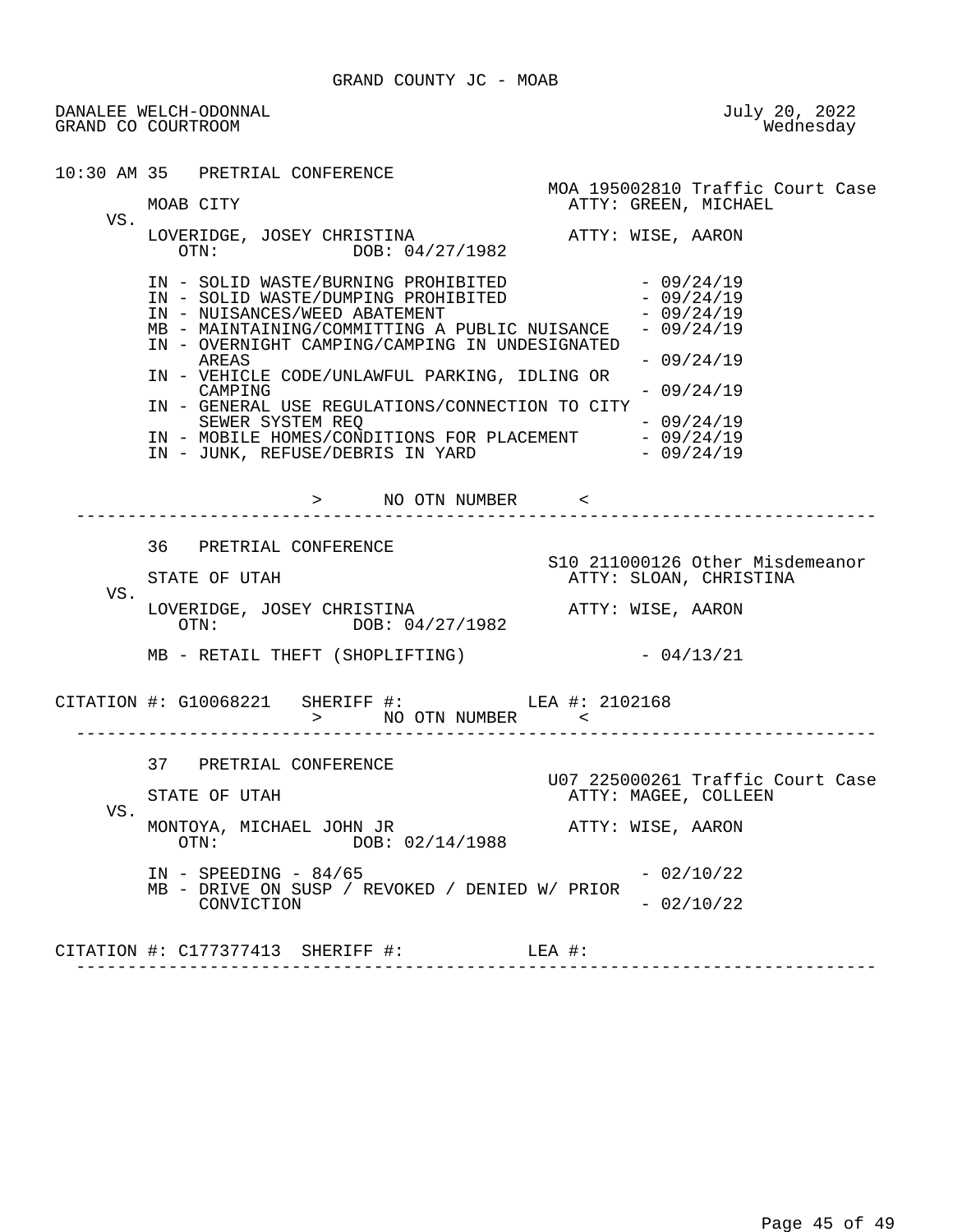GRAND COUNTY JC - MOAB

DANALEE WELCH-ODONNAL
GRAND CO COURTROOM

July 20, 2022
Wednesday

10:30 AM 35 PRETRIAL CONFERENCE

MOA 195002810 Traffic Court Case

MOAB CITY — ATTY: GREEN, MICHAEL

VS.

LOVERIDGE, JOSEY CHRISTINA — ATTY: WISE, AARON
OTN: DOB: 04/27/1982

- IN - SOLID WASTE/BURNING PROHIBITED - 09/24/19
- IN - SOLID WASTE/DUMPING PROHIBITED - 09/24/19
- IN - NUISANCES/WEED ABATEMENT - 09/24/19
- MB - MAINTAINING/COMMITTING A PUBLIC NUISANCE - 09/24/19
- IN - OVERNIGHT CAMPING/CAMPING IN UNDESIGNATED AREAS - 09/24/19
- IN - VEHICLE CODE/UNLAWFUL PARKING, IDLING OR CAMPING - 09/24/19
- IN - GENERAL USE REGULATIONS/CONNECTION TO CITY SEWER SYSTEM REQ - 09/24/19
- IN - MOBILE HOMES/CONDITIONS FOR PLACEMENT - 09/24/19
- IN - JUNK, REFUSE/DEBRIS IN YARD - 09/24/19

> NO OTN NUMBER <

---

36 PRETRIAL CONFERENCE

S10 211000126 Other Misdemeanor

STATE OF UTAH — ATTY: SLOAN, CHRISTINA

VS.

LOVERIDGE, JOSEY CHRISTINA — ATTY: WISE, AARON
OTN: DOB: 04/27/1982

- MB - RETAIL THEFT (SHOPLIFTING) - 04/13/21

CITATION #: G10068221 SHERIFF #: LEA #: 2102168
> NO OTN NUMBER <

---

37 PRETRIAL CONFERENCE

U07 225000261 Traffic Court Case

STATE OF UTAH — ATTY: MAGEE, COLLEEN

VS.

MONTOYA, MICHAEL JOHN JR — ATTY: WISE, AARON
OTN: DOB: 02/14/1988

- IN - SPEEDING - 84/65 - 02/10/22
- MB - DRIVE ON SUSP / REVOKED / DENIED W/ PRIOR CONVICTION - 02/10/22

CITATION #: C177377413 SHERIFF #: LEA #:

---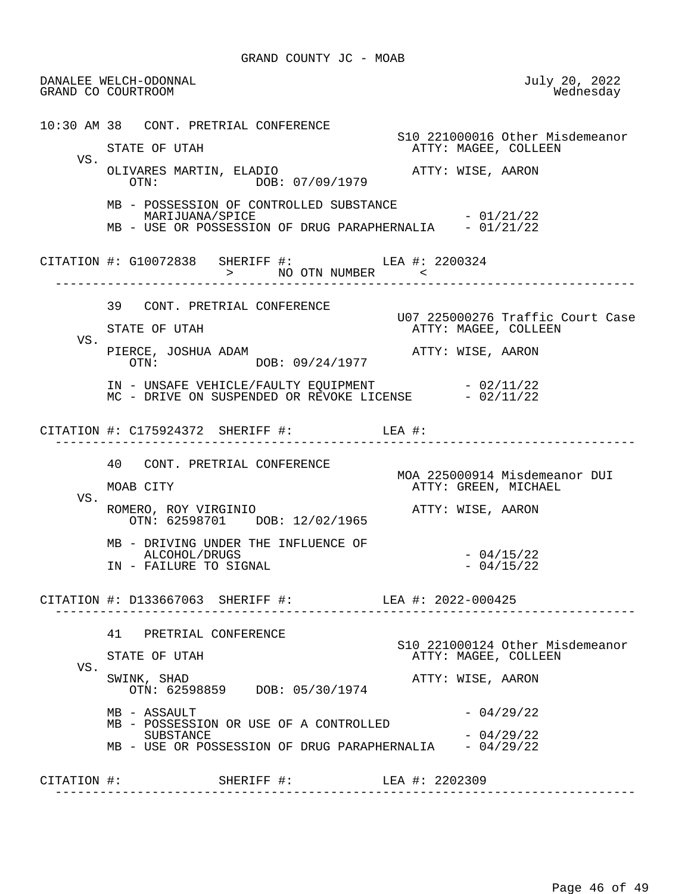GRAND COUNTY JC - MOAB

DANALEE WELCH-ODONNAL
GRAND CO COURTROOM

July 20, 2022
Wednesday

```
10:30 AM 38   CONT. PRETRIAL CONFERENCE
                                                      S10 221000016 Other Misdemeanor
         STATE OF UTAH                                 ATTY: MAGEE, COLLEEN
    VS.
         OLIVARES MARTIN, ELADIO                       ATTY: WISE, AARON
            OTN:              DOB: 07/09/1979

         MB - POSSESSION OF CONTROLLED SUBSTANCE
              MARIJUANA/SPICE                                 - 01/21/22
         MB - USE OR POSSESSION OF DRUG PARAPHERNALIA    - 01/21/22

CITATION #: G10072838   SHERIFF #:            LEA #: 2200324
                       >      NO OTN NUMBER      <
  ------------------------------------------------------------------------------

         39   CONT. PRETRIAL CONFERENCE
                                                      U07 225000276 Traffic Court Case
         STATE OF UTAH                                 ATTY: MAGEE, COLLEEN
    VS.
         PIERCE, JOSHUA ADAM                           ATTY: WISE, AARON
            OTN:              DOB: 09/24/1977

         IN - UNSAFE VEHICLE/FAULTY EQUIPMENT            - 02/11/22
         MC - DRIVE ON SUSPENDED OR REVOKE LICENSE       - 02/11/22

CITATION #: C175924372  SHERIFF #:            LEA #:
  ------------------------------------------------------------------------------

         40   CONT. PRETRIAL CONFERENCE
                                                      MOA 225000914 Misdemeanor DUI
         MOAB CITY                                     ATTY: GREEN, MICHAEL
    VS.
         ROMERO, ROY VIRGINIO                          ATTY: WISE, AARON
            OTN: 62598701    DOB: 12/02/1965

         MB - DRIVING UNDER THE INFLUENCE OF
              ALCOHOL/DRUGS                                   - 04/15/22
         IN - FAILURE TO SIGNAL                               - 04/15/22

CITATION #: D133667063  SHERIFF #:            LEA #: 2022-000425
  ------------------------------------------------------------------------------

         41   PRETRIAL CONFERENCE
                                                      S10 221000124 Other Misdemeanor
         STATE OF UTAH                                 ATTY: MAGEE, COLLEEN
    VS.
         SWINK, SHAD                                   ATTY: WISE, AARON
            OTN: 62598859    DOB: 05/30/1974

         MB - ASSAULT                                         - 04/29/22
         MB - POSSESSION OR USE OF A CONTROLLED
              SUBSTANCE                                       - 04/29/22
         MB - USE OR POSSESSION OF DRUG PARAPHERNALIA    - 04/29/22

CITATION #:             SHERIFF #:            LEA #: 2202309
  ------------------------------------------------------------------------------
```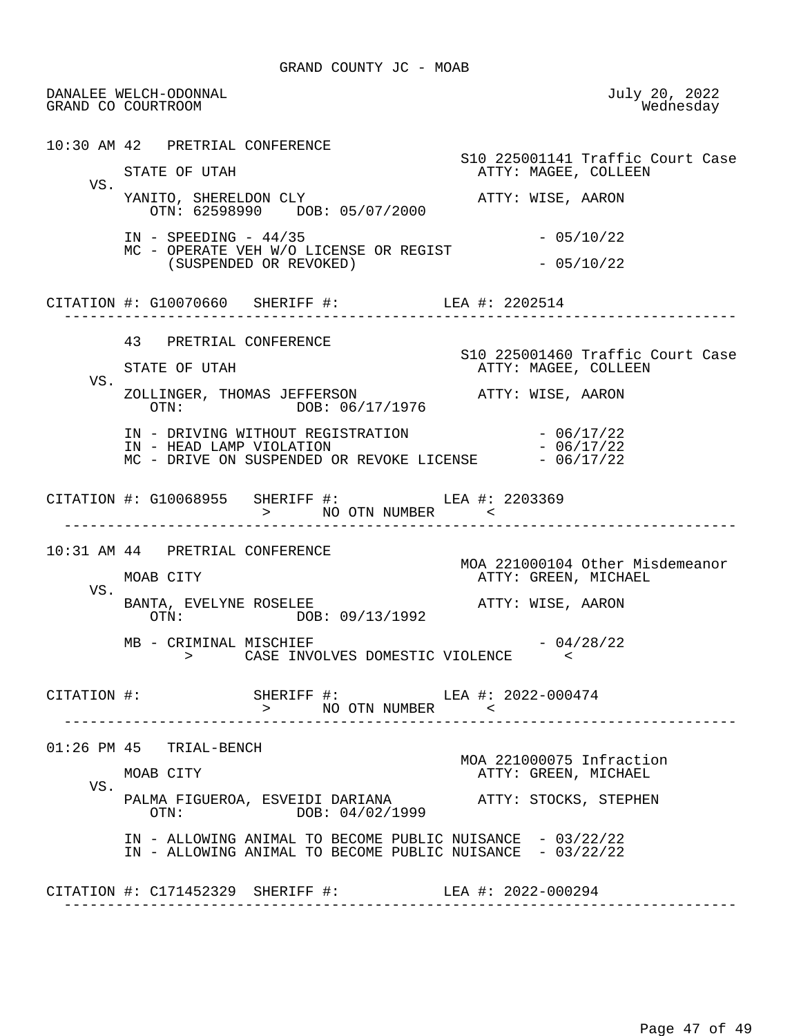GRAND COUNTY JC - MOAB

DANALEE WELCH-ODONNAL
GRAND CO COURTROOM

July 20, 2022
Wednesday

```
10:30 AM 42   PRETRIAL CONFERENCE
                                                   S10 225001141 Traffic Court Case
         STATE OF UTAH                               ATTY: MAGEE, COLLEEN
    VS.
         YANITO, SHERELDON CLY                       ATTY: WISE, AARON
            OTN: 62598990    DOB: 05/07/2000

         IN - SPEEDING - 44/35                                 - 05/10/22
         MC - OPERATE VEH W/O LICENSE OR REGIST
              (SUSPENDED OR REVOKED)                           - 05/10/22

CITATION #: G10070660   SHERIFF #:           LEA #: 2202514
-------------------------------------------------------------------------------

         43   PRETRIAL CONFERENCE
                                                   S10 225001460 Traffic Court Case
         STATE OF UTAH                               ATTY: MAGEE, COLLEEN
    VS.
         ZOLLINGER, THOMAS JEFFERSON                 ATTY: WISE, AARON
            OTN:             DOB: 06/17/1976

         IN - DRIVING WITHOUT REGISTRATION                     - 06/17/22
         IN - HEAD LAMP VIOLATION                              - 06/17/22
         MC - DRIVE ON SUSPENDED OR REVOKE LICENSE             - 06/17/22

CITATION #: G10068955   SHERIFF #:           LEA #: 2203369
                         >      NO OTN NUMBER      <
-------------------------------------------------------------------------------

10:31 AM 44   PRETRIAL CONFERENCE
                                                   MOA 221000104 Other Misdemeanor
         MOAB CITY                                   ATTY: GREEN, MICHAEL
    VS.
         BANTA, EVELYNE ROSELEE                      ATTY: WISE, AARON
            OTN:             DOB: 09/13/1992

         MB - CRIMINAL MISCHIEF                                - 04/28/22
               >      CASE INVOLVES DOMESTIC VIOLENCE      <

CITATION #:             SHERIFF #:           LEA #: 2022-000474
                         >      NO OTN NUMBER      <
-------------------------------------------------------------------------------

01:26 PM 45   TRIAL-BENCH
                                                   MOA 221000075 Infraction
         MOAB CITY                                   ATTY: GREEN, MICHAEL
    VS.
         PALMA FIGUEROA, ESVEIDI DARIANA             ATTY: STOCKS, STEPHEN
            OTN:             DOB: 04/02/1999

         IN - ALLOWING ANIMAL TO BECOME PUBLIC NUISANCE  - 03/22/22
         IN - ALLOWING ANIMAL TO BECOME PUBLIC NUISANCE  - 03/22/22

CITATION #: C171452329  SHERIFF #:           LEA #: 2022-000294
-------------------------------------------------------------------------------
```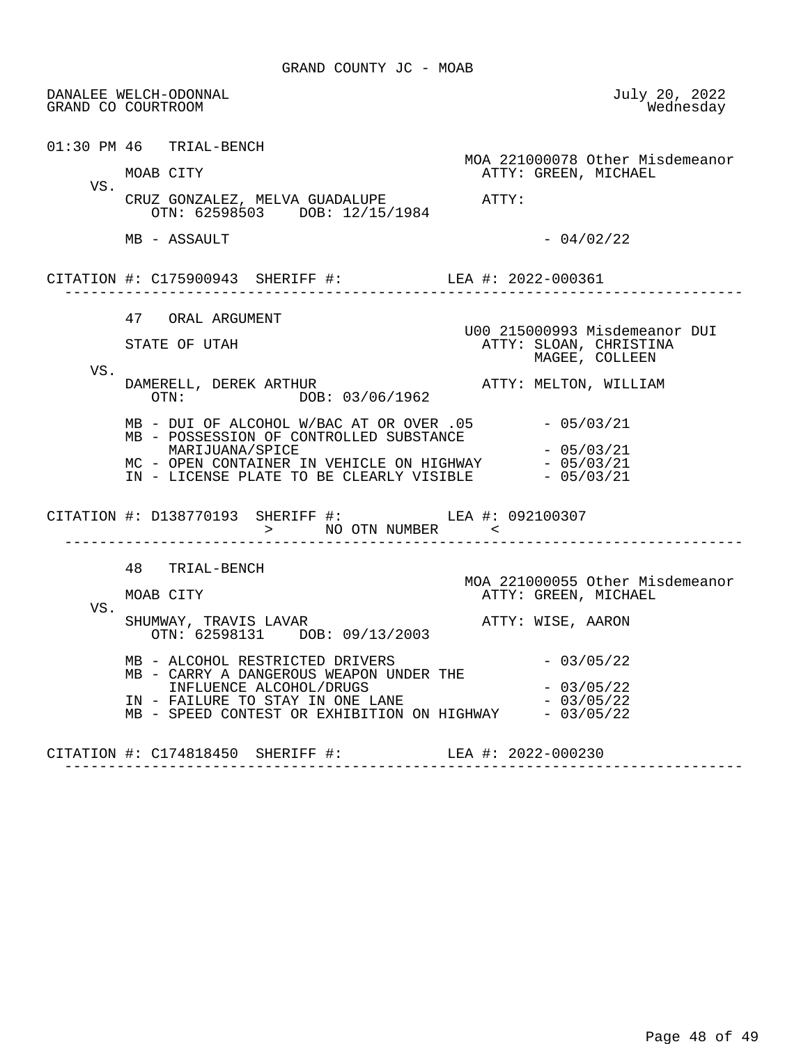GRAND COUNTY JC - MOAB

DANALEE WELCH-ODONNAL
GRAND CO COURTROOM

July 20, 2022
Wednesday

**01:30 PM 46 TRIAL-BENCH**

MOA 221000078 Other Misdemeanor

MOAB CITY — ATTY: GREEN, MICHAEL

VS.

CRUZ GONZALEZ, MELVA GUADALUPE — ATTY:
OTN: 62598503 DOB: 12/15/1984

MB - ASSAULT - 04/02/22

CITATION #: C175900943 SHERIFF #: LEA #: 2022-000361

---

**47 ORAL ARGUMENT**

U00 215000993 Misdemeanor DUI

STATE OF UTAH — ATTY: SLOAN, CHRISTINA; MAGEE, COLLEEN

VS.

DAMERELL, DEREK ARTHUR — ATTY: MELTON, WILLIAM
OTN: DOB: 03/06/1962

MB - DUI OF ALCOHOL W/BAC AT OR OVER .05 - 05/03/21
MB - POSSESSION OF CONTROLLED SUBSTANCE MARIJUANA/SPICE - 05/03/21
MC - OPEN CONTAINER IN VEHICLE ON HIGHWAY - 05/03/21
IN - LICENSE PLATE TO BE CLEARLY VISIBLE - 05/03/21

CITATION #: D138770193 SHERIFF #: LEA #: 092100307
> NO OTN NUMBER <

---

**48 TRIAL-BENCH**

MOA 221000055 Other Misdemeanor

MOAB CITY — ATTY: GREEN, MICHAEL

VS.

SHUMWAY, TRAVIS LAVAR — ATTY: WISE, AARON
OTN: 62598131 DOB: 09/13/2003

MB - ALCOHOL RESTRICTED DRIVERS - 03/05/22
MB - CARRY A DANGEROUS WEAPON UNDER THE INFLUENCE ALCOHOL/DRUGS - 03/05/22
IN - FAILURE TO STAY IN ONE LANE - 03/05/22
MB - SPEED CONTEST OR EXHIBITION ON HIGHWAY - 03/05/22

CITATION #: C174818450 SHERIFF #: LEA #: 2022-000230

---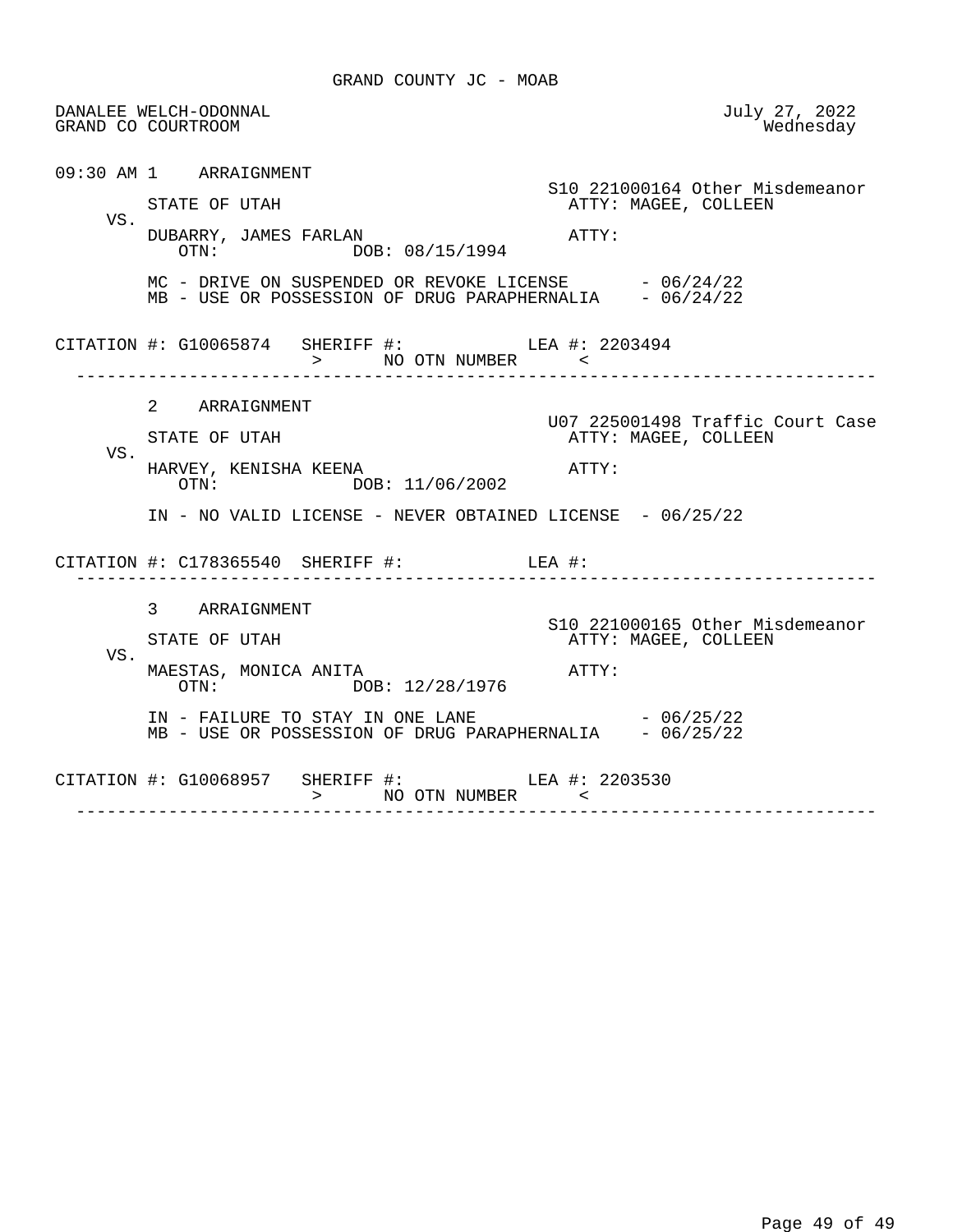GRAND COUNTY JC - MOAB

DANALEE WELCH-ODONNAL July 27, 2022
GRAND CO COURTROOM Wednesday

```
09:30 AM 1    ARRAIGNMENT
                                                    S10 221000164 Other Misdemeanor
         STATE OF UTAH                                ATTY: MAGEE, COLLEEN
    VS.
         DUBARRY, JAMES FARLAN                        ATTY:
            OTN:              DOB: 08/15/1994

         MC - DRIVE ON SUSPENDED OR REVOKE LICENSE       - 06/24/22
         MB - USE OR POSSESSION OF DRUG PARAPHERNALIA    - 06/24/22


CITATION #: G10065874   SHERIFF #:            LEA #: 2203494
                        >      NO OTN NUMBER      <
  ------------------------------------------------------------------------------

         2    ARRAIGNMENT
                                                    U07 225001498 Traffic Court Case
         STATE OF UTAH                                ATTY: MAGEE, COLLEEN
    VS.
         HARVEY, KENISHA KEENA                        ATTY:
            OTN:              DOB: 11/06/2002

         IN - NO VALID LICENSE - NEVER OBTAINED LICENSE  - 06/25/22


CITATION #: C178365540  SHERIFF #:            LEA #:
  ------------------------------------------------------------------------------

         3    ARRAIGNMENT
                                                    S10 221000165 Other Misdemeanor
         STATE OF UTAH                                ATTY: MAGEE, COLLEEN
    VS.
         MAESTAS, MONICA ANITA                        ATTY:
            OTN:              DOB: 12/28/1976

         IN - FAILURE TO STAY IN ONE LANE                - 06/25/22
         MB - USE OR POSSESSION OF DRUG PARAPHERNALIA    - 06/25/22


CITATION #: G10068957   SHERIFF #:            LEA #: 2203530
                        >      NO OTN NUMBER      <
  ------------------------------------------------------------------------------
```